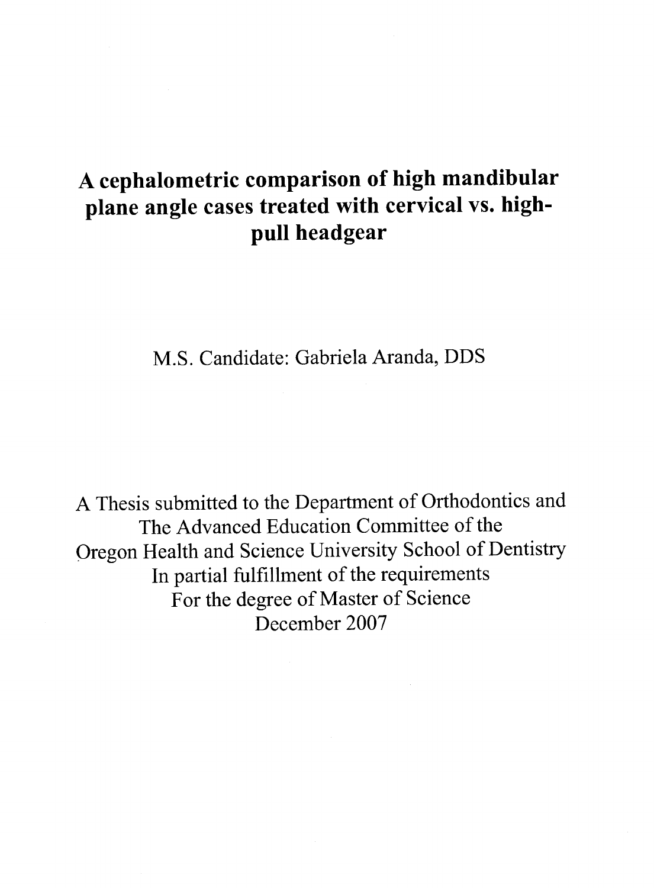# A cephalometric comparison of high mandibular plane angle cases treated with cervical vs. high-pull headgear

M.S. Candidate: Gabriela Aranda, DDS

A Thesis submitted to the Department of Orthodontics and
The Advanced Education Committee of the
Oregon Health and Science University School of Dentistry
In partial fulfillment of the requirements
For the degree of Master of Science
December 2007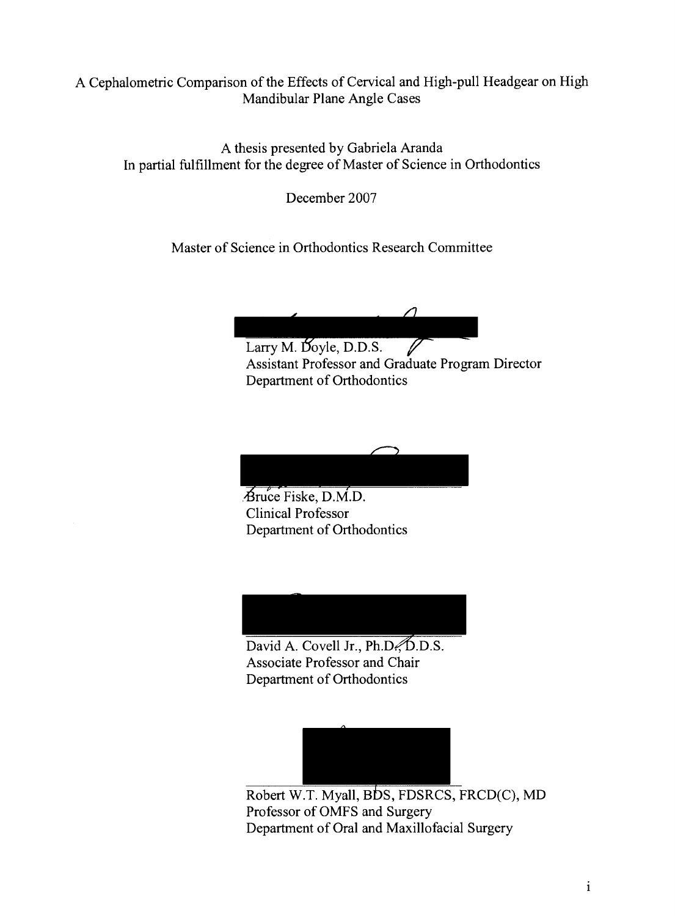A Cephalometric Comparison of the Effects of Cervical and High-pull Headgear on High Mandibular Plane Angle Cases

A thesis presented by Gabriela Aranda
In partial fulfillment for the degree of Master of Science in Orthodontics

December 2007

Master of Science in Orthodontics Research Committee

Larry M. Doyle, D.D.S.
Assistant Professor and Graduate Program Director
Department of Orthodontics

Bruce Fiske, D.M.D.
Clinical Professor
Department of Orthodontics

David A. Covell Jr., Ph.D., D.D.S.
Associate Professor and Chair
Department of Orthodontics

Robert W.T. Myall, BDS, FDSRCS, FRCD(C), MD
Professor of OMFS and Surgery
Department of Oral and Maxillofacial Surgery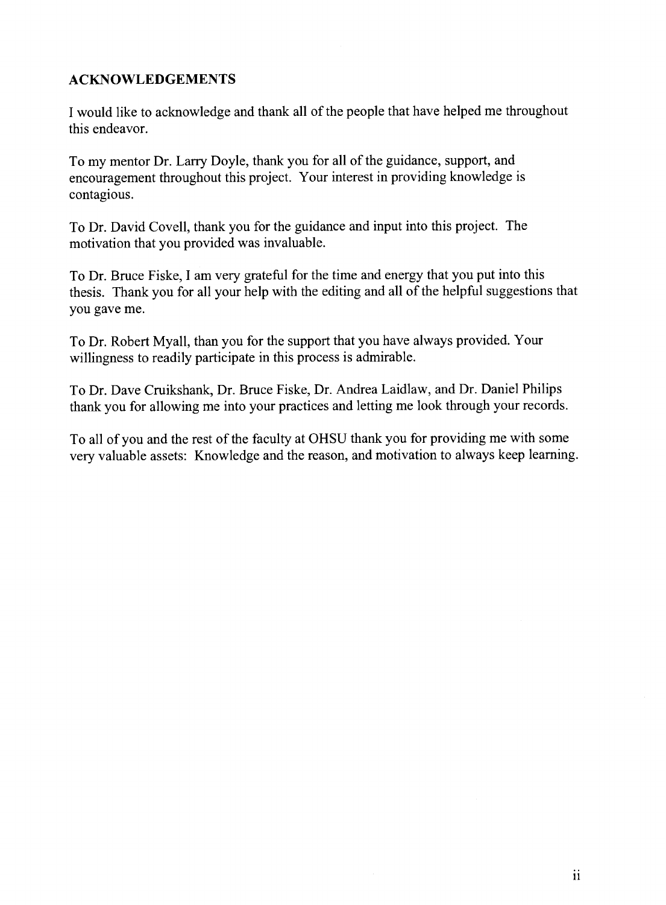## ACKNOWLEDGEMENTS

I would like to acknowledge and thank all of the people that have helped me throughout this endeavor.

To my mentor Dr. Larry Doyle, thank you for all of the guidance, support, and encouragement throughout this project. Your interest in providing knowledge is contagious.

To Dr. David Covell, thank you for the guidance and input into this project. The motivation that you provided was invaluable.

To Dr. Bruce Fiske, I am very grateful for the time and energy that you put into this thesis. Thank you for all your help with the editing and all of the helpful suggestions that you gave me.

To Dr. Robert Myall, than you for the support that you have always provided. Your willingness to readily participate in this process is admirable.

To Dr. Dave Cruikshank, Dr. Bruce Fiske, Dr. Andrea Laidlaw, and Dr. Daniel Philips thank you for allowing me into your practices and letting me look through your records.

To all of you and the rest of the faculty at OHSU thank you for providing me with some very valuable assets: Knowledge and the reason, and motivation to always keep learning.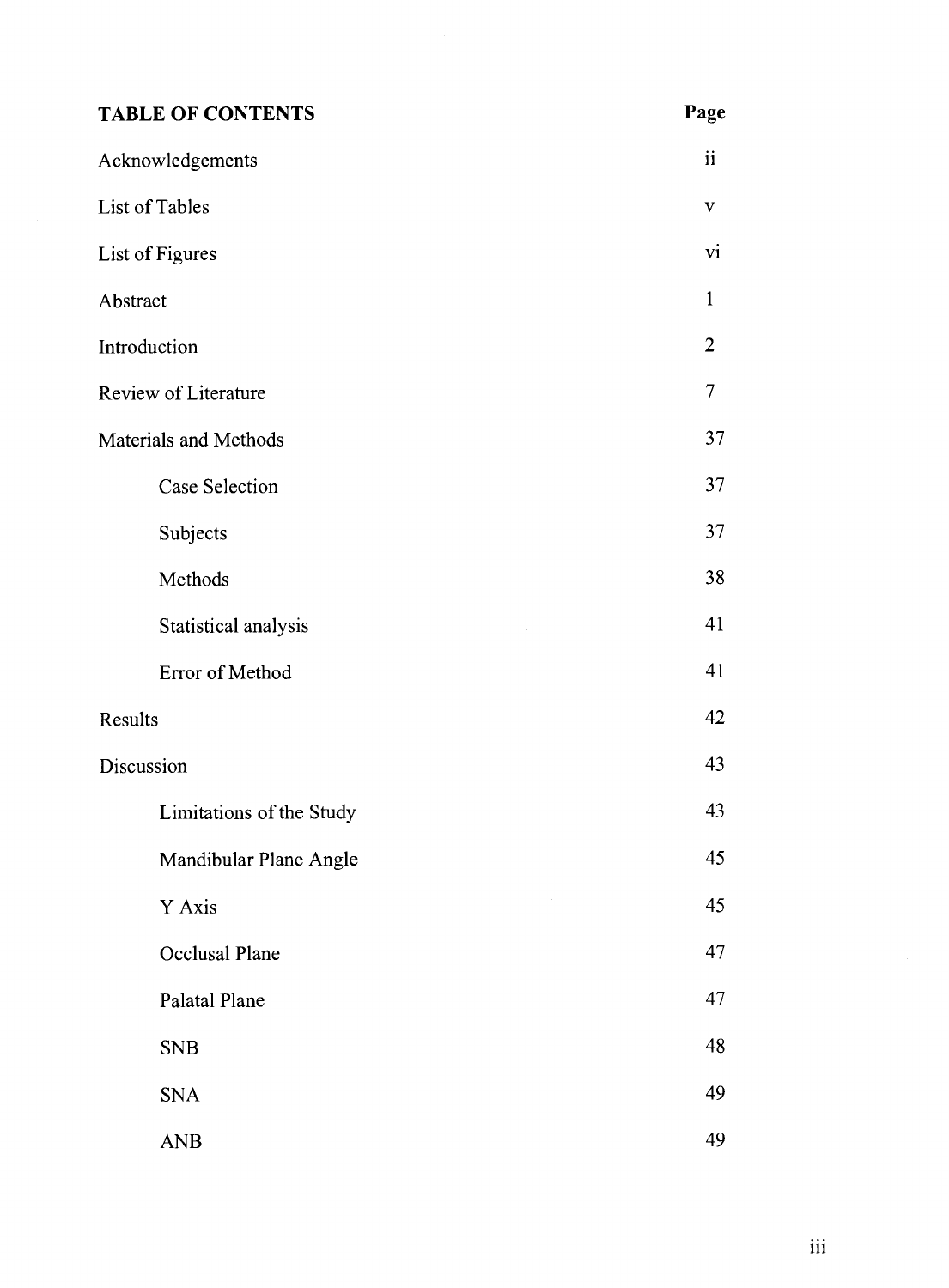## TABLE OF CONTENTS

| | Page |
|---|---|
| Acknowledgements | ii |
| List of Tables | v |
| List of Figures | vi |
| Abstract | 1 |
| Introduction | 2 |
| Review of Literature | 7 |
| Materials and Methods | 37 |
| Case Selection | 37 |
| Subjects | 37 |
| Methods | 38 |
| Statistical analysis | 41 |
| Error of Method | 41 |
| Results | 42 |
| Discussion | 43 |
| Limitations of the Study | 43 |
| Mandibular Plane Angle | 45 |
| Y Axis | 45 |
| Occlusal Plane | 47 |
| Palatal Plane | 47 |
| SNB | 48 |
| SNA | 49 |
| ANB | 49 |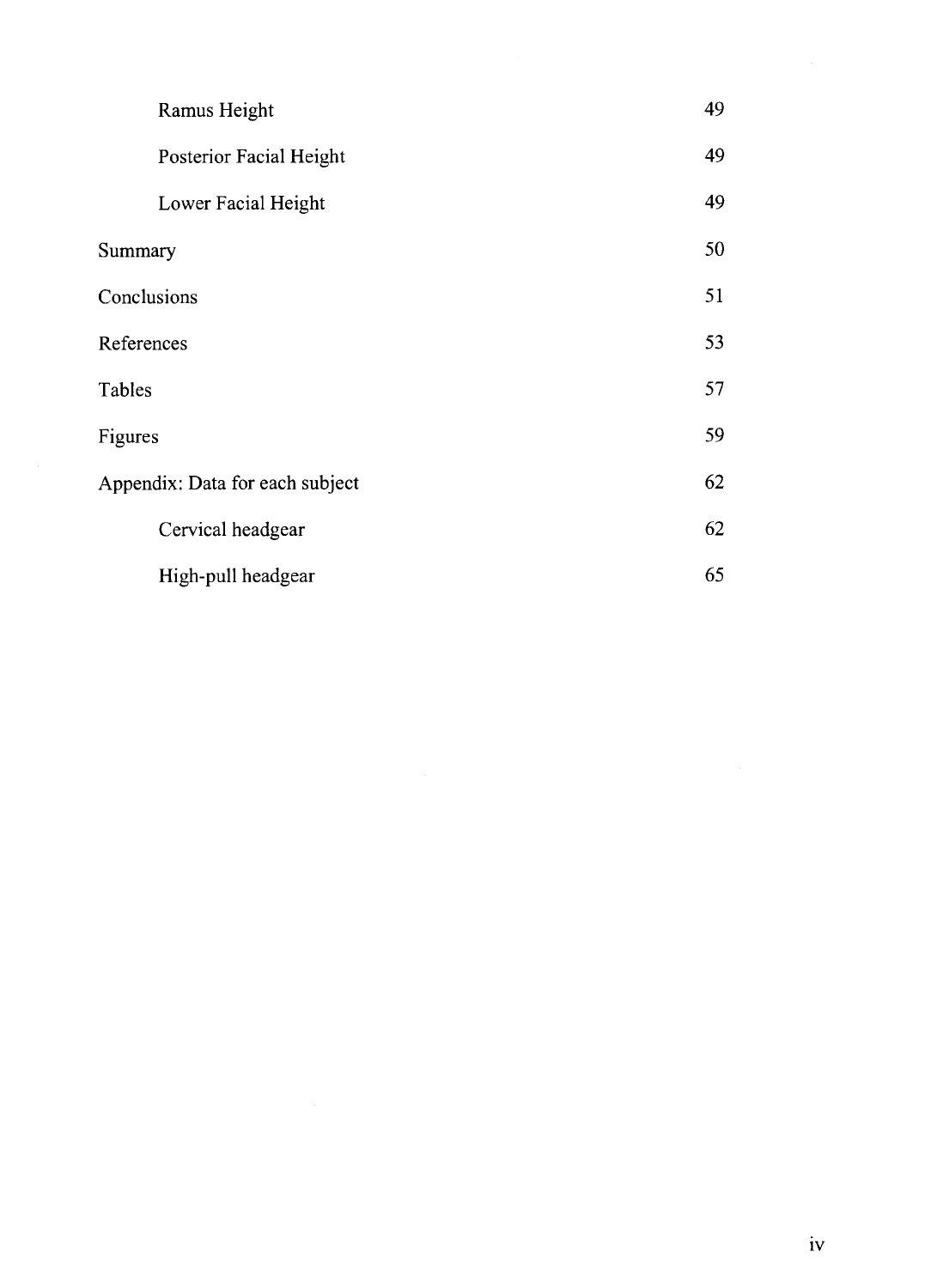| | |
|---|---|
| Ramus Height | 49 |
| Posterior Facial Height | 49 |
| Lower Facial Height | 49 |
| Summary | 50 |
| Conclusions | 51 |
| References | 53 |
| Tables | 57 |
| Figures | 59 |
| Appendix: Data for each subject | 62 |
| Cervical headgear | 62 |
| High-pull headgear | 65 |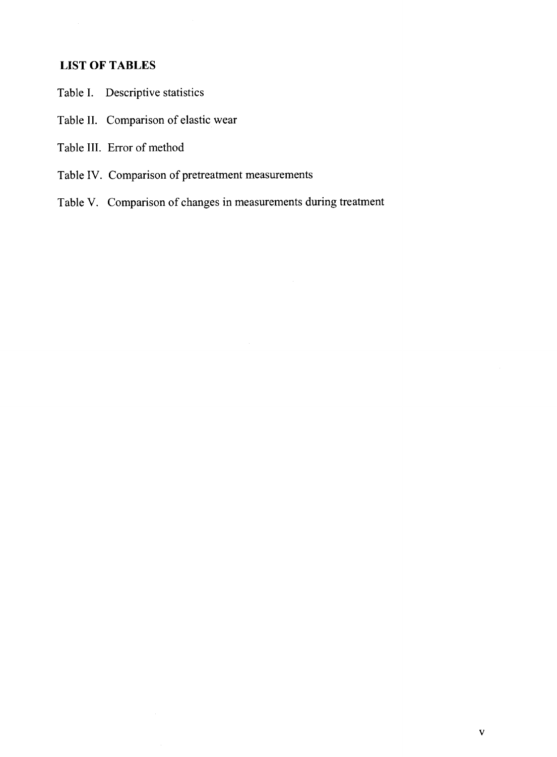## LIST OF TABLES

Table I. Descriptive statistics

Table II. Comparison of elastic wear

Table III. Error of method

Table IV. Comparison of pretreatment measurements

Table V. Comparison of changes in measurements during treatment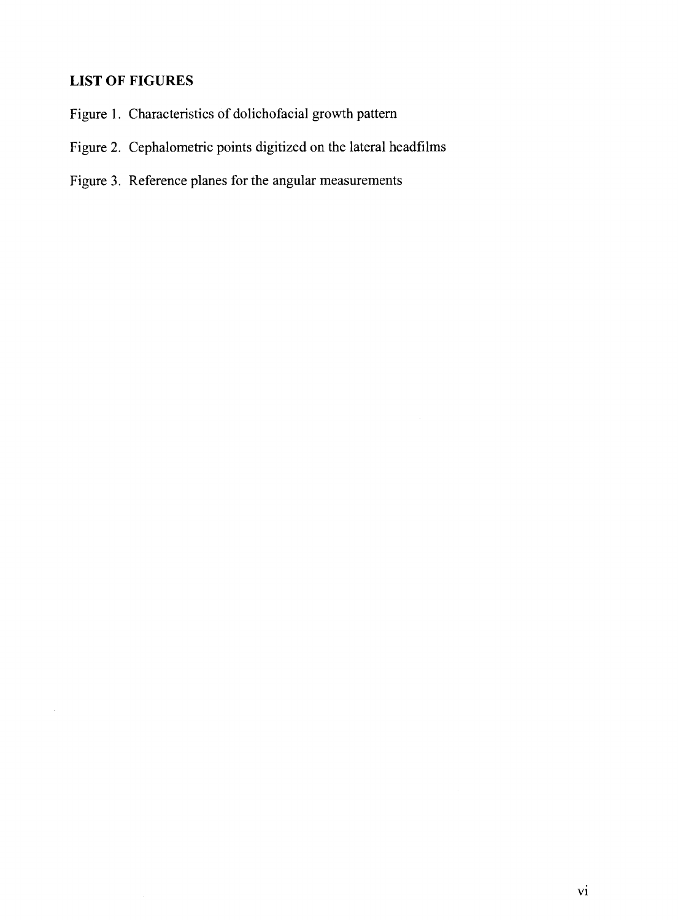## LIST OF FIGURES

Figure 1. Characteristics of dolichofacial growth pattern

Figure 2. Cephalometric points digitized on the lateral headfilms

Figure 3. Reference planes for the angular measurements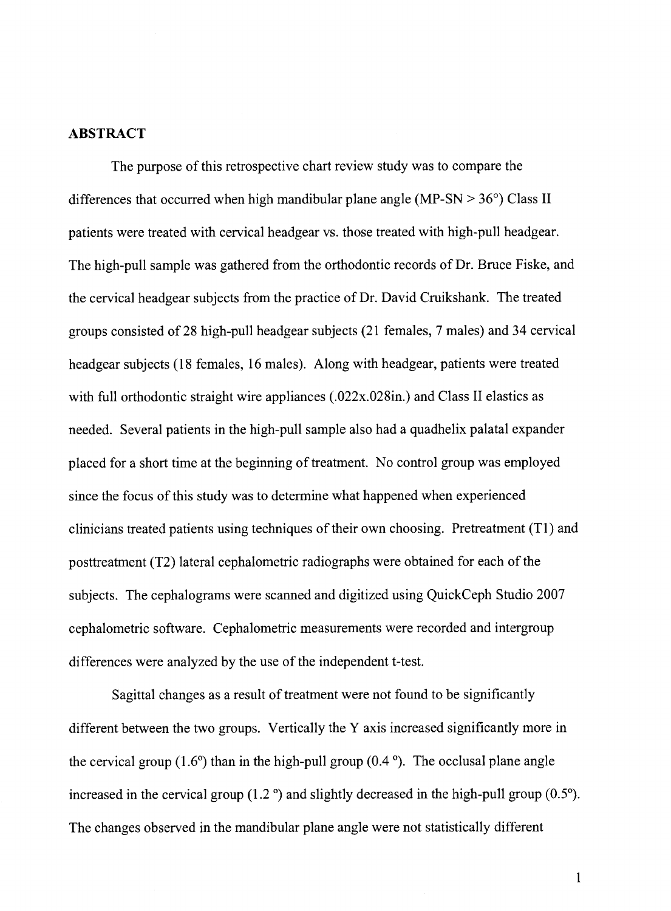## ABSTRACT

The purpose of this retrospective chart review study was to compare the differences that occurred when high mandibular plane angle (MP-SN > 36°) Class II patients were treated with cervical headgear vs. those treated with high-pull headgear. The high-pull sample was gathered from the orthodontic records of Dr. Bruce Fiske, and the cervical headgear subjects from the practice of Dr. David Cruikshank. The treated groups consisted of 28 high-pull headgear subjects (21 females, 7 males) and 34 cervical headgear subjects (18 females, 16 males). Along with headgear, patients were treated with full orthodontic straight wire appliances (.022x.028in.) and Class II elastics as needed. Several patients in the high-pull sample also had a quadhelix palatal expander placed for a short time at the beginning of treatment. No control group was employed since the focus of this study was to determine what happened when experienced clinicians treated patients using techniques of their own choosing. Pretreatment (T1) and posttreatment (T2) lateral cephalometric radiographs were obtained for each of the subjects. The cephalograms were scanned and digitized using QuickCeph Studio 2007 cephalometric software. Cephalometric measurements were recorded and intergroup differences were analyzed by the use of the independent t-test.

Sagittal changes as a result of treatment were not found to be significantly different between the two groups. Vertically the Y axis increased significantly more in the cervical group (1.6°) than in the high-pull group (0.4 °). The occlusal plane angle increased in the cervical group (1.2 °) and slightly decreased in the high-pull group (0.5°). The changes observed in the mandibular plane angle were not statistically different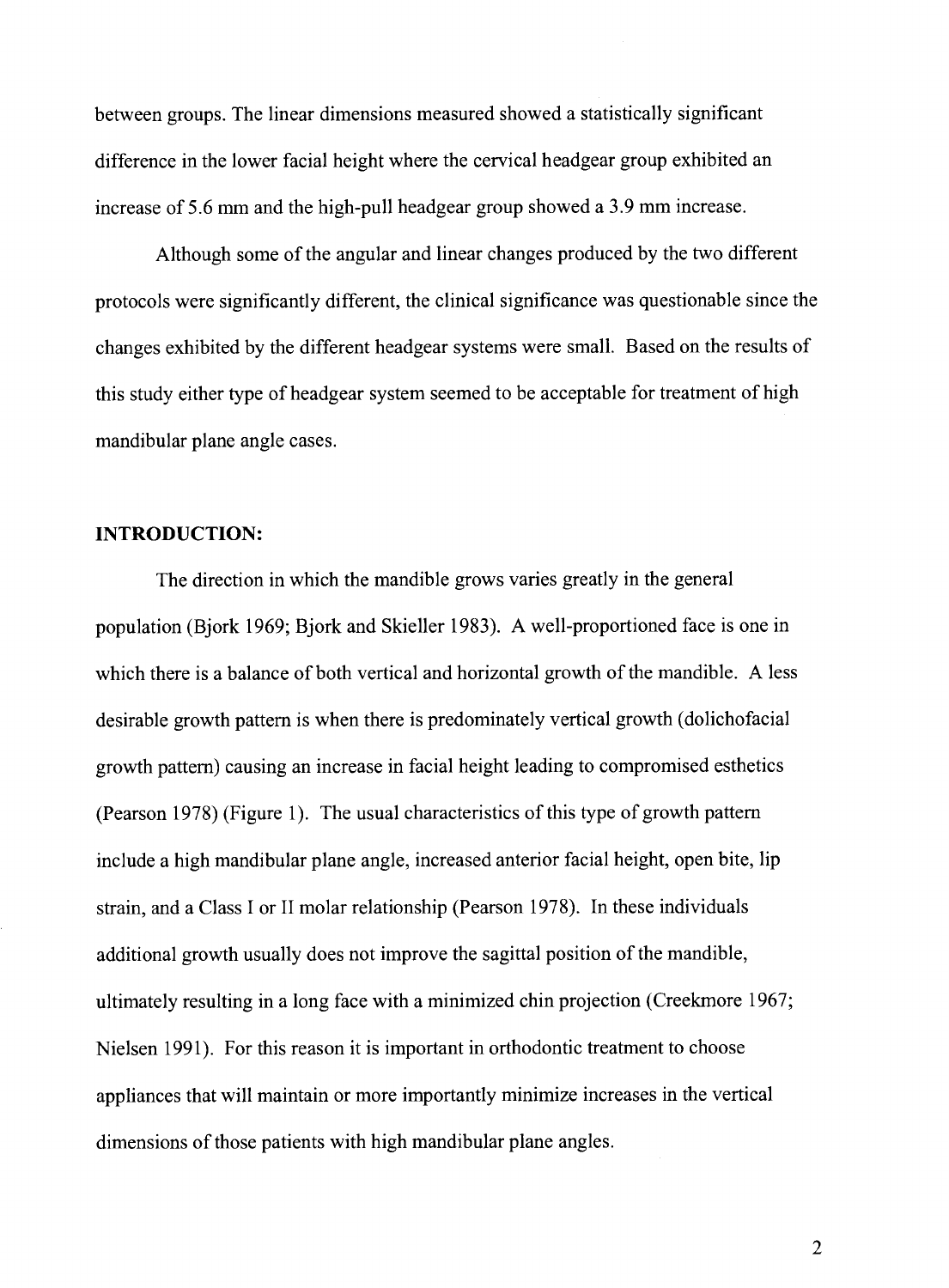between groups. The linear dimensions measured showed a statistically significant difference in the lower facial height where the cervical headgear group exhibited an increase of 5.6 mm and the high-pull headgear group showed a 3.9 mm increase.

Although some of the angular and linear changes produced by the two different protocols were significantly different, the clinical significance was questionable since the changes exhibited by the different headgear systems were small. Based on the results of this study either type of headgear system seemed to be acceptable for treatment of high mandibular plane angle cases.

## INTRODUCTION:

The direction in which the mandible grows varies greatly in the general population (Bjork 1969; Bjork and Skieller 1983). A well-proportioned face is one in which there is a balance of both vertical and horizontal growth of the mandible. A less desirable growth pattern is when there is predominately vertical growth (dolichofacial growth pattern) causing an increase in facial height leading to compromised esthetics (Pearson 1978) (Figure 1). The usual characteristics of this type of growth pattern include a high mandibular plane angle, increased anterior facial height, open bite, lip strain, and a Class I or II molar relationship (Pearson 1978). In these individuals additional growth usually does not improve the sagittal position of the mandible, ultimately resulting in a long face with a minimized chin projection (Creekmore 1967; Nielsen 1991). For this reason it is important in orthodontic treatment to choose appliances that will maintain or more importantly minimize increases in the vertical dimensions of those patients with high mandibular plane angles.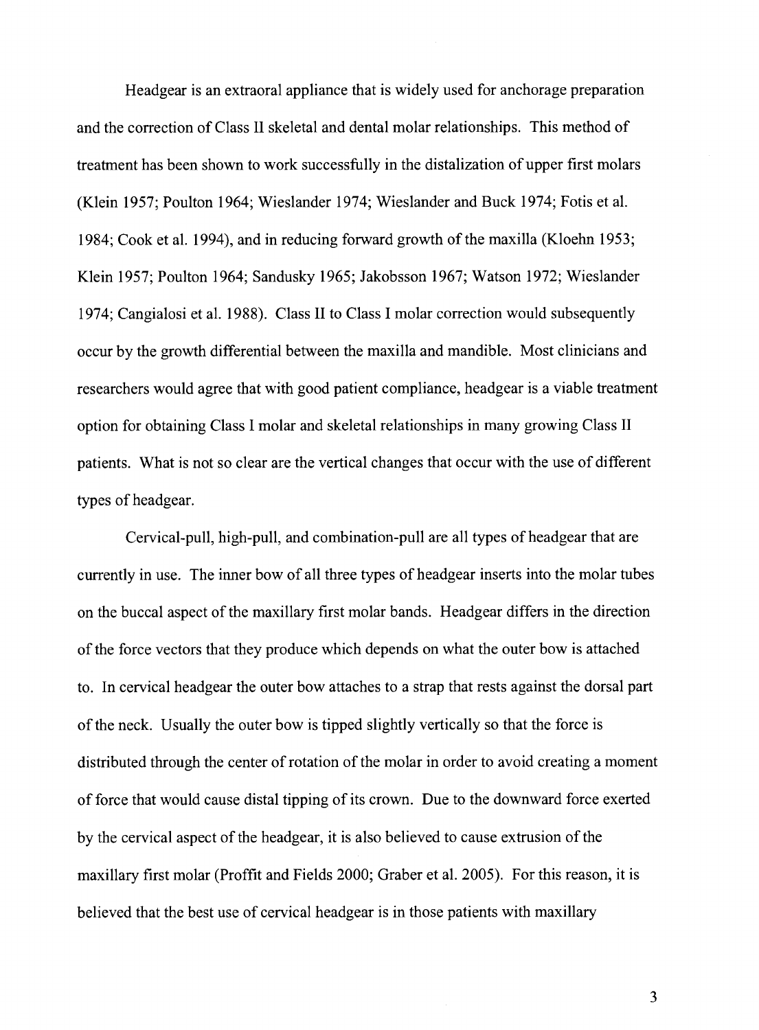Headgear is an extraoral appliance that is widely used for anchorage preparation and the correction of Class II skeletal and dental molar relationships. This method of treatment has been shown to work successfully in the distalization of upper first molars (Klein 1957; Poulton 1964; Wieslander 1974; Wieslander and Buck 1974; Fotis et al. 1984; Cook et al. 1994), and in reducing forward growth of the maxilla (Kloehn 1953; Klein 1957; Poulton 1964; Sandusky 1965; Jakobsson 1967; Watson 1972; Wieslander 1974; Cangialosi et al. 1988). Class II to Class I molar correction would subsequently occur by the growth differential between the maxilla and mandible. Most clinicians and researchers would agree that with good patient compliance, headgear is a viable treatment option for obtaining Class I molar and skeletal relationships in many growing Class II patients. What is not so clear are the vertical changes that occur with the use of different types of headgear.

Cervical-pull, high-pull, and combination-pull are all types of headgear that are currently in use. The inner bow of all three types of headgear inserts into the molar tubes on the buccal aspect of the maxillary first molar bands. Headgear differs in the direction of the force vectors that they produce which depends on what the outer bow is attached to. In cervical headgear the outer bow attaches to a strap that rests against the dorsal part of the neck. Usually the outer bow is tipped slightly vertically so that the force is distributed through the center of rotation of the molar in order to avoid creating a moment of force that would cause distal tipping of its crown. Due to the downward force exerted by the cervical aspect of the headgear, it is also believed to cause extrusion of the maxillary first molar (Proffit and Fields 2000; Graber et al. 2005). For this reason, it is believed that the best use of cervical headgear is in those patients with maxillary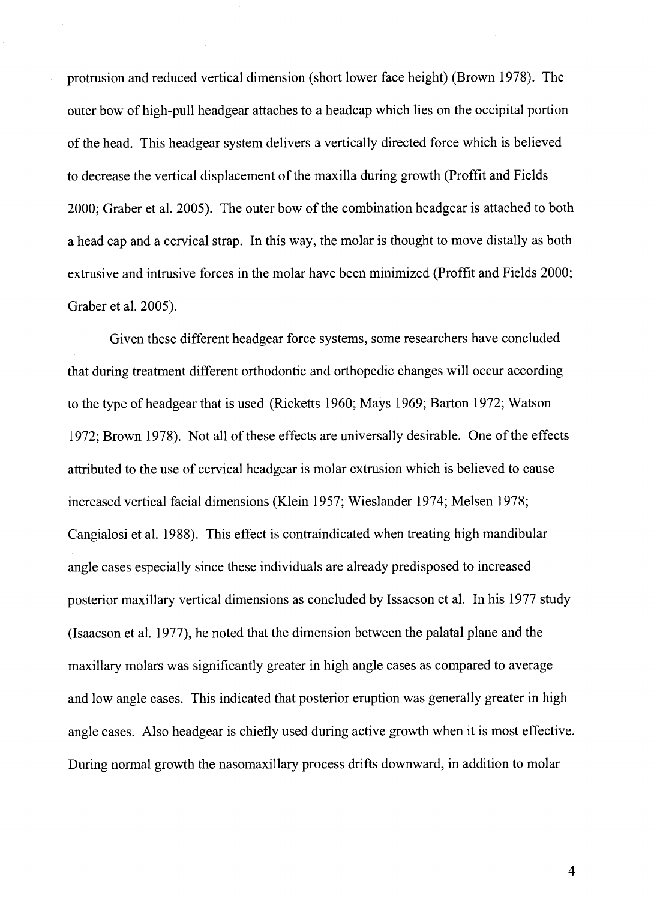protrusion and reduced vertical dimension (short lower face height) (Brown 1978). The outer bow of high-pull headgear attaches to a headcap which lies on the occipital portion of the head. This headgear system delivers a vertically directed force which is believed to decrease the vertical displacement of the maxilla during growth (Proffit and Fields 2000; Graber et al. 2005). The outer bow of the combination headgear is attached to both a head cap and a cervical strap. In this way, the molar is thought to move distally as both extrusive and intrusive forces in the molar have been minimized (Proffit and Fields 2000; Graber et al. 2005).

Given these different headgear force systems, some researchers have concluded that during treatment different orthodontic and orthopedic changes will occur according to the type of headgear that is used (Ricketts 1960; Mays 1969; Barton 1972; Watson 1972; Brown 1978). Not all of these effects are universally desirable. One of the effects attributed to the use of cervical headgear is molar extrusion which is believed to cause increased vertical facial dimensions (Klein 1957; Wieslander 1974; Melsen 1978; Cangialosi et al. 1988). This effect is contraindicated when treating high mandibular angle cases especially since these individuals are already predisposed to increased posterior maxillary vertical dimensions as concluded by Issacson et al. In his 1977 study (Isaacson et al. 1977), he noted that the dimension between the palatal plane and the maxillary molars was significantly greater in high angle cases as compared to average and low angle cases. This indicated that posterior eruption was generally greater in high angle cases. Also headgear is chiefly used during active growth when it is most effective. During normal growth the nasomaxillary process drifts downward, in addition to molar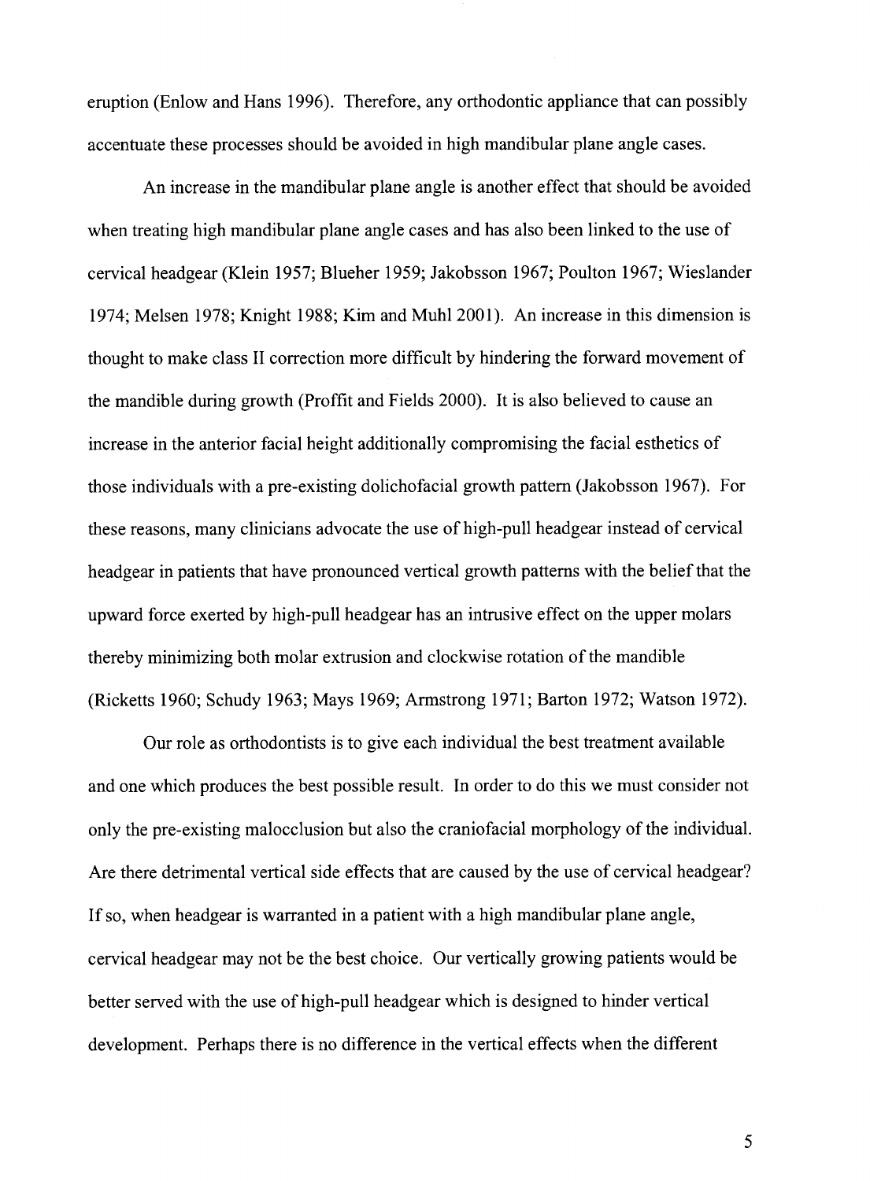eruption (Enlow and Hans 1996). Therefore, any orthodontic appliance that can possibly accentuate these processes should be avoided in high mandibular plane angle cases.

An increase in the mandibular plane angle is another effect that should be avoided when treating high mandibular plane angle cases and has also been linked to the use of cervical headgear (Klein 1957; Blueher 1959; Jakobsson 1967; Poulton 1967; Wieslander 1974; Melsen 1978; Knight 1988; Kim and Muhl 2001). An increase in this dimension is thought to make class II correction more difficult by hindering the forward movement of the mandible during growth (Proffit and Fields 2000). It is also believed to cause an increase in the anterior facial height additionally compromising the facial esthetics of those individuals with a pre-existing dolichofacial growth pattern (Jakobsson 1967). For these reasons, many clinicians advocate the use of high-pull headgear instead of cervical headgear in patients that have pronounced vertical growth patterns with the belief that the upward force exerted by high-pull headgear has an intrusive effect on the upper molars thereby minimizing both molar extrusion and clockwise rotation of the mandible (Ricketts 1960; Schudy 1963; Mays 1969; Armstrong 1971; Barton 1972; Watson 1972).

Our role as orthodontists is to give each individual the best treatment available and one which produces the best possible result. In order to do this we must consider not only the pre-existing malocclusion but also the craniofacial morphology of the individual. Are there detrimental vertical side effects that are caused by the use of cervical headgear? If so, when headgear is warranted in a patient with a high mandibular plane angle, cervical headgear may not be the best choice. Our vertically growing patients would be better served with the use of high-pull headgear which is designed to hinder vertical development. Perhaps there is no difference in the vertical effects when the different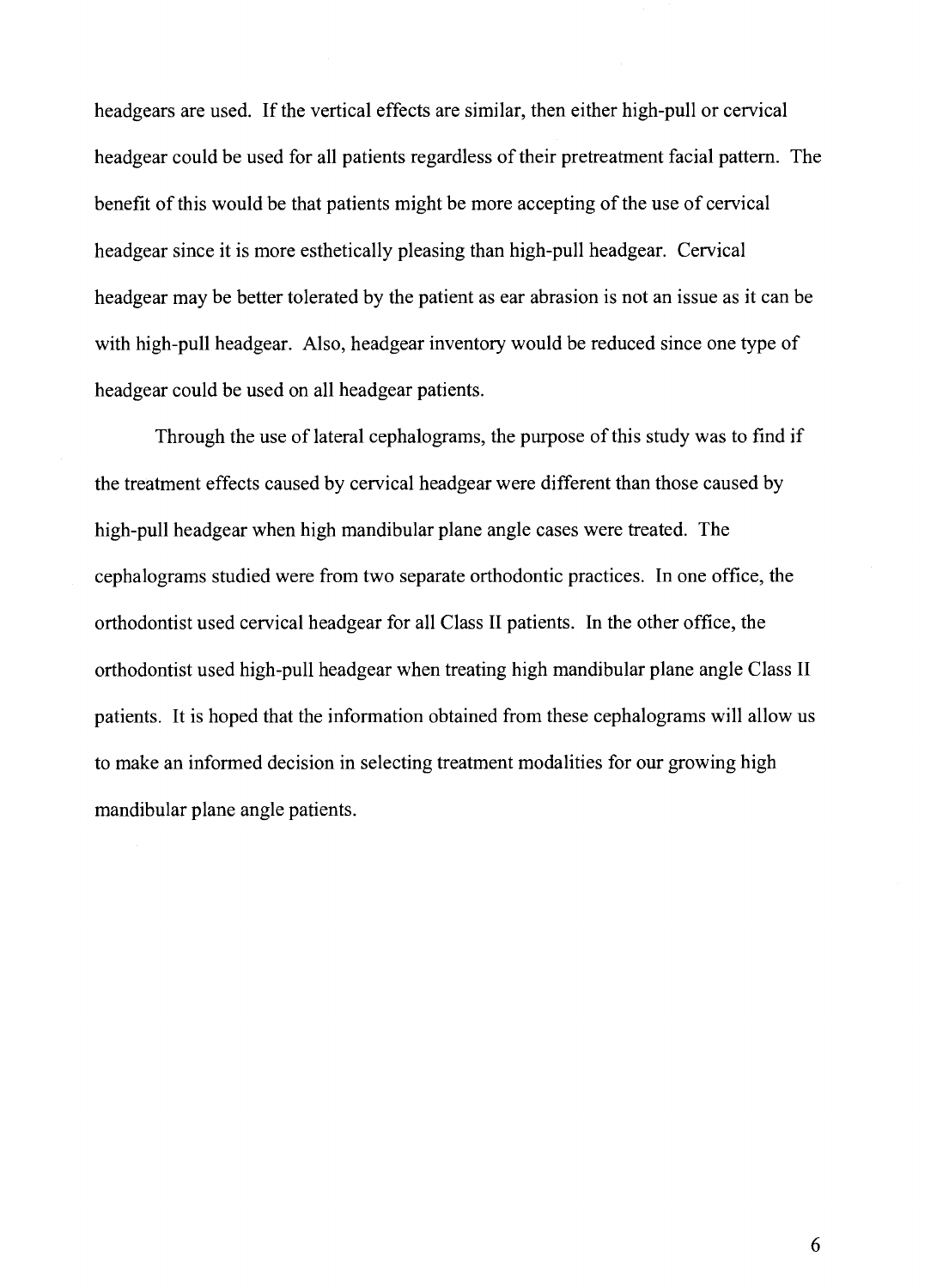headgears are used. If the vertical effects are similar, then either high-pull or cervical headgear could be used for all patients regardless of their pretreatment facial pattern. The benefit of this would be that patients might be more accepting of the use of cervical headgear since it is more esthetically pleasing than high-pull headgear. Cervical headgear may be better tolerated by the patient as ear abrasion is not an issue as it can be with high-pull headgear. Also, headgear inventory would be reduced since one type of headgear could be used on all headgear patients.

Through the use of lateral cephalograms, the purpose of this study was to find if the treatment effects caused by cervical headgear were different than those caused by high-pull headgear when high mandibular plane angle cases were treated. The cephalograms studied were from two separate orthodontic practices. In one office, the orthodontist used cervical headgear for all Class II patients. In the other office, the orthodontist used high-pull headgear when treating high mandibular plane angle Class II patients. It is hoped that the information obtained from these cephalograms will allow us to make an informed decision in selecting treatment modalities for our growing high mandibular plane angle patients.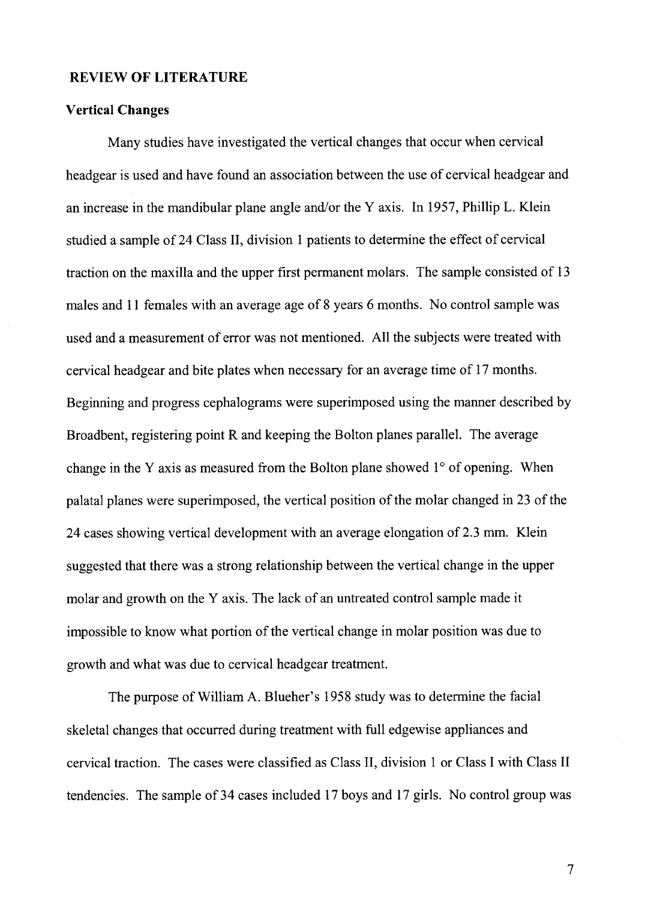## REVIEW OF LITERATURE

### Vertical Changes

Many studies have investigated the vertical changes that occur when cervical headgear is used and have found an association between the use of cervical headgear and an increase in the mandibular plane angle and/or the Y axis. In 1957, Phillip L. Klein studied a sample of 24 Class II, division 1 patients to determine the effect of cervical traction on the maxilla and the upper first permanent molars. The sample consisted of 13 males and 11 females with an average age of 8 years 6 months. No control sample was used and a measurement of error was not mentioned. All the subjects were treated with cervical headgear and bite plates when necessary for an average time of 17 months. Beginning and progress cephalograms were superimposed using the manner described by Broadbent, registering point R and keeping the Bolton planes parallel. The average change in the Y axis as measured from the Bolton plane showed 1° of opening. When palatal planes were superimposed, the vertical position of the molar changed in 23 of the 24 cases showing vertical development with an average elongation of 2.3 mm. Klein suggested that there was a strong relationship between the vertical change in the upper molar and growth on the Y axis. The lack of an untreated control sample made it impossible to know what portion of the vertical change in molar position was due to growth and what was due to cervical headgear treatment.

The purpose of William A. Blueher's 1958 study was to determine the facial skeletal changes that occurred during treatment with full edgewise appliances and cervical traction. The cases were classified as Class II, division 1 or Class I with Class II tendencies. The sample of 34 cases included 17 boys and 17 girls. No control group was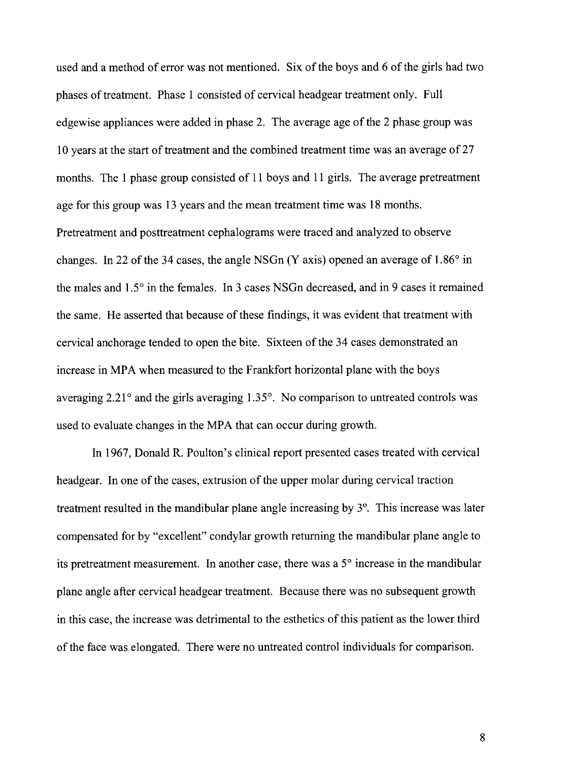used and a method of error was not mentioned. Six of the boys and 6 of the girls had two phases of treatment. Phase 1 consisted of cervical headgear treatment only. Full edgewise appliances were added in phase 2. The average age of the 2 phase group was 10 years at the start of treatment and the combined treatment time was an average of 27 months. The 1 phase group consisted of 11 boys and 11 girls. The average pretreatment age for this group was 13 years and the mean treatment time was 18 months. Pretreatment and posttreatment cephalograms were traced and analyzed to observe changes. In 22 of the 34 cases, the angle NSGn (Y axis) opened an average of 1.86° in the males and 1.5° in the females. In 3 cases NSGn decreased, and in 9 cases it remained the same. He asserted that because of these findings, it was evident that treatment with cervical anchorage tended to open the bite. Sixteen of the 34 cases demonstrated an increase in MPA when measured to the Frankfort horizontal plane with the boys averaging 2.21° and the girls averaging 1.35°. No comparison to untreated controls was used to evaluate changes in the MPA that can occur during growth.

In 1967, Donald R. Poulton's clinical report presented cases treated with cervical headgear. In one of the cases, extrusion of the upper molar during cervical traction treatment resulted in the mandibular plane angle increasing by 3°. This increase was later compensated for by "excellent" condylar growth returning the mandibular plane angle to its pretreatment measurement. In another case, there was a 5° increase in the mandibular plane angle after cervical headgear treatment. Because there was no subsequent growth in this case, the increase was detrimental to the esthetics of this patient as the lower third of the face was elongated. There were no untreated control individuals for comparison.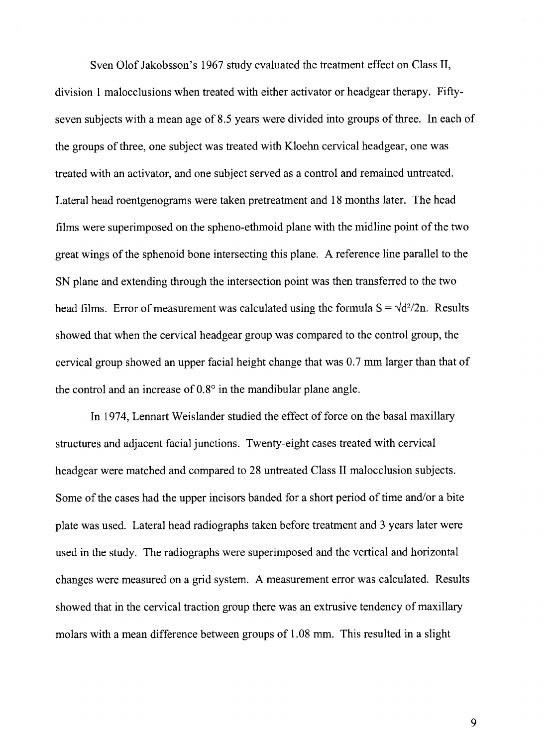Sven Olof Jakobsson's 1967 study evaluated the treatment effect on Class II, division 1 malocclusions when treated with either activator or headgear therapy. Fifty-seven subjects with a mean age of 8.5 years were divided into groups of three. In each of the groups of three, one subject was treated with Kloehn cervical headgear, one was treated with an activator, and one subject served as a control and remained untreated. Lateral head roentgenograms were taken pretreatment and 18 months later. The head films were superimposed on the spheno-ethmoid plane with the midline point of the two great wings of the sphenoid bone intersecting this plane. A reference line parallel to the SN plane and extending through the intersection point was then transferred to the two head films. Error of measurement was calculated using the formula $S = \sqrt{d^2/2n}$. Results showed that when the cervical headgear group was compared to the control group, the cervical group showed an upper facial height change that was 0.7 mm larger than that of the control and an increase of 0.8° in the mandibular plane angle.

In 1974, Lennart Weislander studied the effect of force on the basal maxillary structures and adjacent facial junctions. Twenty-eight cases treated with cervical headgear were matched and compared to 28 untreated Class II malocclusion subjects. Some of the cases had the upper incisors banded for a short period of time and/or a bite plate was used. Lateral head radiographs taken before treatment and 3 years later were used in the study. The radiographs were superimposed and the vertical and horizontal changes were measured on a grid system. A measurement error was calculated. Results showed that in the cervical traction group there was an extrusive tendency of maxillary molars with a mean difference between groups of 1.08 mm. This resulted in a slight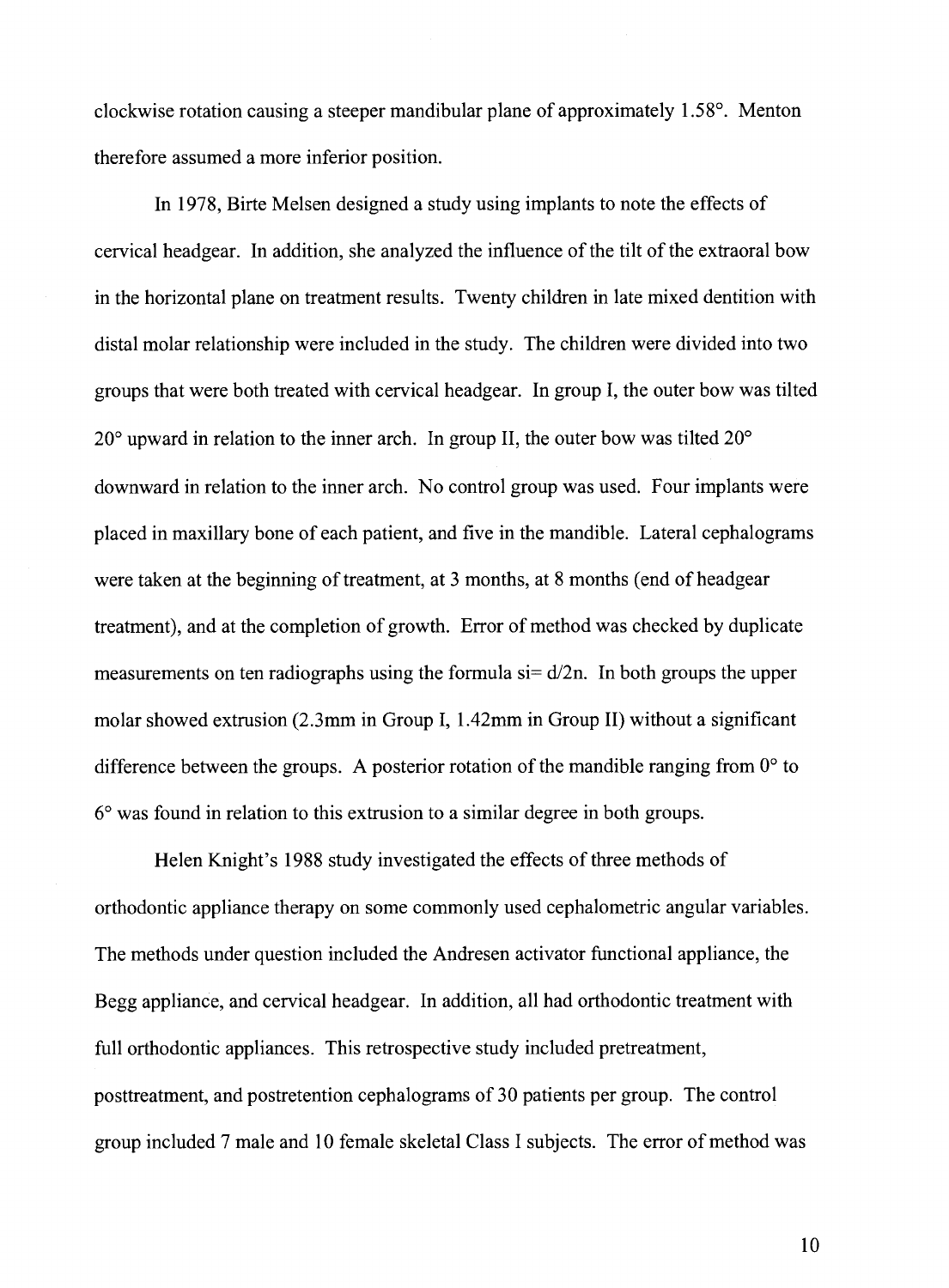clockwise rotation causing a steeper mandibular plane of approximately 1.58°. Menton therefore assumed a more inferior position.

In 1978, Birte Melsen designed a study using implants to note the effects of cervical headgear. In addition, she analyzed the influence of the tilt of the extraoral bow in the horizontal plane on treatment results. Twenty children in late mixed dentition with distal molar relationship were included in the study. The children were divided into two groups that were both treated with cervical headgear. In group I, the outer bow was tilted 20° upward in relation to the inner arch. In group II, the outer bow was tilted 20° downward in relation to the inner arch. No control group was used. Four implants were placed in maxillary bone of each patient, and five in the mandible. Lateral cephalograms were taken at the beginning of treatment, at 3 months, at 8 months (end of headgear treatment), and at the completion of growth. Error of method was checked by duplicate measurements on ten radiographs using the formula $si = d/2n$. In both groups the upper molar showed extrusion (2.3mm in Group I, 1.42mm in Group II) without a significant difference between the groups. A posterior rotation of the mandible ranging from 0° to 6° was found in relation to this extrusion to a similar degree in both groups.

Helen Knight's 1988 study investigated the effects of three methods of orthodontic appliance therapy on some commonly used cephalometric angular variables. The methods under question included the Andresen activator functional appliance, the Begg appliance, and cervical headgear. In addition, all had orthodontic treatment with full orthodontic appliances. This retrospective study included pretreatment, posttreatment, and postretention cephalograms of 30 patients per group. The control group included 7 male and 10 female skeletal Class I subjects. The error of method was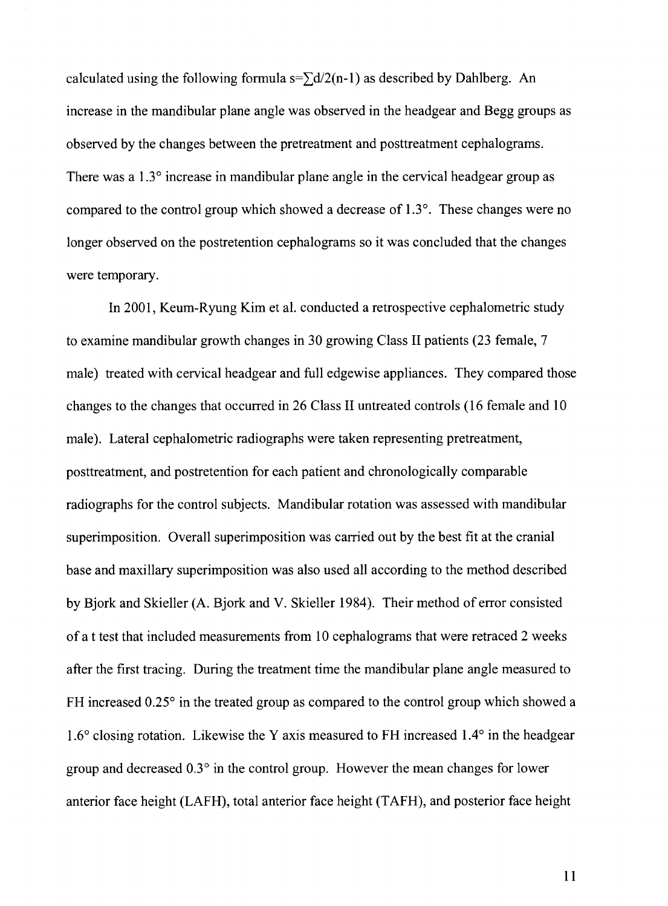calculated using the following formula $s=\sum d/2(n-1)$ as described by Dahlberg. An increase in the mandibular plane angle was observed in the headgear and Begg groups as observed by the changes between the pretreatment and posttreatment cephalograms. There was a 1.3° increase in mandibular plane angle in the cervical headgear group as compared to the control group which showed a decrease of 1.3°. These changes were no longer observed on the postretention cephalograms so it was concluded that the changes were temporary.

In 2001, Keum-Ryung Kim et al. conducted a retrospective cephalometric study to examine mandibular growth changes in 30 growing Class II patients (23 female, 7 male) treated with cervical headgear and full edgewise appliances. They compared those changes to the changes that occurred in 26 Class II untreated controls (16 female and 10 male). Lateral cephalometric radiographs were taken representing pretreatment, posttreatment, and postretention for each patient and chronologically comparable radiographs for the control subjects. Mandibular rotation was assessed with mandibular superimposition. Overall superimposition was carried out by the best fit at the cranial base and maxillary superimposition was also used all according to the method described by Bjork and Skieller (A. Bjork and V. Skieller 1984). Their method of error consisted of a t test that included measurements from 10 cephalograms that were retraced 2 weeks after the first tracing. During the treatment time the mandibular plane angle measured to FH increased 0.25° in the treated group as compared to the control group which showed a 1.6° closing rotation. Likewise the Y axis measured to FH increased 1.4° in the headgear group and decreased 0.3° in the control group. However the mean changes for lower anterior face height (LAFH), total anterior face height (TAFH), and posterior face height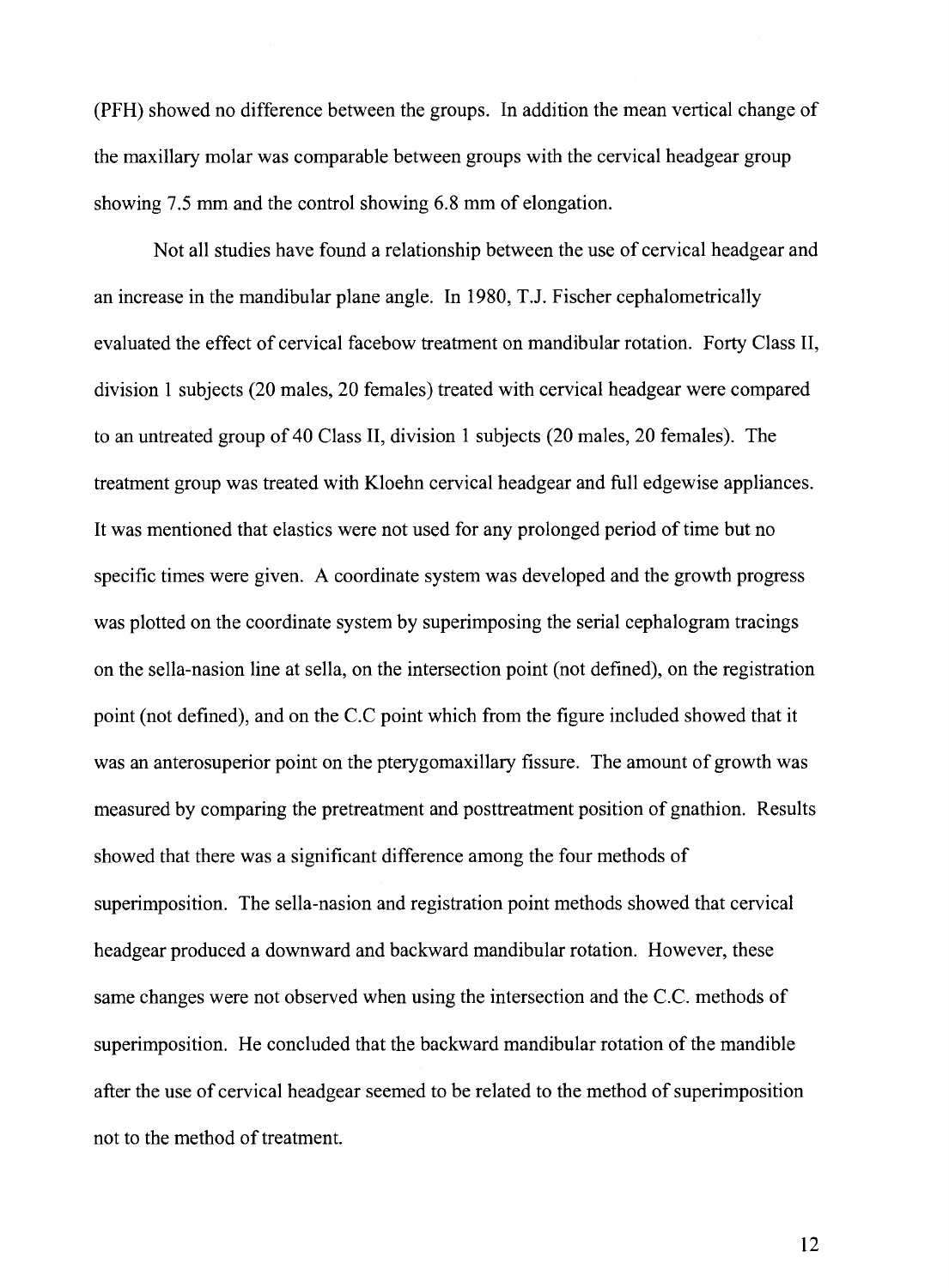(PFH) showed no difference between the groups. In addition the mean vertical change of the maxillary molar was comparable between groups with the cervical headgear group showing 7.5 mm and the control showing 6.8 mm of elongation.

Not all studies have found a relationship between the use of cervical headgear and an increase in the mandibular plane angle. In 1980, T.J. Fischer cephalometrically evaluated the effect of cervical facebow treatment on mandibular rotation. Forty Class II, division 1 subjects (20 males, 20 females) treated with cervical headgear were compared to an untreated group of 40 Class II, division 1 subjects (20 males, 20 females). The treatment group was treated with Kloehn cervical headgear and full edgewise appliances. It was mentioned that elastics were not used for any prolonged period of time but no specific times were given. A coordinate system was developed and the growth progress was plotted on the coordinate system by superimposing the serial cephalogram tracings on the sella-nasion line at sella, on the intersection point (not defined), on the registration point (not defined), and on the C.C point which from the figure included showed that it was an anterosuperior point on the pterygomaxillary fissure. The amount of growth was measured by comparing the pretreatment and posttreatment position of gnathion. Results showed that there was a significant difference among the four methods of superimposition. The sella-nasion and registration point methods showed that cervical headgear produced a downward and backward mandibular rotation. However, these same changes were not observed when using the intersection and the C.C. methods of superimposition. He concluded that the backward mandibular rotation of the mandible after the use of cervical headgear seemed to be related to the method of superimposition not to the method of treatment.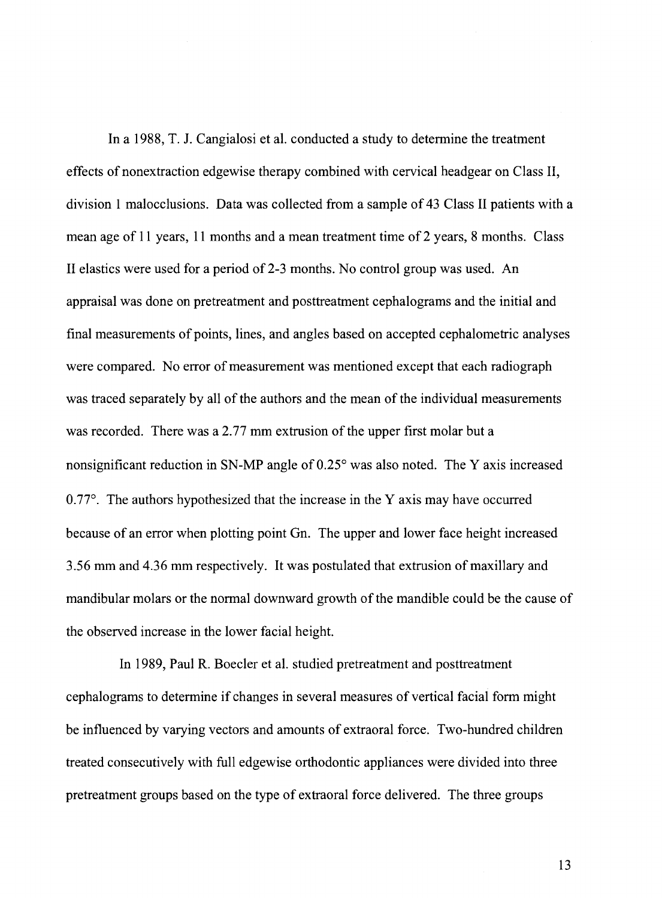In a 1988, T. J. Cangialosi et al. conducted a study to determine the treatment effects of nonextraction edgewise therapy combined with cervical headgear on Class II, division 1 malocclusions. Data was collected from a sample of 43 Class II patients with a mean age of 11 years, 11 months and a mean treatment time of 2 years, 8 months. Class II elastics were used for a period of 2-3 months. No control group was used. An appraisal was done on pretreatment and posttreatment cephalograms and the initial and final measurements of points, lines, and angles based on accepted cephalometric analyses were compared. No error of measurement was mentioned except that each radiograph was traced separately by all of the authors and the mean of the individual measurements was recorded. There was a 2.77 mm extrusion of the upper first molar but a nonsignificant reduction in SN-MP angle of 0.25° was also noted. The Y axis increased 0.77°. The authors hypothesized that the increase in the Y axis may have occurred because of an error when plotting point Gn. The upper and lower face height increased 3.56 mm and 4.36 mm respectively. It was postulated that extrusion of maxillary and mandibular molars or the normal downward growth of the mandible could be the cause of the observed increase in the lower facial height.

In 1989, Paul R. Boecler et al. studied pretreatment and posttreatment cephalograms to determine if changes in several measures of vertical facial form might be influenced by varying vectors and amounts of extraoral force. Two-hundred children treated consecutively with full edgewise orthodontic appliances were divided into three pretreatment groups based on the type of extraoral force delivered. The three groups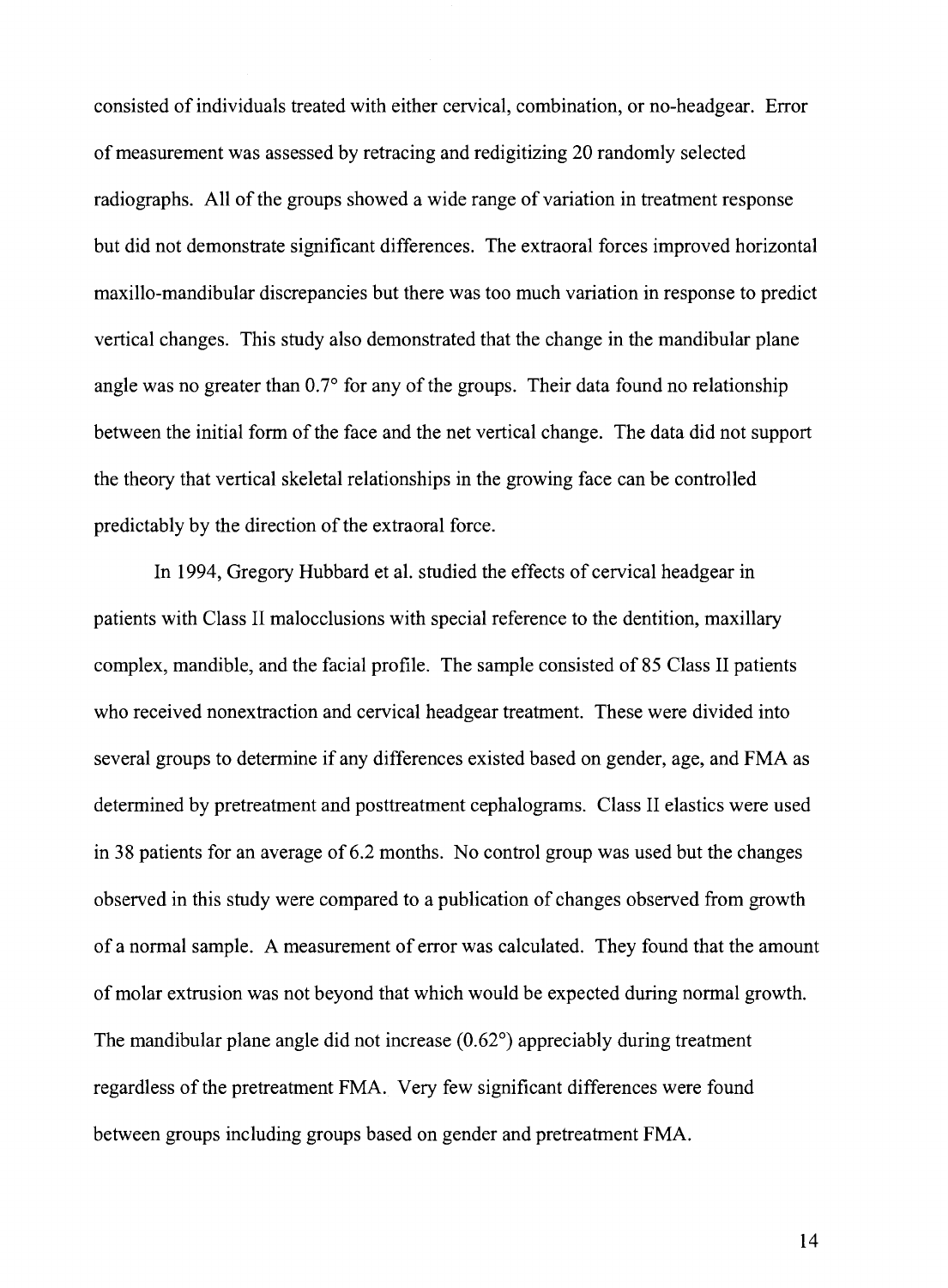consisted of individuals treated with either cervical, combination, or no-headgear. Error of measurement was assessed by retracing and redigitizing 20 randomly selected radiographs. All of the groups showed a wide range of variation in treatment response but did not demonstrate significant differences. The extraoral forces improved horizontal maxillo-mandibular discrepancies but there was too much variation in response to predict vertical changes. This study also demonstrated that the change in the mandibular plane angle was no greater than 0.7° for any of the groups. Their data found no relationship between the initial form of the face and the net vertical change. The data did not support the theory that vertical skeletal relationships in the growing face can be controlled predictably by the direction of the extraoral force.

In 1994, Gregory Hubbard et al. studied the effects of cervical headgear in patients with Class II malocclusions with special reference to the dentition, maxillary complex, mandible, and the facial profile. The sample consisted of 85 Class II patients who received nonextraction and cervical headgear treatment. These were divided into several groups to determine if any differences existed based on gender, age, and FMA as determined by pretreatment and posttreatment cephalograms. Class II elastics were used in 38 patients for an average of 6.2 months. No control group was used but the changes observed in this study were compared to a publication of changes observed from growth of a normal sample. A measurement of error was calculated. They found that the amount of molar extrusion was not beyond that which would be expected during normal growth. The mandibular plane angle did not increase (0.62°) appreciably during treatment regardless of the pretreatment FMA. Very few significant differences were found between groups including groups based on gender and pretreatment FMA.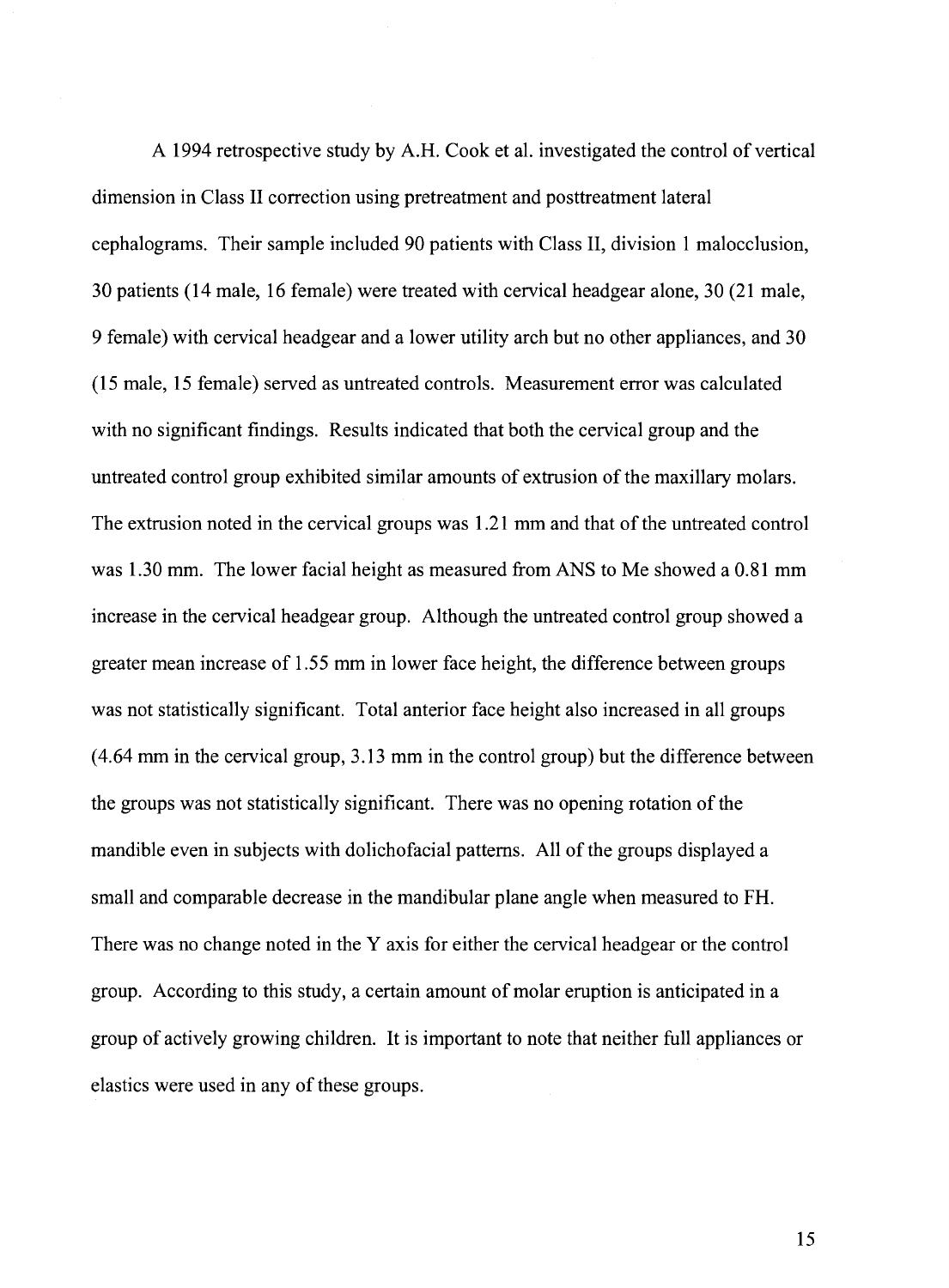A 1994 retrospective study by A.H. Cook et al. investigated the control of vertical dimension in Class II correction using pretreatment and posttreatment lateral cephalograms. Their sample included 90 patients with Class II, division 1 malocclusion, 30 patients (14 male, 16 female) were treated with cervical headgear alone, 30 (21 male, 9 female) with cervical headgear and a lower utility arch but no other appliances, and 30 (15 male, 15 female) served as untreated controls. Measurement error was calculated with no significant findings. Results indicated that both the cervical group and the untreated control group exhibited similar amounts of extrusion of the maxillary molars. The extrusion noted in the cervical groups was 1.21 mm and that of the untreated control was 1.30 mm. The lower facial height as measured from ANS to Me showed a 0.81 mm increase in the cervical headgear group. Although the untreated control group showed a greater mean increase of 1.55 mm in lower face height, the difference between groups was not statistically significant. Total anterior face height also increased in all groups (4.64 mm in the cervical group, 3.13 mm in the control group) but the difference between the groups was not statistically significant. There was no opening rotation of the mandible even in subjects with dolichofacial patterns. All of the groups displayed a small and comparable decrease in the mandibular plane angle when measured to FH. There was no change noted in the Y axis for either the cervical headgear or the control group. According to this study, a certain amount of molar eruption is anticipated in a group of actively growing children. It is important to note that neither full appliances or elastics were used in any of these groups.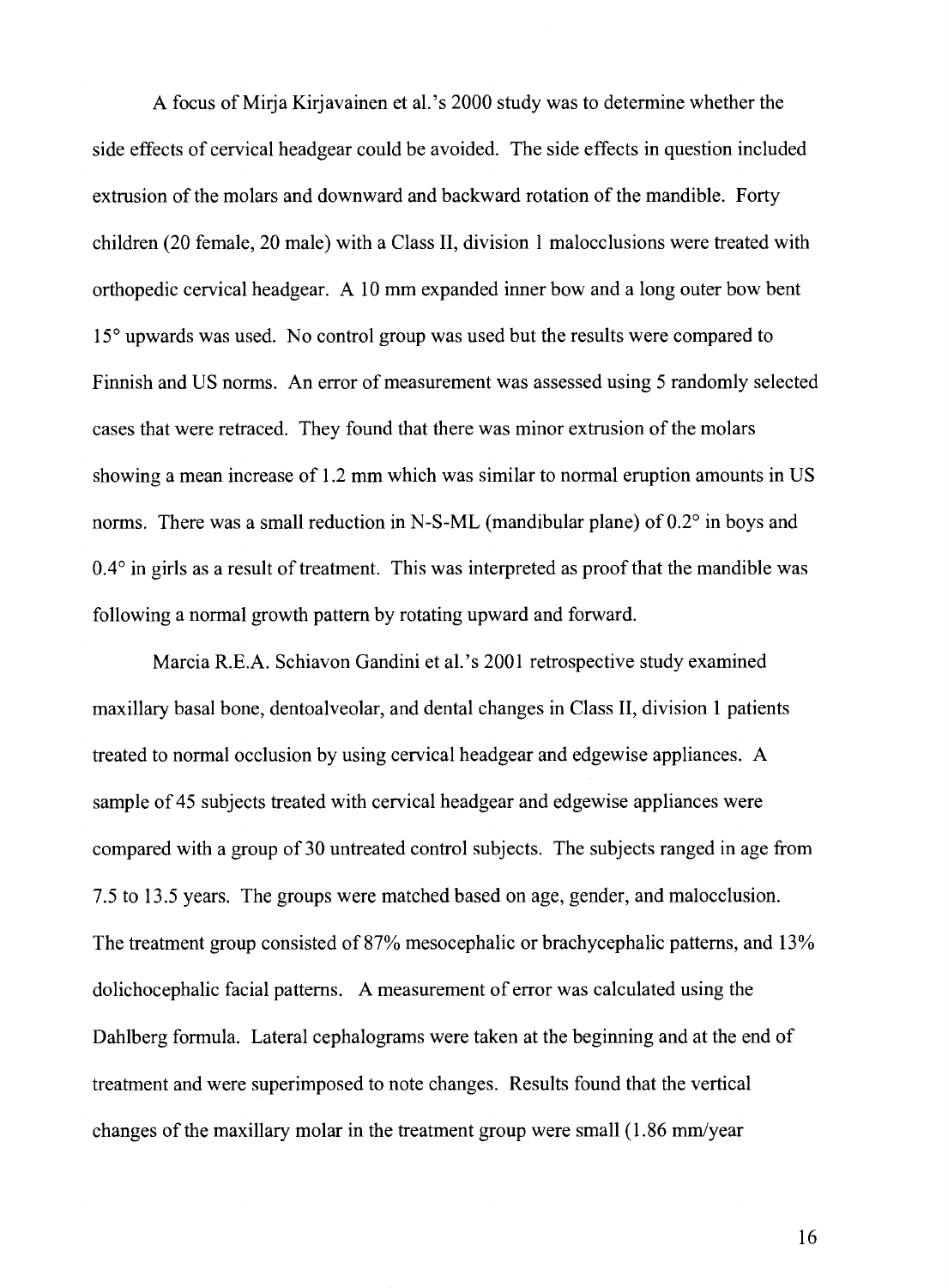A focus of Mirja Kirjavainen et al.'s 2000 study was to determine whether the side effects of cervical headgear could be avoided. The side effects in question included extrusion of the molars and downward and backward rotation of the mandible. Forty children (20 female, 20 male) with a Class II, division 1 malocclusions were treated with orthopedic cervical headgear. A 10 mm expanded inner bow and a long outer bow bent 15° upwards was used. No control group was used but the results were compared to Finnish and US norms. An error of measurement was assessed using 5 randomly selected cases that were retraced. They found that there was minor extrusion of the molars showing a mean increase of 1.2 mm which was similar to normal eruption amounts in US norms. There was a small reduction in N-S-ML (mandibular plane) of 0.2° in boys and 0.4° in girls as a result of treatment. This was interpreted as proof that the mandible was following a normal growth pattern by rotating upward and forward.

Marcia R.E.A. Schiavon Gandini et al.'s 2001 retrospective study examined maxillary basal bone, dentoalveolar, and dental changes in Class II, division 1 patients treated to normal occlusion by using cervical headgear and edgewise appliances. A sample of 45 subjects treated with cervical headgear and edgewise appliances were compared with a group of 30 untreated control subjects. The subjects ranged in age from 7.5 to 13.5 years. The groups were matched based on age, gender, and malocclusion. The treatment group consisted of 87% mesocephalic or brachycephalic patterns, and 13% dolichocephalic facial patterns. A measurement of error was calculated using the Dahlberg formula. Lateral cephalograms were taken at the beginning and at the end of treatment and were superimposed to note changes. Results found that the vertical changes of the maxillary molar in the treatment group were small (1.86 mm/year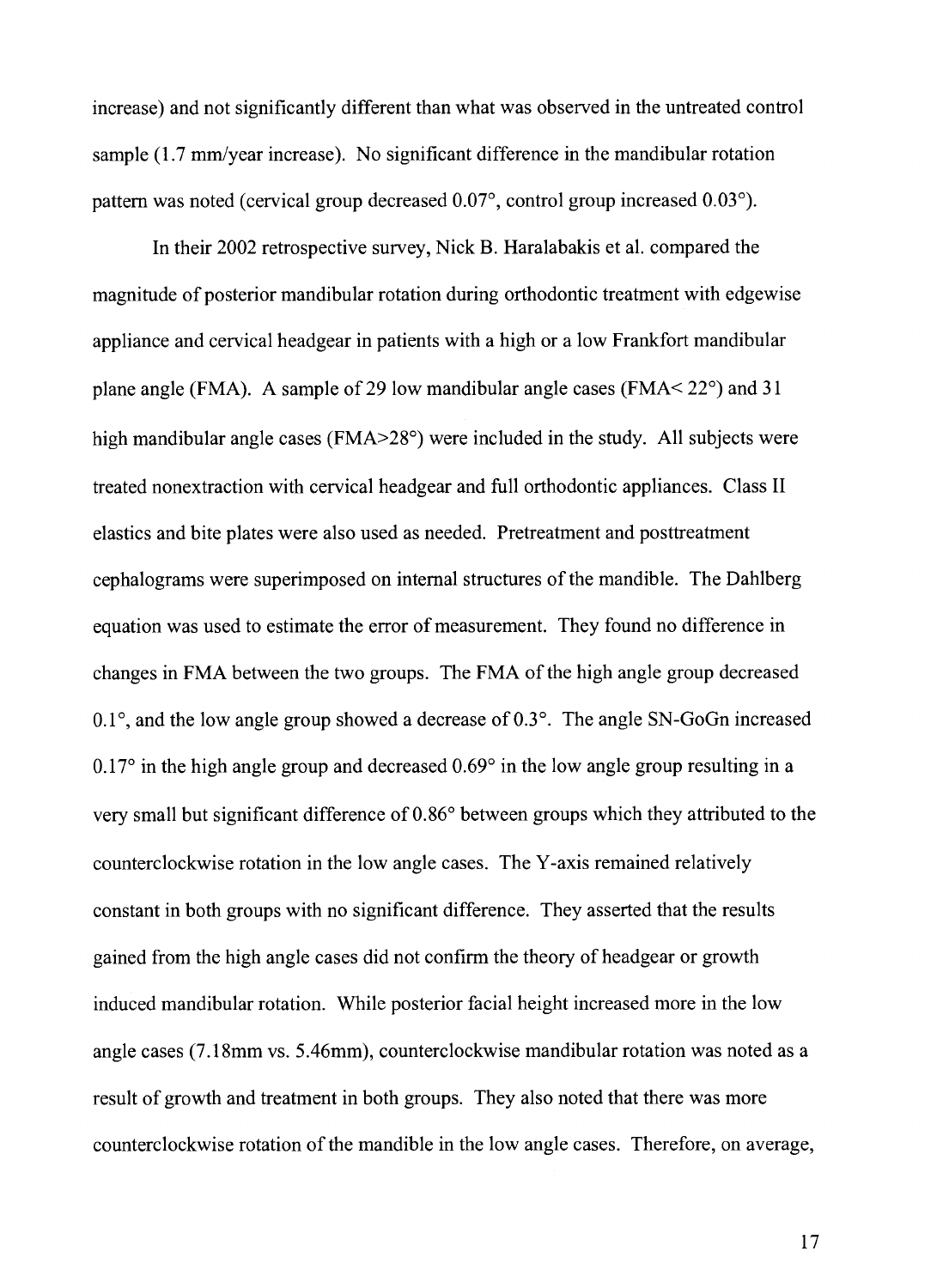increase) and not significantly different than what was observed in the untreated control sample (1.7 mm/year increase). No significant difference in the mandibular rotation pattern was noted (cervical group decreased 0.07°, control group increased 0.03°).

In their 2002 retrospective survey, Nick B. Haralabakis et al. compared the magnitude of posterior mandibular rotation during orthodontic treatment with edgewise appliance and cervical headgear in patients with a high or a low Frankfort mandibular plane angle (FMA). A sample of 29 low mandibular angle cases (FMA< 22°) and 31 high mandibular angle cases (FMA>28°) were included in the study. All subjects were treated nonextraction with cervical headgear and full orthodontic appliances. Class II elastics and bite plates were also used as needed. Pretreatment and posttreatment cephalograms were superimposed on internal structures of the mandible. The Dahlberg equation was used to estimate the error of measurement. They found no difference in changes in FMA between the two groups. The FMA of the high angle group decreased 0.1°, and the low angle group showed a decrease of 0.3°. The angle SN-GoGn increased 0.17° in the high angle group and decreased 0.69° in the low angle group resulting in a very small but significant difference of 0.86° between groups which they attributed to the counterclockwise rotation in the low angle cases. The Y-axis remained relatively constant in both groups with no significant difference. They asserted that the results gained from the high angle cases did not confirm the theory of headgear or growth induced mandibular rotation. While posterior facial height increased more in the low angle cases (7.18mm vs. 5.46mm), counterclockwise mandibular rotation was noted as a result of growth and treatment in both groups. They also noted that there was more counterclockwise rotation of the mandible in the low angle cases. Therefore, on average,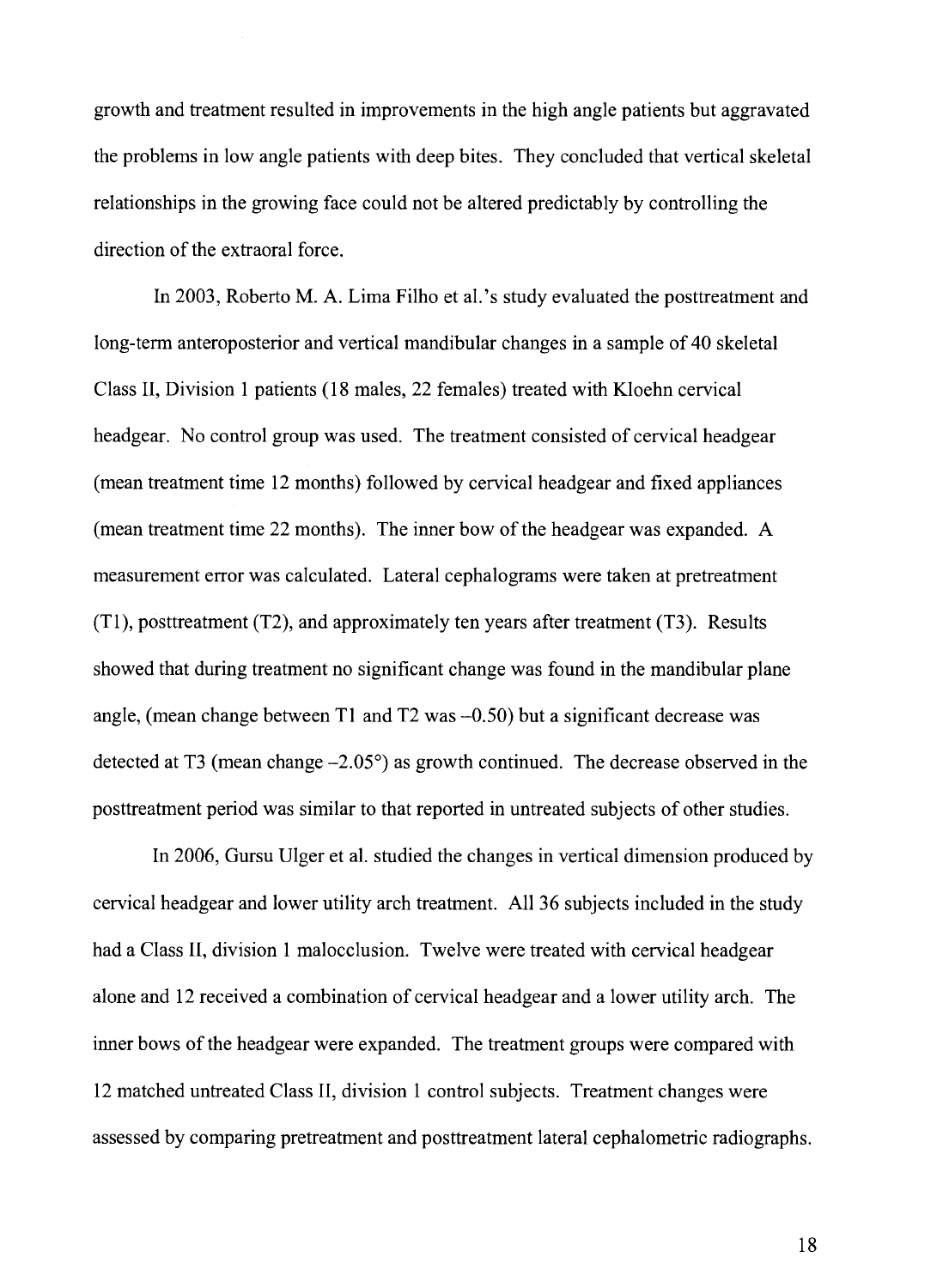growth and treatment resulted in improvements in the high angle patients but aggravated the problems in low angle patients with deep bites. They concluded that vertical skeletal relationships in the growing face could not be altered predictably by controlling the direction of the extraoral force.

In 2003, Roberto M. A. Lima Filho et al.'s study evaluated the posttreatment and long-term anteroposterior and vertical mandibular changes in a sample of 40 skeletal Class II, Division 1 patients (18 males, 22 females) treated with Kloehn cervical headgear. No control group was used. The treatment consisted of cervical headgear (mean treatment time 12 months) followed by cervical headgear and fixed appliances (mean treatment time 22 months). The inner bow of the headgear was expanded. A measurement error was calculated. Lateral cephalograms were taken at pretreatment (T1), posttreatment (T2), and approximately ten years after treatment (T3). Results showed that during treatment no significant change was found in the mandibular plane angle, (mean change between T1 and T2 was –0.50) but a significant decrease was detected at T3 (mean change –2.05°) as growth continued. The decrease observed in the posttreatment period was similar to that reported in untreated subjects of other studies.

In 2006, Gursu Ulger et al. studied the changes in vertical dimension produced by cervical headgear and lower utility arch treatment. All 36 subjects included in the study had a Class II, division 1 malocclusion. Twelve were treated with cervical headgear alone and 12 received a combination of cervical headgear and a lower utility arch. The inner bows of the headgear were expanded. The treatment groups were compared with 12 matched untreated Class II, division 1 control subjects. Treatment changes were assessed by comparing pretreatment and posttreatment lateral cephalometric radiographs.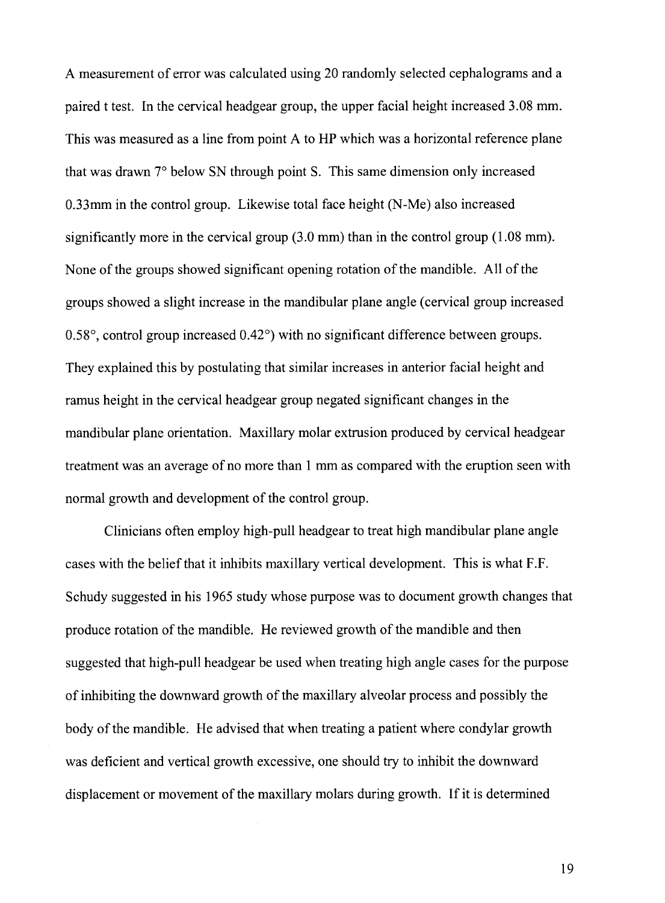A measurement of error was calculated using 20 randomly selected cephalograms and a paired t test. In the cervical headgear group, the upper facial height increased 3.08 mm. This was measured as a line from point A to HP which was a horizontal reference plane that was drawn 7° below SN through point S. This same dimension only increased 0.33mm in the control group. Likewise total face height (N-Me) also increased significantly more in the cervical group (3.0 mm) than in the control group (1.08 mm). None of the groups showed significant opening rotation of the mandible. All of the groups showed a slight increase in the mandibular plane angle (cervical group increased 0.58°, control group increased 0.42°) with no significant difference between groups. They explained this by postulating that similar increases in anterior facial height and ramus height in the cervical headgear group negated significant changes in the mandibular plane orientation. Maxillary molar extrusion produced by cervical headgear treatment was an average of no more than 1 mm as compared with the eruption seen with normal growth and development of the control group.

Clinicians often employ high-pull headgear to treat high mandibular plane angle cases with the belief that it inhibits maxillary vertical development. This is what F.F. Schudy suggested in his 1965 study whose purpose was to document growth changes that produce rotation of the mandible. He reviewed growth of the mandible and then suggested that high-pull headgear be used when treating high angle cases for the purpose of inhibiting the downward growth of the maxillary alveolar process and possibly the body of the mandible. He advised that when treating a patient where condylar growth was deficient and vertical growth excessive, one should try to inhibit the downward displacement or movement of the maxillary molars during growth. If it is determined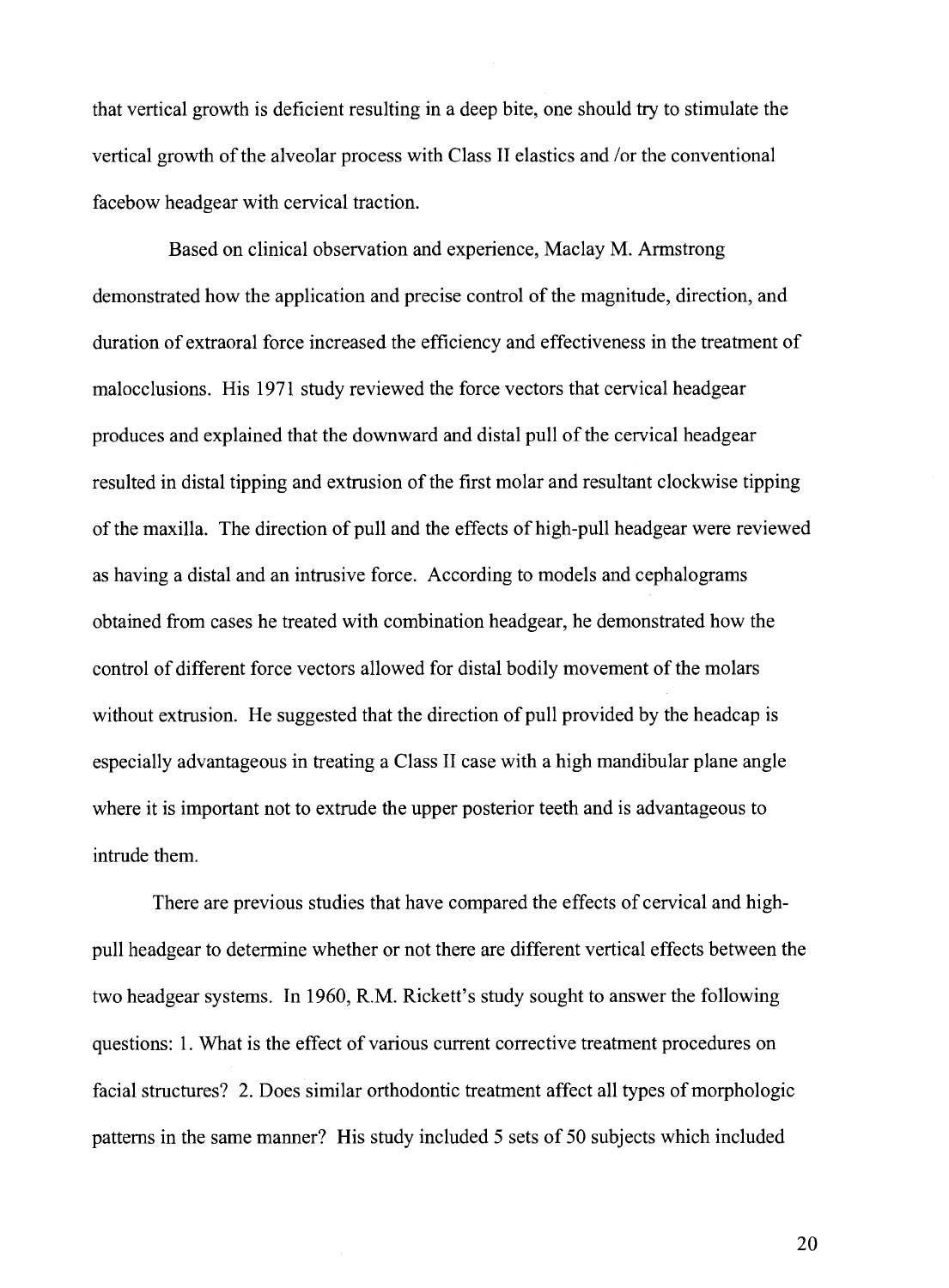that vertical growth is deficient resulting in a deep bite, one should try to stimulate the vertical growth of the alveolar process with Class II elastics and /or the conventional facebow headgear with cervical traction.

Based on clinical observation and experience, Maclay M. Armstrong demonstrated how the application and precise control of the magnitude, direction, and duration of extraoral force increased the efficiency and effectiveness in the treatment of malocclusions. His 1971 study reviewed the force vectors that cervical headgear produces and explained that the downward and distal pull of the cervical headgear resulted in distal tipping and extrusion of the first molar and resultant clockwise tipping of the maxilla. The direction of pull and the effects of high-pull headgear were reviewed as having a distal and an intrusive force. According to models and cephalograms obtained from cases he treated with combination headgear, he demonstrated how the control of different force vectors allowed for distal bodily movement of the molars without extrusion. He suggested that the direction of pull provided by the headcap is especially advantageous in treating a Class II case with a high mandibular plane angle where it is important not to extrude the upper posterior teeth and is advantageous to intrude them.

There are previous studies that have compared the effects of cervical and high-pull headgear to determine whether or not there are different vertical effects between the two headgear systems. In 1960, R.M. Rickett's study sought to answer the following questions: 1. What is the effect of various current corrective treatment procedures on facial structures? 2. Does similar orthodontic treatment affect all types of morphologic patterns in the same manner? His study included 5 sets of 50 subjects which included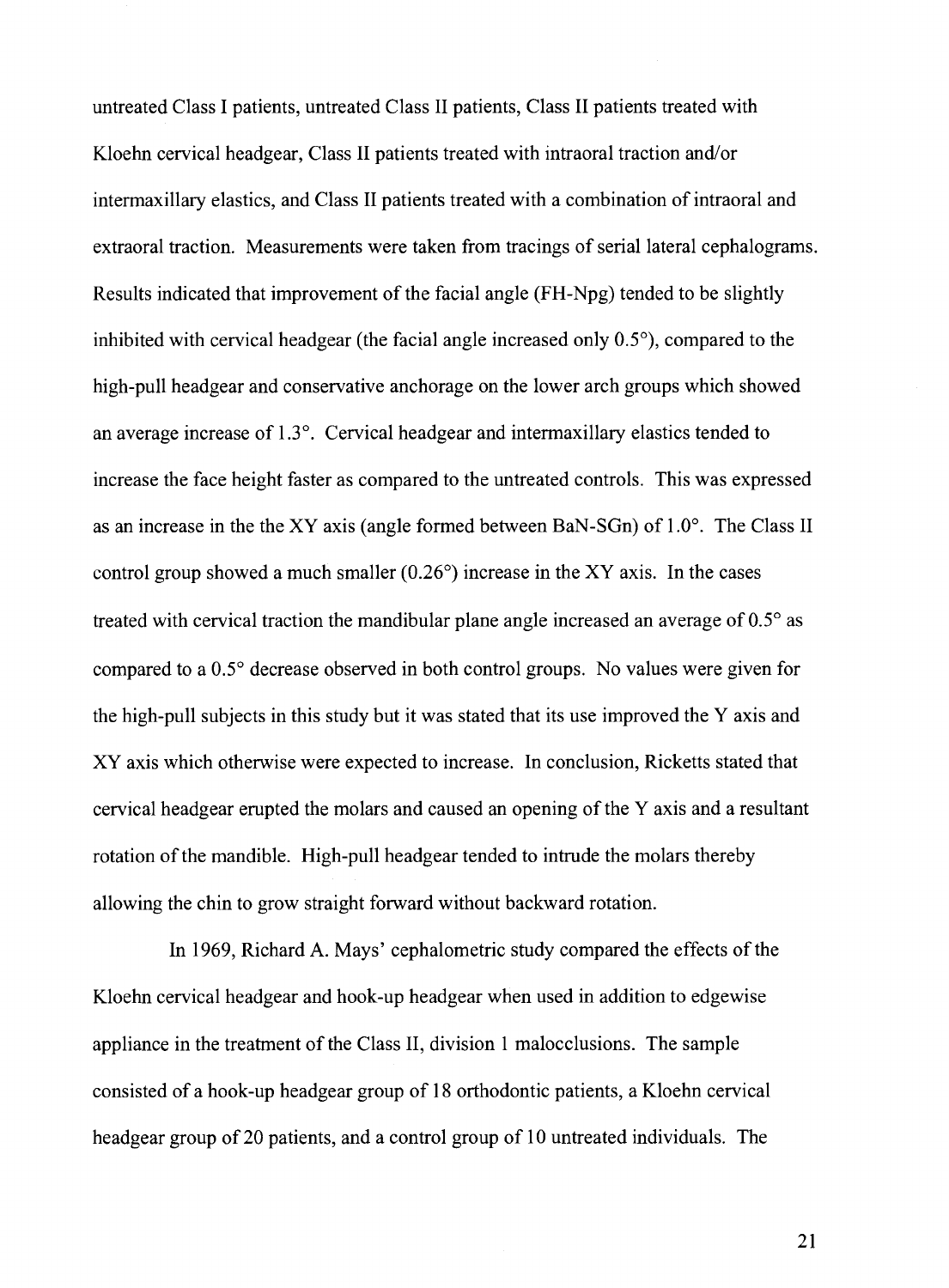untreated Class I patients, untreated Class II patients, Class II patients treated with Kloehn cervical headgear, Class II patients treated with intraoral traction and/or intermaxillary elastics, and Class II patients treated with a combination of intraoral and extraoral traction. Measurements were taken from tracings of serial lateral cephalograms. Results indicated that improvement of the facial angle (FH-Npg) tended to be slightly inhibited with cervical headgear (the facial angle increased only 0.5°), compared to the high-pull headgear and conservative anchorage on the lower arch groups which showed an average increase of 1.3°. Cervical headgear and intermaxillary elastics tended to increase the face height faster as compared to the untreated controls. This was expressed as an increase in the the XY axis (angle formed between BaN-SGn) of 1.0°. The Class II control group showed a much smaller (0.26°) increase in the XY axis. In the cases treated with cervical traction the mandibular plane angle increased an average of 0.5° as compared to a 0.5° decrease observed in both control groups. No values were given for the high-pull subjects in this study but it was stated that its use improved the Y axis and XY axis which otherwise were expected to increase. In conclusion, Ricketts stated that cervical headgear erupted the molars and caused an opening of the Y axis and a resultant rotation of the mandible. High-pull headgear tended to intrude the molars thereby allowing the chin to grow straight forward without backward rotation.

In 1969, Richard A. Mays' cephalometric study compared the effects of the Kloehn cervical headgear and hook-up headgear when used in addition to edgewise appliance in the treatment of the Class II, division 1 malocclusions. The sample consisted of a hook-up headgear group of 18 orthodontic patients, a Kloehn cervical headgear group of 20 patients, and a control group of 10 untreated individuals. The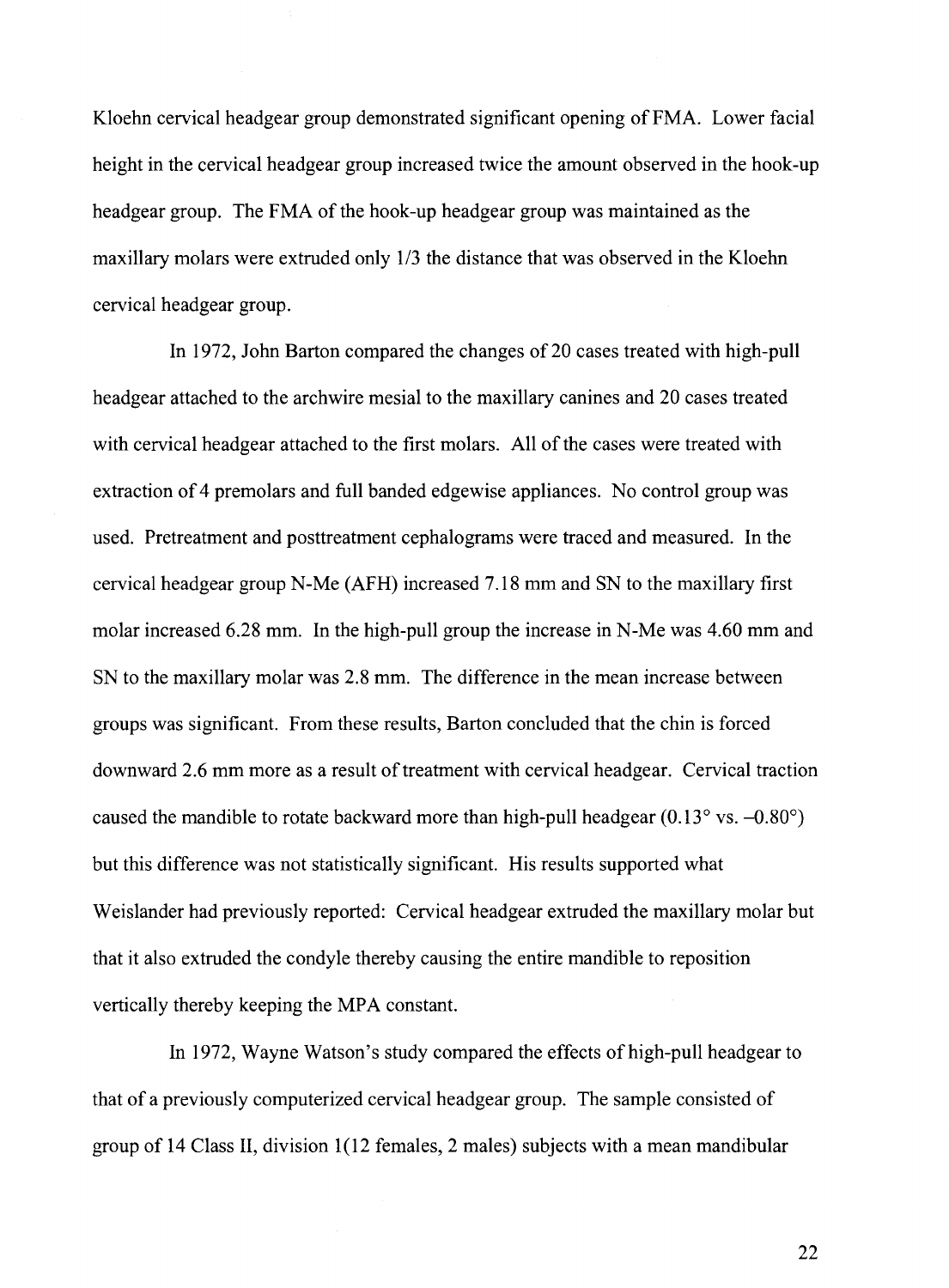Kloehn cervical headgear group demonstrated significant opening of FMA. Lower facial height in the cervical headgear group increased twice the amount observed in the hook-up headgear group. The FMA of the hook-up headgear group was maintained as the maxillary molars were extruded only 1/3 the distance that was observed in the Kloehn cervical headgear group.

In 1972, John Barton compared the changes of 20 cases treated with high-pull headgear attached to the archwire mesial to the maxillary canines and 20 cases treated with cervical headgear attached to the first molars. All of the cases were treated with extraction of 4 premolars and full banded edgewise appliances. No control group was used. Pretreatment and posttreatment cephalograms were traced and measured. In the cervical headgear group N-Me (AFH) increased 7.18 mm and SN to the maxillary first molar increased 6.28 mm. In the high-pull group the increase in N-Me was 4.60 mm and SN to the maxillary molar was 2.8 mm. The difference in the mean increase between groups was significant. From these results, Barton concluded that the chin is forced downward 2.6 mm more as a result of treatment with cervical headgear. Cervical traction caused the mandible to rotate backward more than high-pull headgear (0.13° vs. –0.80°) but this difference was not statistically significant. His results supported what Weislander had previously reported: Cervical headgear extruded the maxillary molar but that it also extruded the condyle thereby causing the entire mandible to reposition vertically thereby keeping the MPA constant.

In 1972, Wayne Watson's study compared the effects of high-pull headgear to that of a previously computerized cervical headgear group. The sample consisted of group of 14 Class II, division 1(12 females, 2 males) subjects with a mean mandibular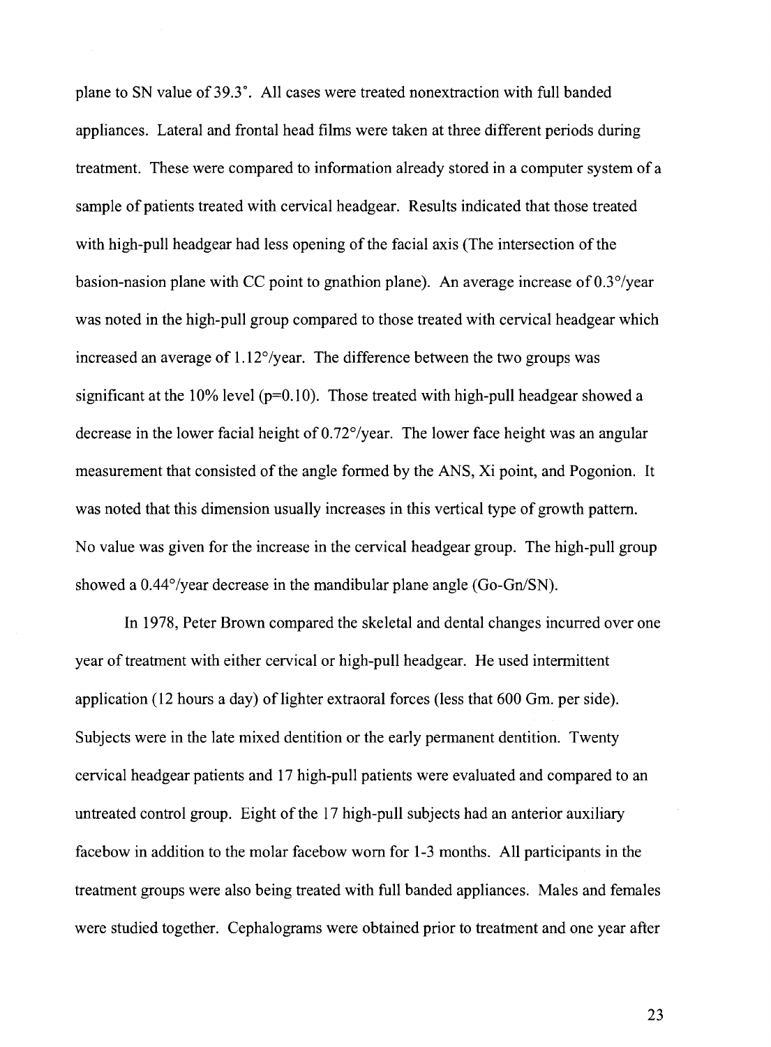plane to SN value of 39.3°. All cases were treated nonextraction with full banded appliances. Lateral and frontal head films were taken at three different periods during treatment. These were compared to information already stored in a computer system of a sample of patients treated with cervical headgear. Results indicated that those treated with high-pull headgear had less opening of the facial axis (The intersection of the basion-nasion plane with CC point to gnathion plane). An average increase of 0.3°/year was noted in the high-pull group compared to those treated with cervical headgear which increased an average of 1.12°/year. The difference between the two groups was significant at the 10% level ($p=0.10$). Those treated with high-pull headgear showed a decrease in the lower facial height of 0.72°/year. The lower face height was an angular measurement that consisted of the angle formed by the ANS, Xi point, and Pogonion. It was noted that this dimension usually increases in this vertical type of growth pattern. No value was given for the increase in the cervical headgear group. The high-pull group showed a 0.44°/year decrease in the mandibular plane angle (Go-Gn/SN).

In 1978, Peter Brown compared the skeletal and dental changes incurred over one year of treatment with either cervical or high-pull headgear. He used intermittent application (12 hours a day) of lighter extraoral forces (less that 600 Gm. per side). Subjects were in the late mixed dentition or the early permanent dentition. Twenty cervical headgear patients and 17 high-pull patients were evaluated and compared to an untreated control group. Eight of the 17 high-pull subjects had an anterior auxiliary facebow in addition to the molar facebow worn for 1-3 months. All participants in the treatment groups were also being treated with full banded appliances. Males and females were studied together. Cephalograms were obtained prior to treatment and one year after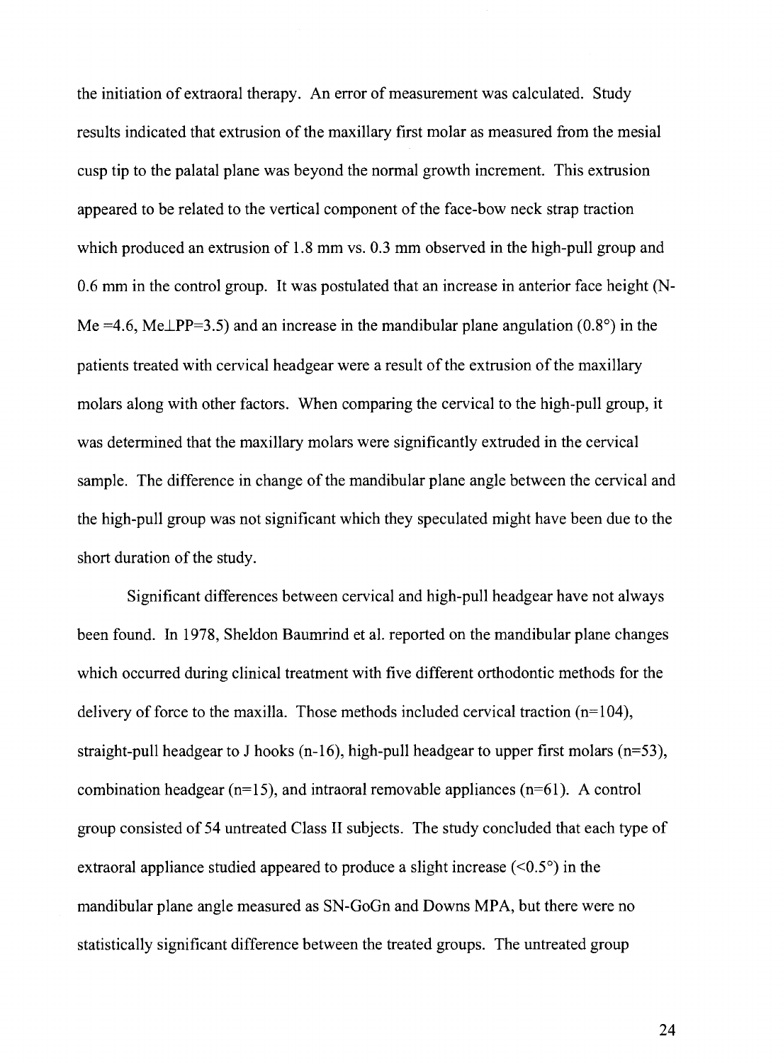the initiation of extraoral therapy. An error of measurement was calculated. Study results indicated that extrusion of the maxillary first molar as measured from the mesial cusp tip to the palatal plane was beyond the normal growth increment. This extrusion appeared to be related to the vertical component of the face-bow neck strap traction which produced an extrusion of 1.8 mm vs. 0.3 mm observed in the high-pull group and 0.6 mm in the control group. It was postulated that an increase in anterior face height (N-Me =4.6, Me⊥PP=3.5) and an increase in the mandibular plane angulation (0.8°) in the patients treated with cervical headgear were a result of the extrusion of the maxillary molars along with other factors. When comparing the cervical to the high-pull group, it was determined that the maxillary molars were significantly extruded in the cervical sample. The difference in change of the mandibular plane angle between the cervical and the high-pull group was not significant which they speculated might have been due to the short duration of the study.

Significant differences between cervical and high-pull headgear have not always been found. In 1978, Sheldon Baumrind et al. reported on the mandibular plane changes which occurred during clinical treatment with five different orthodontic methods for the delivery of force to the maxilla. Those methods included cervical traction (n=104), straight-pull headgear to J hooks (n-16), high-pull headgear to upper first molars (n=53), combination headgear (n=15), and intraoral removable appliances (n=61). A control group consisted of 54 untreated Class II subjects. The study concluded that each type of extraoral appliance studied appeared to produce a slight increase (<0.5°) in the mandibular plane angle measured as SN-GoGn and Downs MPA, but there were no statistically significant difference between the treated groups. The untreated group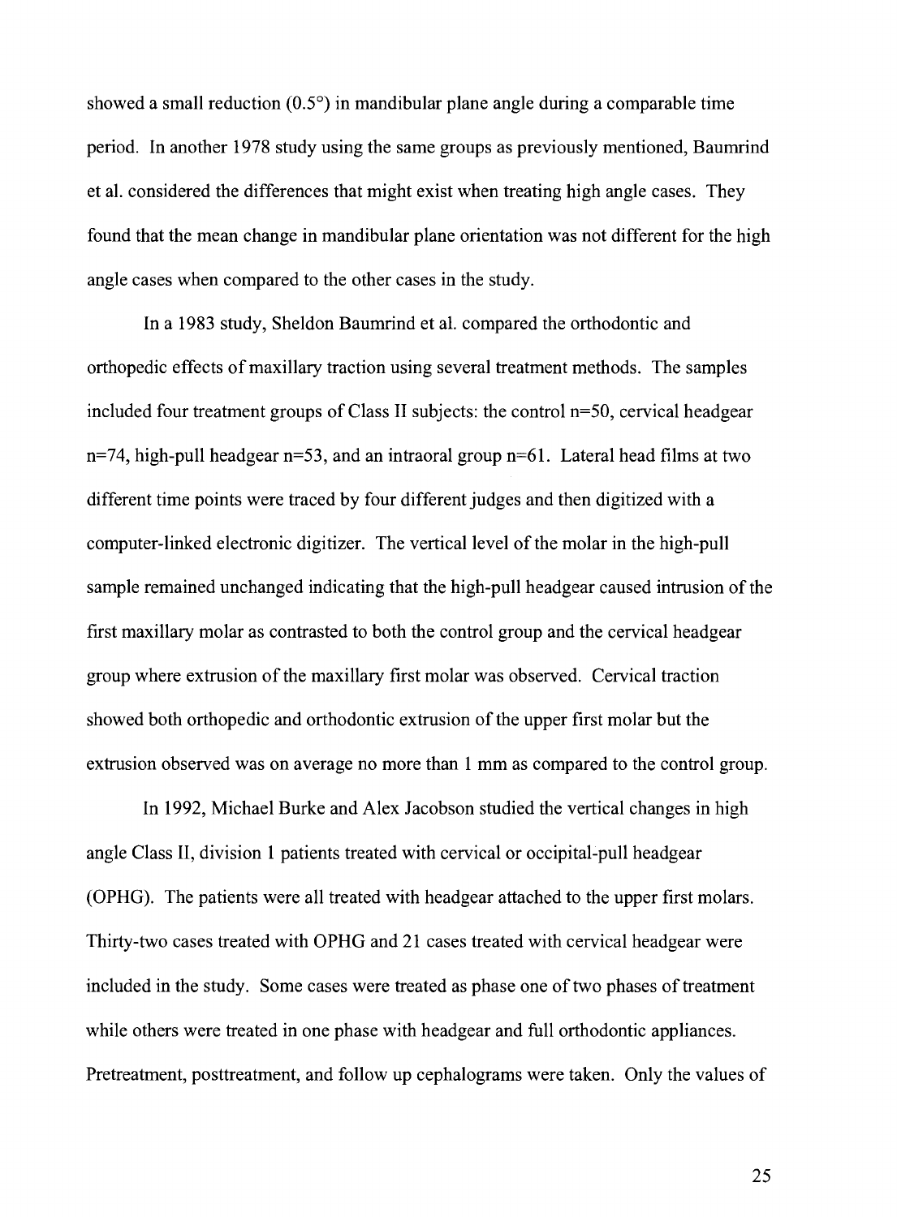showed a small reduction (0.5°) in mandibular plane angle during a comparable time period. In another 1978 study using the same groups as previously mentioned, Baumrind et al. considered the differences that might exist when treating high angle cases. They found that the mean change in mandibular plane orientation was not different for the high angle cases when compared to the other cases in the study.

In a 1983 study, Sheldon Baumrind et al. compared the orthodontic and orthopedic effects of maxillary traction using several treatment methods. The samples included four treatment groups of Class II subjects: the control n=50, cervical headgear n=74, high-pull headgear n=53, and an intraoral group n=61. Lateral head films at two different time points were traced by four different judges and then digitized with a computer-linked electronic digitizer. The vertical level of the molar in the high-pull sample remained unchanged indicating that the high-pull headgear caused intrusion of the first maxillary molar as contrasted to both the control group and the cervical headgear group where extrusion of the maxillary first molar was observed. Cervical traction showed both orthopedic and orthodontic extrusion of the upper first molar but the extrusion observed was on average no more than 1 mm as compared to the control group.

In 1992, Michael Burke and Alex Jacobson studied the vertical changes in high angle Class II, division 1 patients treated with cervical or occipital-pull headgear (OPHG). The patients were all treated with headgear attached to the upper first molars. Thirty-two cases treated with OPHG and 21 cases treated with cervical headgear were included in the study. Some cases were treated as phase one of two phases of treatment while others were treated in one phase with headgear and full orthodontic appliances. Pretreatment, posttreatment, and follow up cephalograms were taken. Only the values of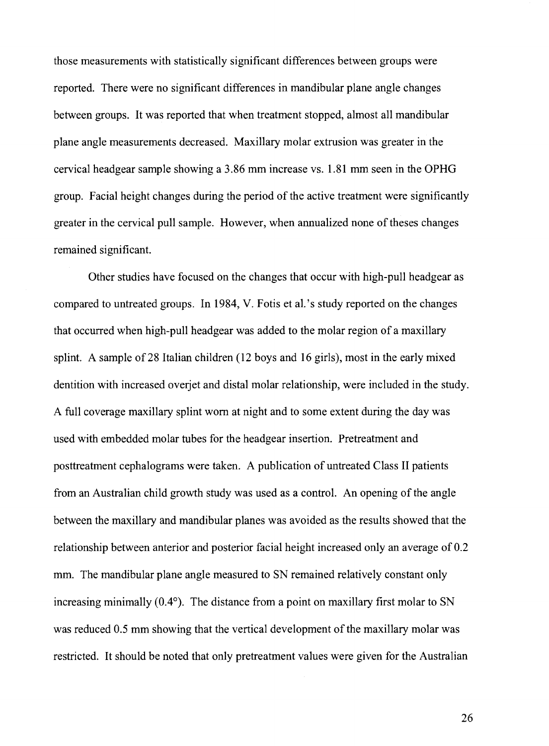those measurements with statistically significant differences between groups were reported. There were no significant differences in mandibular plane angle changes between groups. It was reported that when treatment stopped, almost all mandibular plane angle measurements decreased. Maxillary molar extrusion was greater in the cervical headgear sample showing a 3.86 mm increase vs. 1.81 mm seen in the OPHG group. Facial height changes during the period of the active treatment were significantly greater in the cervical pull sample. However, when annualized none of theses changes remained significant.

Other studies have focused on the changes that occur with high-pull headgear as compared to untreated groups. In 1984, V. Fotis et al.'s study reported on the changes that occurred when high-pull headgear was added to the molar region of a maxillary splint. A sample of 28 Italian children (12 boys and 16 girls), most in the early mixed dentition with increased overjet and distal molar relationship, were included in the study. A full coverage maxillary splint worn at night and to some extent during the day was used with embedded molar tubes for the headgear insertion. Pretreatment and posttreatment cephalograms were taken. A publication of untreated Class II patients from an Australian child growth study was used as a control. An opening of the angle between the maxillary and mandibular planes was avoided as the results showed that the relationship between anterior and posterior facial height increased only an average of 0.2 mm. The mandibular plane angle measured to SN remained relatively constant only increasing minimally (0.4°). The distance from a point on maxillary first molar to SN was reduced 0.5 mm showing that the vertical development of the maxillary molar was restricted. It should be noted that only pretreatment values were given for the Australian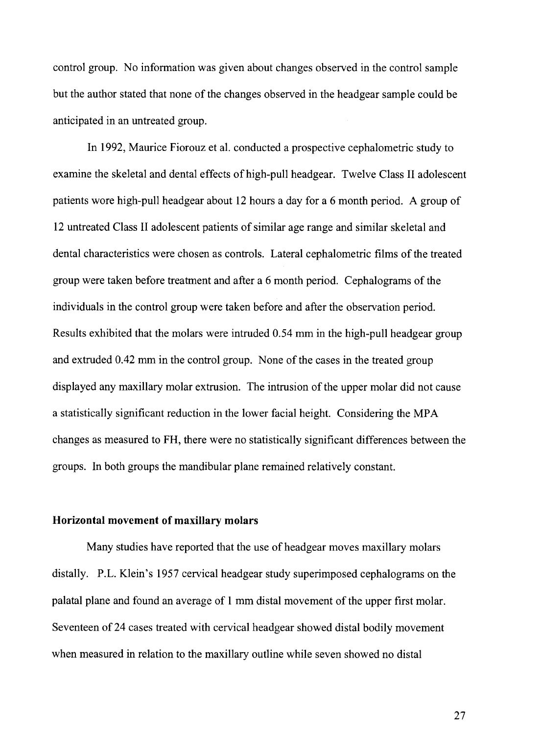control group. No information was given about changes observed in the control sample but the author stated that none of the changes observed in the headgear sample could be anticipated in an untreated group.

In 1992, Maurice Fiorouz et al. conducted a prospective cephalometric study to examine the skeletal and dental effects of high-pull headgear. Twelve Class II adolescent patients wore high-pull headgear about 12 hours a day for a 6 month period. A group of 12 untreated Class II adolescent patients of similar age range and similar skeletal and dental characteristics were chosen as controls. Lateral cephalometric films of the treated group were taken before treatment and after a 6 month period. Cephalograms of the individuals in the control group were taken before and after the observation period. Results exhibited that the molars were intruded 0.54 mm in the high-pull headgear group and extruded 0.42 mm in the control group. None of the cases in the treated group displayed any maxillary molar extrusion. The intrusion of the upper molar did not cause a statistically significant reduction in the lower facial height. Considering the MPA changes as measured to FH, there were no statistically significant differences between the groups. In both groups the mandibular plane remained relatively constant.

### Horizontal movement of maxillary molars

Many studies have reported that the use of headgear moves maxillary molars distally. P.L. Klein's 1957 cervical headgear study superimposed cephalograms on the palatal plane and found an average of 1 mm distal movement of the upper first molar. Seventeen of 24 cases treated with cervical headgear showed distal bodily movement when measured in relation to the maxillary outline while seven showed no distal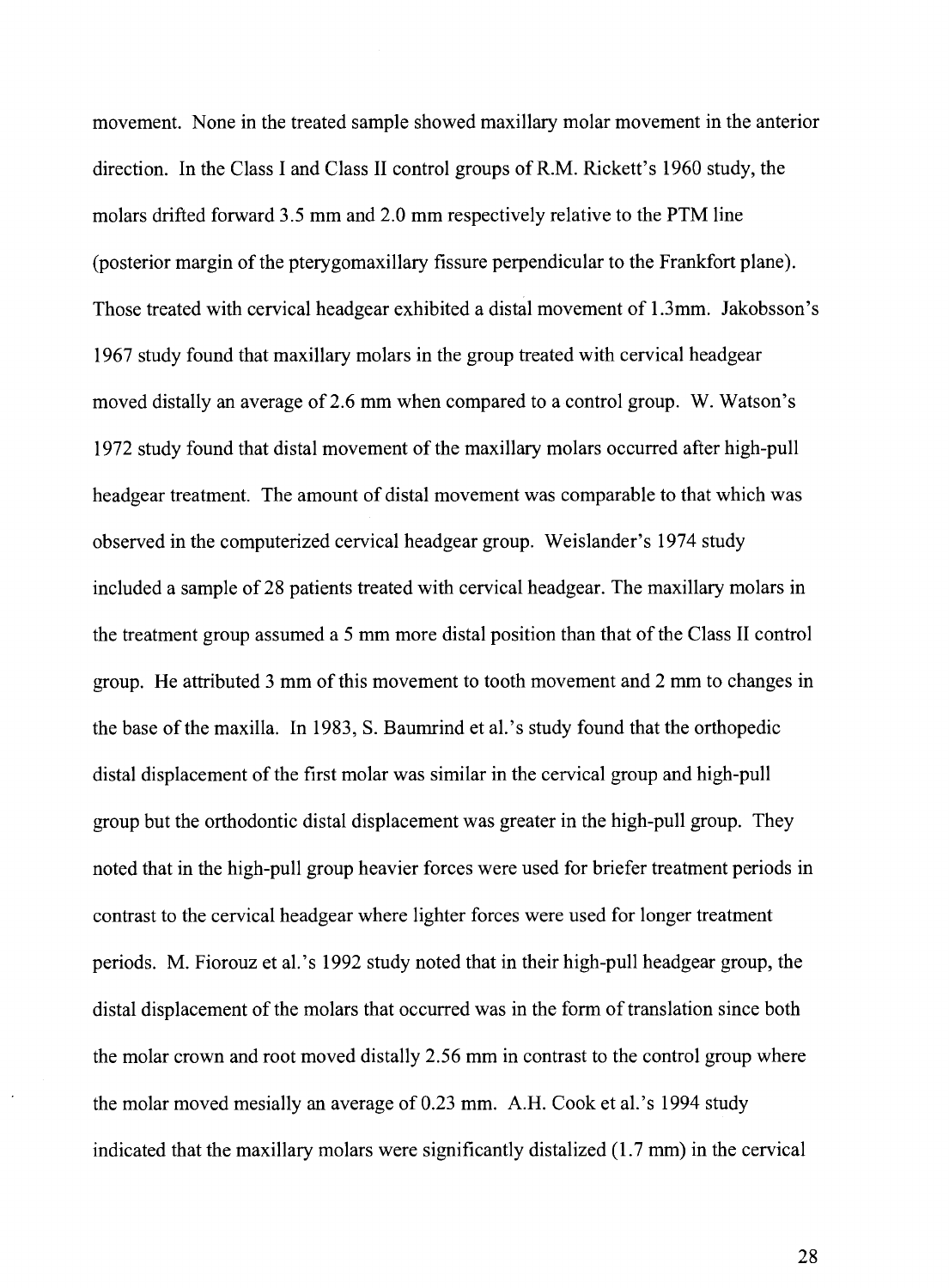movement. None in the treated sample showed maxillary molar movement in the anterior direction. In the Class I and Class II control groups of R.M. Rickett's 1960 study, the molars drifted forward 3.5 mm and 2.0 mm respectively relative to the PTM line (posterior margin of the pterygomaxillary fissure perpendicular to the Frankfort plane). Those treated with cervical headgear exhibited a distal movement of 1.3mm. Jakobsson's 1967 study found that maxillary molars in the group treated with cervical headgear moved distally an average of 2.6 mm when compared to a control group. W. Watson's 1972 study found that distal movement of the maxillary molars occurred after high-pull headgear treatment. The amount of distal movement was comparable to that which was observed in the computerized cervical headgear group. Weislander's 1974 study included a sample of 28 patients treated with cervical headgear. The maxillary molars in the treatment group assumed a 5 mm more distal position than that of the Class II control group. He attributed 3 mm of this movement to tooth movement and 2 mm to changes in the base of the maxilla. In 1983, S. Baumrind et al.'s study found that the orthopedic distal displacement of the first molar was similar in the cervical group and high-pull group but the orthodontic distal displacement was greater in the high-pull group. They noted that in the high-pull group heavier forces were used for briefer treatment periods in contrast to the cervical headgear where lighter forces were used for longer treatment periods. M. Fiorouz et al.'s 1992 study noted that in their high-pull headgear group, the distal displacement of the molars that occurred was in the form of translation since both the molar crown and root moved distally 2.56 mm in contrast to the control group where the molar moved mesially an average of 0.23 mm. A.H. Cook et al.'s 1994 study indicated that the maxillary molars were significantly distalized (1.7 mm) in the cervical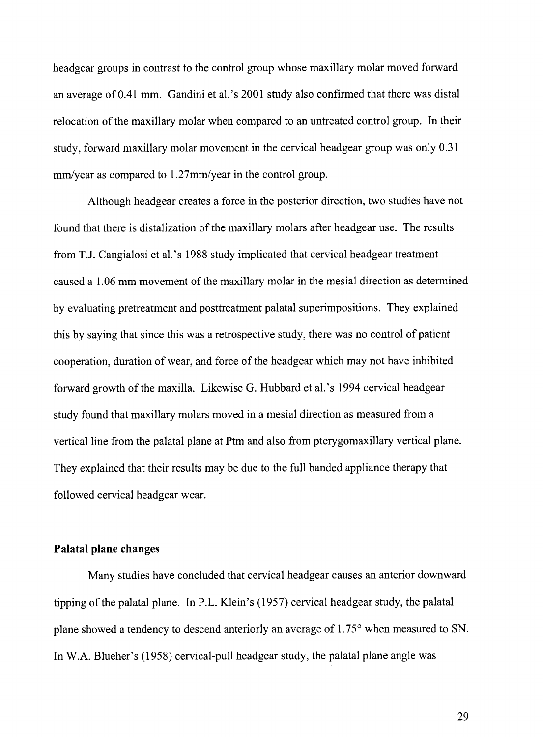headgear groups in contrast to the control group whose maxillary molar moved forward an average of 0.41 mm. Gandini et al.'s 2001 study also confirmed that there was distal relocation of the maxillary molar when compared to an untreated control group. In their study, forward maxillary molar movement in the cervical headgear group was only 0.31 mm/year as compared to 1.27mm/year in the control group.

Although headgear creates a force in the posterior direction, two studies have not found that there is distalization of the maxillary molars after headgear use. The results from T.J. Cangialosi et al.'s 1988 study implicated that cervical headgear treatment caused a 1.06 mm movement of the maxillary molar in the mesial direction as determined by evaluating pretreatment and posttreatment palatal superimpositions. They explained this by saying that since this was a retrospective study, there was no control of patient cooperation, duration of wear, and force of the headgear which may not have inhibited forward growth of the maxilla. Likewise G. Hubbard et al.'s 1994 cervical headgear study found that maxillary molars moved in a mesial direction as measured from a vertical line from the palatal plane at Ptm and also from pterygomaxillary vertical plane. They explained that their results may be due to the full banded appliance therapy that followed cervical headgear wear.

**Palatal plane changes**

Many studies have concluded that cervical headgear causes an anterior downward tipping of the palatal plane. In P.L. Klein's (1957) cervical headgear study, the palatal plane showed a tendency to descend anteriorly an average of 1.75° when measured to SN. In W.A. Blueher's (1958) cervical-pull headgear study, the palatal plane angle was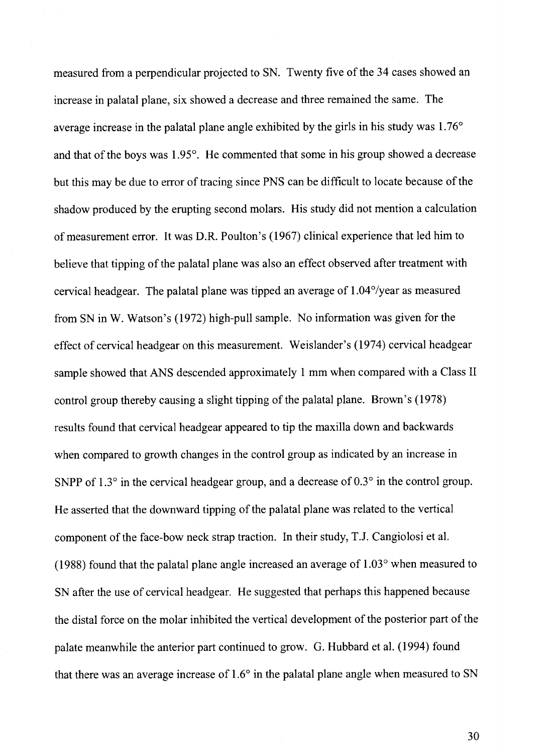measured from a perpendicular projected to SN. Twenty five of the 34 cases showed an increase in palatal plane, six showed a decrease and three remained the same. The average increase in the palatal plane angle exhibited by the girls in his study was 1.76° and that of the boys was 1.95°. He commented that some in his group showed a decrease but this may be due to error of tracing since PNS can be difficult to locate because of the shadow produced by the erupting second molars. His study did not mention a calculation of measurement error. It was D.R. Poulton's (1967) clinical experience that led him to believe that tipping of the palatal plane was also an effect observed after treatment with cervical headgear. The palatal plane was tipped an average of 1.04°/year as measured from SN in W. Watson's (1972) high-pull sample. No information was given for the effect of cervical headgear on this measurement. Weislander's (1974) cervical headgear sample showed that ANS descended approximately 1 mm when compared with a Class II control group thereby causing a slight tipping of the palatal plane. Brown's (1978) results found that cervical headgear appeared to tip the maxilla down and backwards when compared to growth changes in the control group as indicated by an increase in SNPP of 1.3° in the cervical headgear group, and a decrease of 0.3° in the control group. He asserted that the downward tipping of the palatal plane was related to the vertical component of the face-bow neck strap traction. In their study, T.J. Cangiolosi et al. (1988) found that the palatal plane angle increased an average of 1.03° when measured to SN after the use of cervical headgear. He suggested that perhaps this happened because the distal force on the molar inhibited the vertical development of the posterior part of the palate meanwhile the anterior part continued to grow. G. Hubbard et al. (1994) found that there was an average increase of 1.6° in the palatal plane angle when measured to SN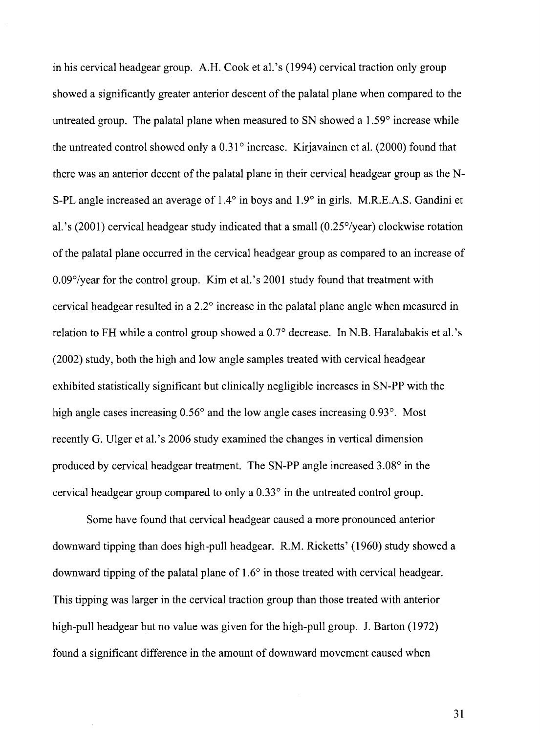in his cervical headgear group. A.H. Cook et al.'s (1994) cervical traction only group showed a significantly greater anterior descent of the palatal plane when compared to the untreated group. The palatal plane when measured to SN showed a 1.59° increase while the untreated control showed only a 0.31° increase. Kirjavainen et al. (2000) found that there was an anterior decent of the palatal plane in their cervical headgear group as the N-S-PL angle increased an average of 1.4° in boys and 1.9° in girls. M.R.E.A.S. Gandini et al.'s (2001) cervical headgear study indicated that a small (0.25°/year) clockwise rotation of the palatal plane occurred in the cervical headgear group as compared to an increase of 0.09°/year for the control group. Kim et al.'s 2001 study found that treatment with cervical headgear resulted in a 2.2° increase in the palatal plane angle when measured in relation to FH while a control group showed a 0.7° decrease. In N.B. Haralabakis et al.'s (2002) study, both the high and low angle samples treated with cervical headgear exhibited statistically significant but clinically negligible increases in SN-PP with the high angle cases increasing 0.56° and the low angle cases increasing 0.93°. Most recently G. Ulger et al.'s 2006 study examined the changes in vertical dimension produced by cervical headgear treatment. The SN-PP angle increased 3.08° in the cervical headgear group compared to only a 0.33° in the untreated control group.

Some have found that cervical headgear caused a more pronounced anterior downward tipping than does high-pull headgear. R.M. Ricketts' (1960) study showed a downward tipping of the palatal plane of 1.6° in those treated with cervical headgear. This tipping was larger in the cervical traction group than those treated with anterior high-pull headgear but no value was given for the high-pull group. J. Barton (1972) found a significant difference in the amount of downward movement caused when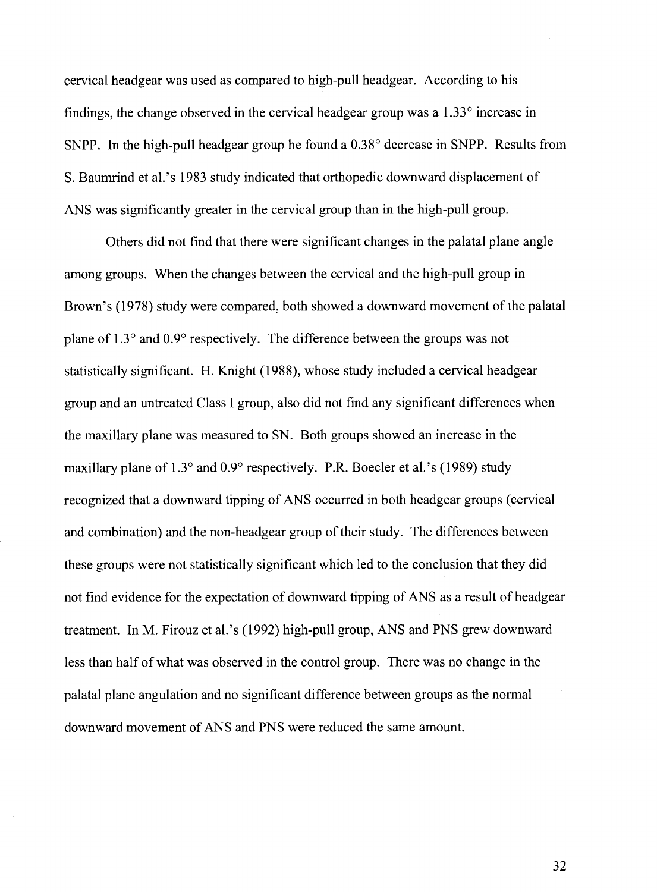cervical headgear was used as compared to high-pull headgear. According to his findings, the change observed in the cervical headgear group was a 1.33° increase in SNPP. In the high-pull headgear group he found a 0.38° decrease in SNPP. Results from S. Baumrind et al.'s 1983 study indicated that orthopedic downward displacement of ANS was significantly greater in the cervical group than in the high-pull group.

Others did not find that there were significant changes in the palatal plane angle among groups. When the changes between the cervical and the high-pull group in Brown's (1978) study were compared, both showed a downward movement of the palatal plane of 1.3° and 0.9° respectively. The difference between the groups was not statistically significant. H. Knight (1988), whose study included a cervical headgear group and an untreated Class I group, also did not find any significant differences when the maxillary plane was measured to SN. Both groups showed an increase in the maxillary plane of 1.3° and 0.9° respectively. P.R. Boecler et al.'s (1989) study recognized that a downward tipping of ANS occurred in both headgear groups (cervical and combination) and the non-headgear group of their study. The differences between these groups were not statistically significant which led to the conclusion that they did not find evidence for the expectation of downward tipping of ANS as a result of headgear treatment. In M. Firouz et al.'s (1992) high-pull group, ANS and PNS grew downward less than half of what was observed in the control group. There was no change in the palatal plane angulation and no significant difference between groups as the normal downward movement of ANS and PNS were reduced the same amount.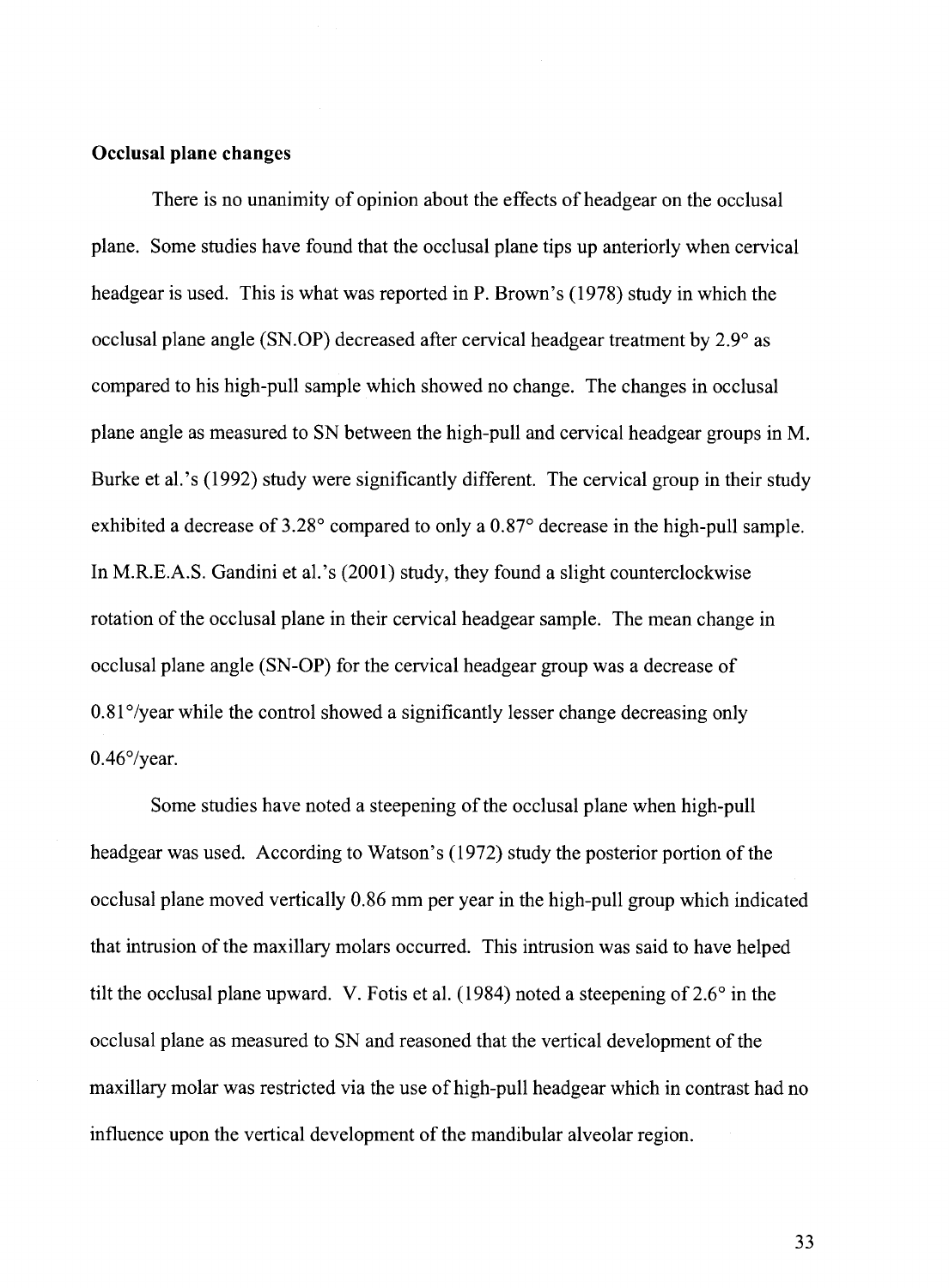**Occlusal plane changes**

There is no unanimity of opinion about the effects of headgear on the occlusal plane. Some studies have found that the occlusal plane tips up anteriorly when cervical headgear is used. This is what was reported in P. Brown's (1978) study in which the occlusal plane angle (SN.OP) decreased after cervical headgear treatment by 2.9° as compared to his high-pull sample which showed no change. The changes in occlusal plane angle as measured to SN between the high-pull and cervical headgear groups in M. Burke et al.'s (1992) study were significantly different. The cervical group in their study exhibited a decrease of 3.28° compared to only a 0.87° decrease in the high-pull sample. In M.R.E.A.S. Gandini et al.'s (2001) study, they found a slight counterclockwise rotation of the occlusal plane in their cervical headgear sample. The mean change in occlusal plane angle (SN-OP) for the cervical headgear group was a decrease of 0.81°/year while the control showed a significantly lesser change decreasing only 0.46°/year.

Some studies have noted a steepening of the occlusal plane when high-pull headgear was used. According to Watson's (1972) study the posterior portion of the occlusal plane moved vertically 0.86 mm per year in the high-pull group which indicated that intrusion of the maxillary molars occurred. This intrusion was said to have helped tilt the occlusal plane upward. V. Fotis et al. (1984) noted a steepening of 2.6° in the occlusal plane as measured to SN and reasoned that the vertical development of the maxillary molar was restricted via the use of high-pull headgear which in contrast had no influence upon the vertical development of the mandibular alveolar region.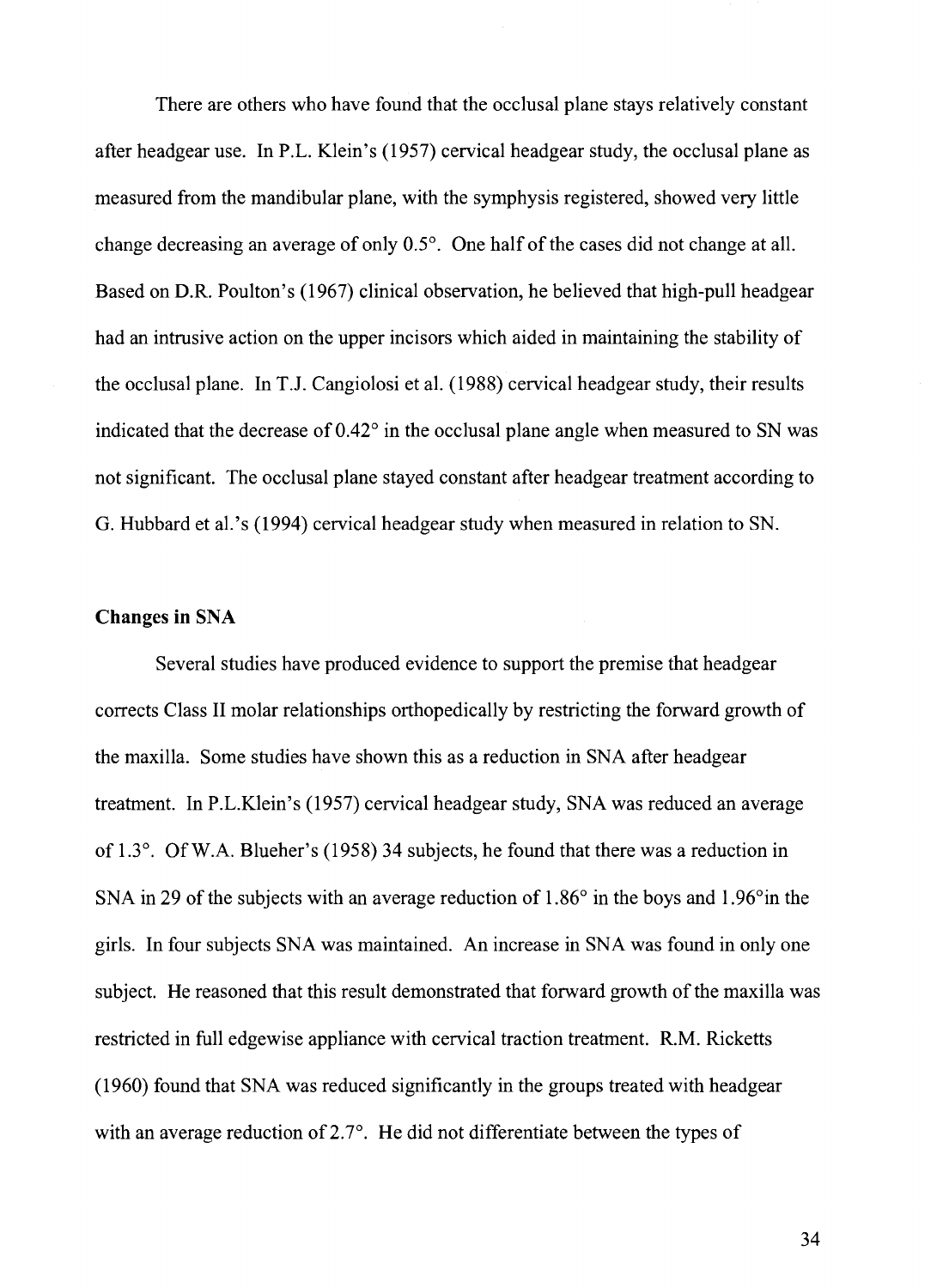There are others who have found that the occlusal plane stays relatively constant after headgear use. In P.L. Klein's (1957) cervical headgear study, the occlusal plane as measured from the mandibular plane, with the symphysis registered, showed very little change decreasing an average of only 0.5°. One half of the cases did not change at all. Based on D.R. Poulton's (1967) clinical observation, he believed that high-pull headgear had an intrusive action on the upper incisors which aided in maintaining the stability of the occlusal plane. In T.J. Cangiolosi et al. (1988) cervical headgear study, their results indicated that the decrease of 0.42° in the occlusal plane angle when measured to SN was not significant. The occlusal plane stayed constant after headgear treatment according to G. Hubbard et al.'s (1994) cervical headgear study when measured in relation to SN.

### Changes in SNA

Several studies have produced evidence to support the premise that headgear corrects Class II molar relationships orthopedically by restricting the forward growth of the maxilla. Some studies have shown this as a reduction in SNA after headgear treatment. In P.L.Klein's (1957) cervical headgear study, SNA was reduced an average of 1.3°. Of W.A. Blueher's (1958) 34 subjects, he found that there was a reduction in SNA in 29 of the subjects with an average reduction of 1.86° in the boys and 1.96°in the girls. In four subjects SNA was maintained. An increase in SNA was found in only one subject. He reasoned that this result demonstrated that forward growth of the maxilla was restricted in full edgewise appliance with cervical traction treatment. R.M. Ricketts (1960) found that SNA was reduced significantly in the groups treated with headgear with an average reduction of 2.7°. He did not differentiate between the types of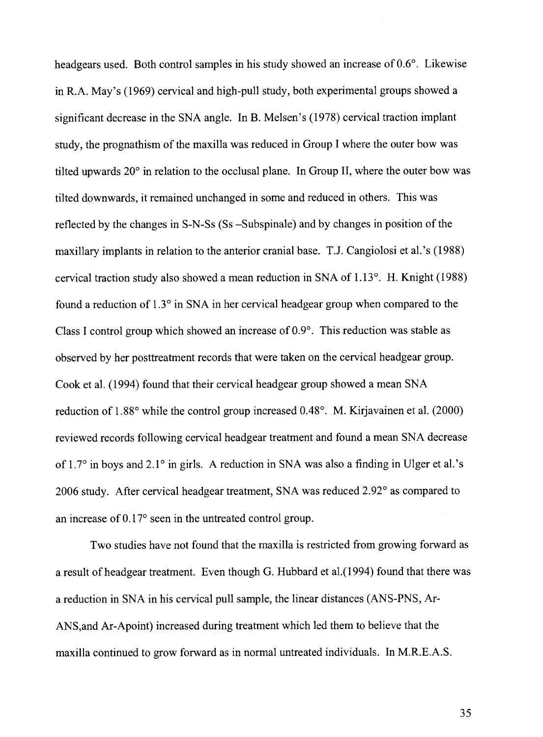headgears used. Both control samples in his study showed an increase of 0.6°. Likewise in R.A. May's (1969) cervical and high-pull study, both experimental groups showed a significant decrease in the SNA angle. In B. Melsen's (1978) cervical traction implant study, the prognathism of the maxilla was reduced in Group I where the outer bow was tilted upwards 20° in relation to the occlusal plane. In Group II, where the outer bow was tilted downwards, it remained unchanged in some and reduced in others. This was reflected by the changes in S-N-Ss (Ss –Subspinale) and by changes in position of the maxillary implants in relation to the anterior cranial base. T.J. Cangiolosi et al.'s (1988) cervical traction study also showed a mean reduction in SNA of 1.13°. H. Knight (1988) found a reduction of 1.3° in SNA in her cervical headgear group when compared to the Class I control group which showed an increase of 0.9°. This reduction was stable as observed by her posttreatment records that were taken on the cervical headgear group. Cook et al. (1994) found that their cervical headgear group showed a mean SNA reduction of 1.88° while the control group increased 0.48°. M. Kirjavainen et al. (2000) reviewed records following cervical headgear treatment and found a mean SNA decrease of 1.7° in boys and 2.1° in girls. A reduction in SNA was also a finding in Ulger et al.'s 2006 study. After cervical headgear treatment, SNA was reduced 2.92° as compared to an increase of 0.17° seen in the untreated control group.

Two studies have not found that the maxilla is restricted from growing forward as a result of headgear treatment. Even though G. Hubbard et al.(1994) found that there was a reduction in SNA in his cervical pull sample, the linear distances (ANS-PNS, Ar-ANS,and Ar-Apoint) increased during treatment which led them to believe that the maxilla continued to grow forward as in normal untreated individuals. In M.R.E.A.S.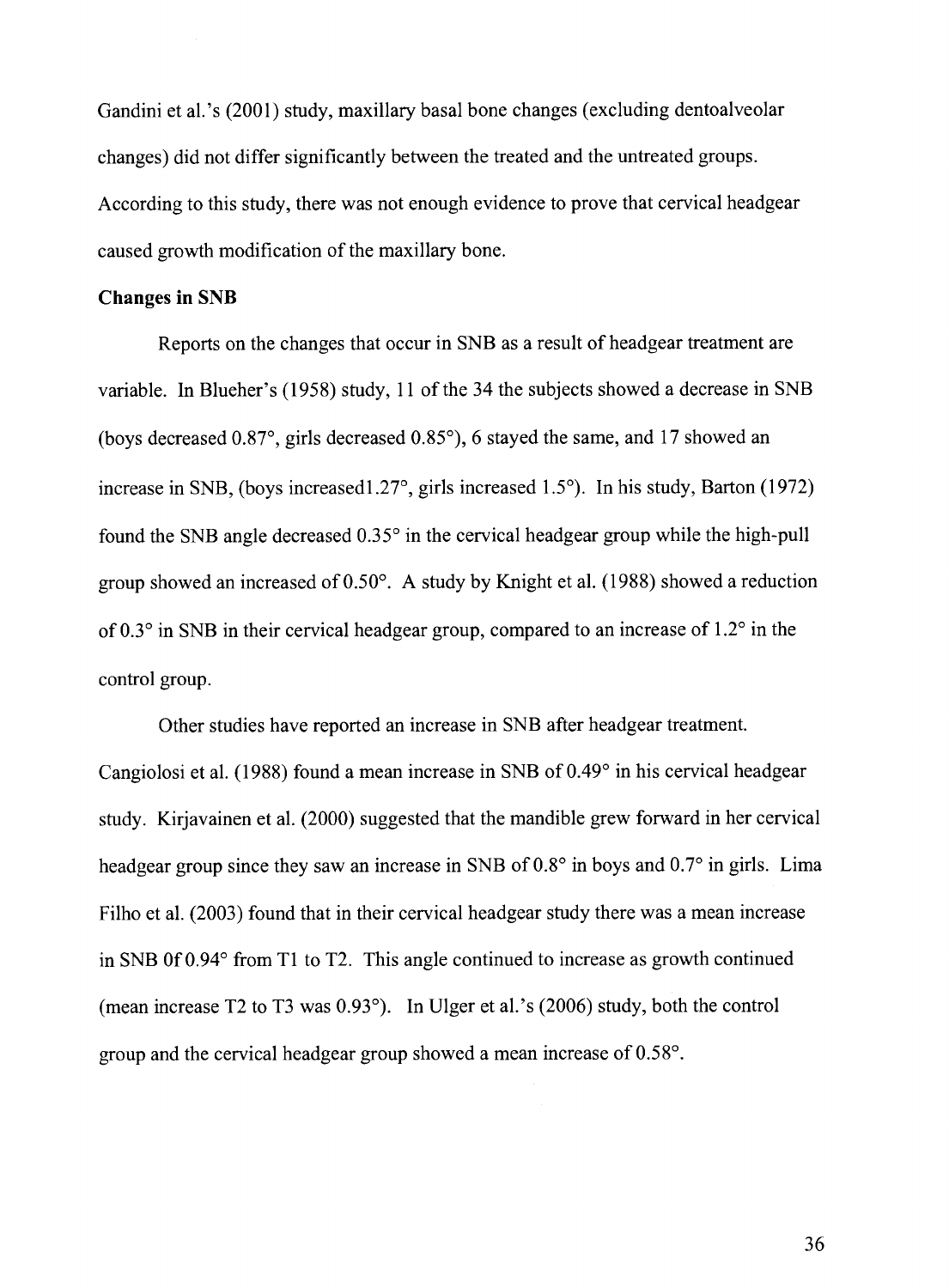Gandini et al.'s (2001) study, maxillary basal bone changes (excluding dentoalveolar changes) did not differ significantly between the treated and the untreated groups. According to this study, there was not enough evidence to prove that cervical headgear caused growth modification of the maxillary bone.

**Changes in SNB**

Reports on the changes that occur in SNB as a result of headgear treatment are variable. In Blueher's (1958) study, 11 of the 34 the subjects showed a decrease in SNB (boys decreased 0.87°, girls decreased 0.85°), 6 stayed the same, and 17 showed an increase in SNB, (boys increased1.27°, girls increased 1.5°). In his study, Barton (1972) found the SNB angle decreased 0.35° in the cervical headgear group while the high-pull group showed an increased of 0.50°. A study by Knight et al. (1988) showed a reduction of 0.3° in SNB in their cervical headgear group, compared to an increase of 1.2° in the control group.

Other studies have reported an increase in SNB after headgear treatment. Cangiolosi et al. (1988) found a mean increase in SNB of 0.49° in his cervical headgear study. Kirjavainen et al. (2000) suggested that the mandible grew forward in her cervical headgear group since they saw an increase in SNB of 0.8° in boys and 0.7° in girls. Lima Filho et al. (2003) found that in their cervical headgear study there was a mean increase in SNB 0f 0.94° from T1 to T2. This angle continued to increase as growth continued (mean increase T2 to T3 was 0.93°). In Ulger et al.'s (2006) study, both the control group and the cervical headgear group showed a mean increase of 0.58°.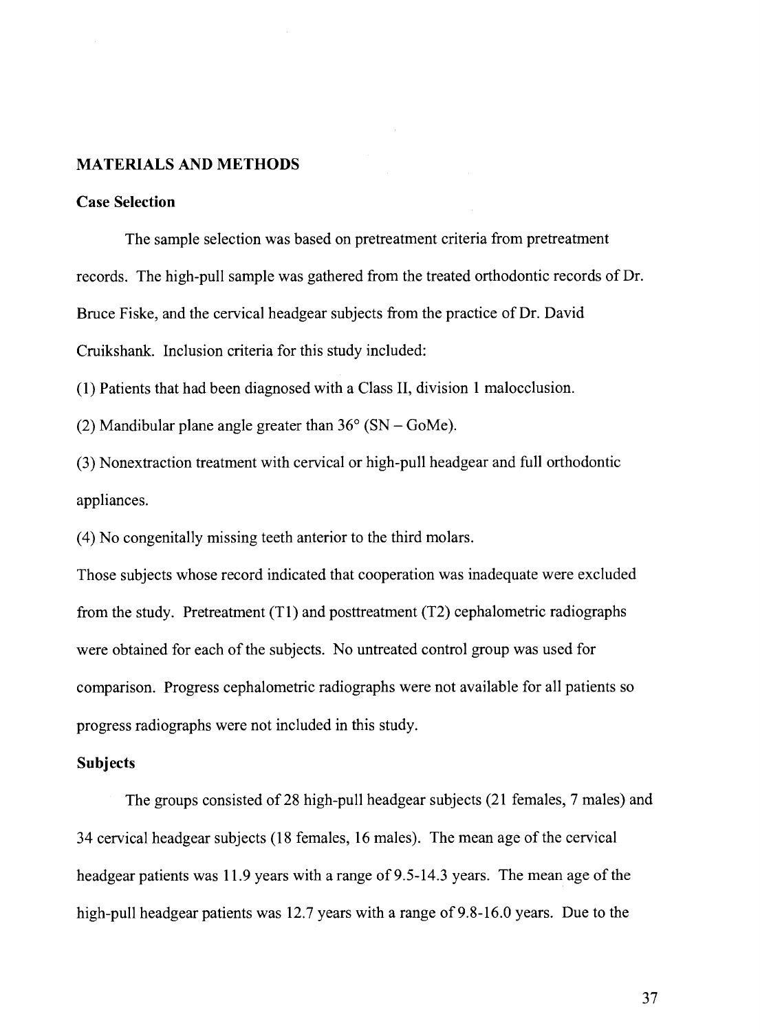## MATERIALS AND METHODS

### Case Selection

The sample selection was based on pretreatment criteria from pretreatment records. The high-pull sample was gathered from the treated orthodontic records of Dr. Bruce Fiske, and the cervical headgear subjects from the practice of Dr. David Cruikshank. Inclusion criteria for this study included:

(1) Patients that had been diagnosed with a Class II, division 1 malocclusion.

(2) Mandibular plane angle greater than 36° (SN – GoMe).

(3) Nonextraction treatment with cervical or high-pull headgear and full orthodontic appliances.

(4) No congenitally missing teeth anterior to the third molars.

Those subjects whose record indicated that cooperation was inadequate were excluded from the study. Pretreatment (T1) and posttreatment (T2) cephalometric radiographs were obtained for each of the subjects. No untreated control group was used for comparison. Progress cephalometric radiographs were not available for all patients so progress radiographs were not included in this study.

### Subjects

The groups consisted of 28 high-pull headgear subjects (21 females, 7 males) and 34 cervical headgear subjects (18 females, 16 males). The mean age of the cervical headgear patients was 11.9 years with a range of 9.5-14.3 years. The mean age of the high-pull headgear patients was 12.7 years with a range of 9.8-16.0 years. Due to the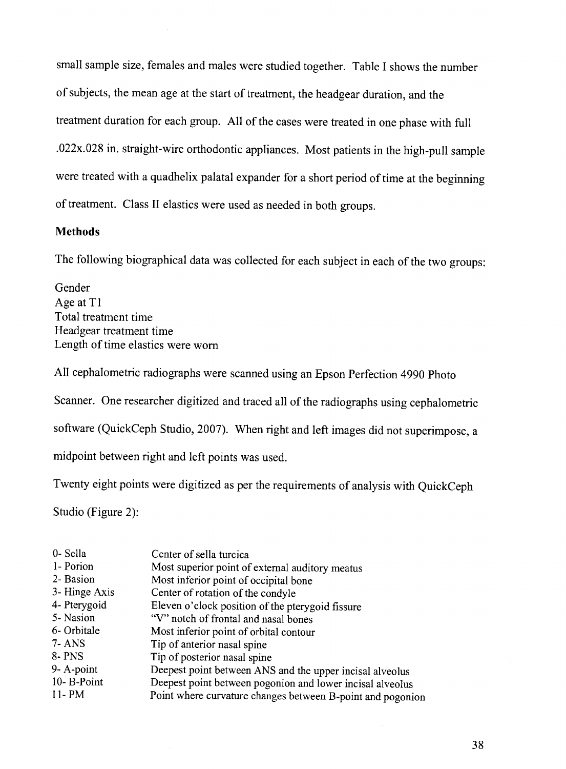small sample size, females and males were studied together. Table I shows the number of subjects, the mean age at the start of treatment, the headgear duration, and the treatment duration for each group. All of the cases were treated in one phase with full .022x.028 in. straight-wire orthodontic appliances. Most patients in the high-pull sample were treated with a quadhelix palatal expander for a short period of time at the beginning of treatment. Class II elastics were used as needed in both groups.

**Methods**

The following biographical data was collected for each subject in each of the two groups:

Gender
Age at T1
Total treatment time
Headgear treatment time
Length of time elastics were worn

All cephalometric radiographs were scanned using an Epson Perfection 4990 Photo Scanner. One researcher digitized and traced all of the radiographs using cephalometric software (QuickCeph Studio, 2007). When right and left images did not superimpose, a midpoint between right and left points was used.

Twenty eight points were digitized as per the requirements of analysis with QuickCeph Studio (Figure 2):

| | |
|---|---|
| 0- Sella | Center of sella turcica |
| 1- Porion | Most superior point of external auditory meatus |
| 2- Basion | Most inferior point of occipital bone |
| 3- Hinge Axis | Center of rotation of the condyle |
| 4- Pterygoid | Eleven o'clock position of the pterygoid fissure |
| 5- Nasion | "V" notch of frontal and nasal bones |
| 6- Orbitale | Most inferior point of orbital contour |
| 7- ANS | Tip of anterior nasal spine |
| 8- PNS | Tip of posterior nasal spine |
| 9- A-point | Deepest point between ANS and the upper incisal alveolus |
| 10- B-Point | Deepest point between pogonion and lower incisal alveolus |
| 11- PM | Point where curvature changes between B-point and pogonion |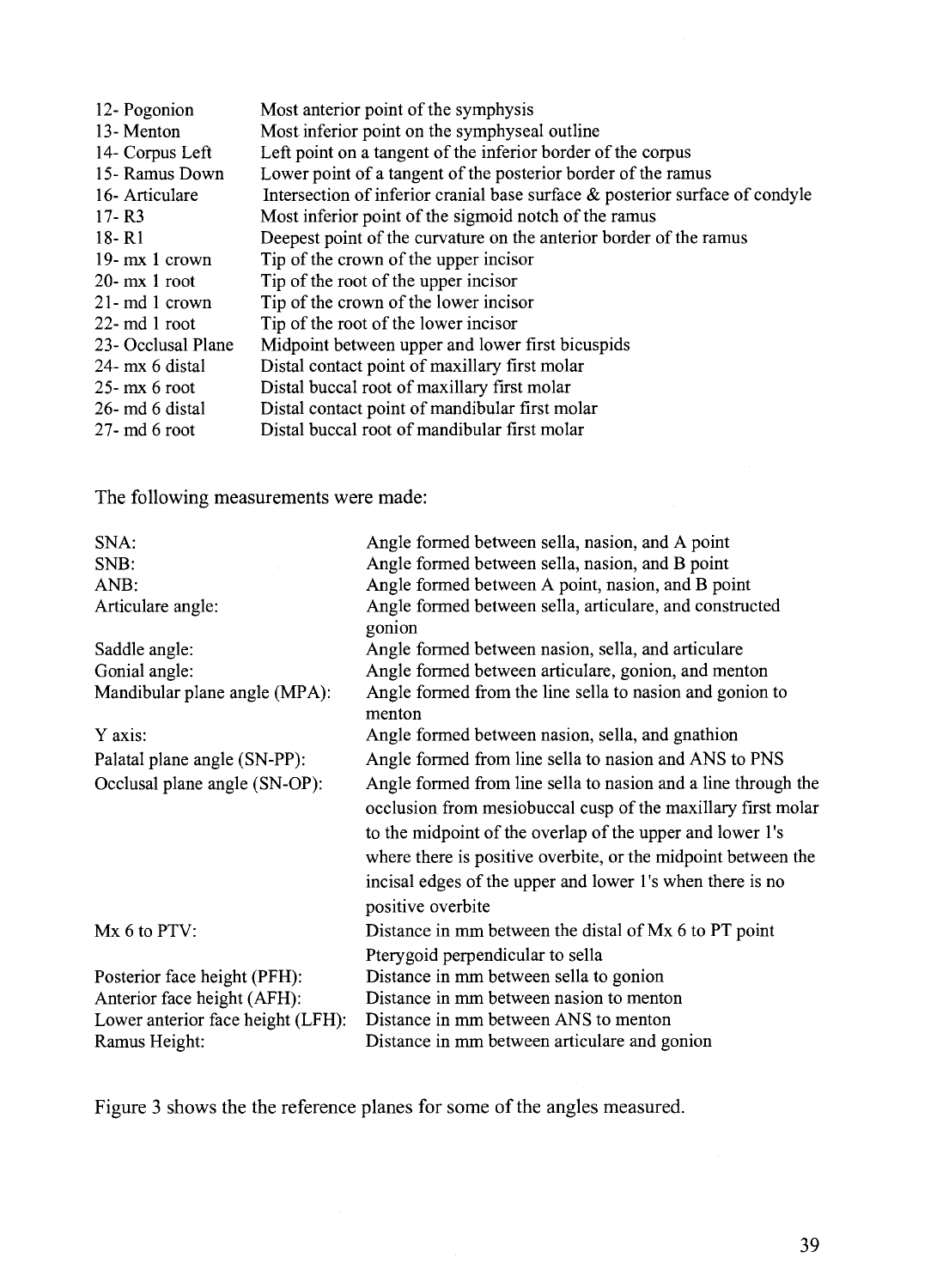| | |
|---|---|
| 12- Pogonion | Most anterior point of the symphysis |
| 13- Menton | Most inferior point on the symphyseal outline |
| 14- Corpus Left | Left point on a tangent of the inferior border of the corpus |
| 15- Ramus Down | Lower point of a tangent of the posterior border of the ramus |
| 16- Articulare | Intersection of inferior cranial base surface & posterior surface of condyle |
| 17- R3 | Most inferior point of the sigmoid notch of the ramus |
| 18- R1 | Deepest point of the curvature on the anterior border of the ramus |
| 19- mx 1 crown | Tip of the crown of the upper incisor |
| 20- mx 1 root | Tip of the root of the upper incisor |
| 21- md 1 crown | Tip of the crown of the lower incisor |
| 22- md 1 root | Tip of the root of the lower incisor |
| 23- Occlusal Plane | Midpoint between upper and lower first bicuspids |
| 24- mx 6 distal | Distal contact point of maxillary first molar |
| 25- mx 6 root | Distal buccal root of maxillary first molar |
| 26- md 6 distal | Distal contact point of mandibular first molar |
| 27- md 6 root | Distal buccal root of mandibular first molar |

The following measurements were made:

| | |
|---|---|
| SNA: | Angle formed between sella, nasion, and A point |
| SNB: | Angle formed between sella, nasion, and B point |
| ANB: | Angle formed between A point, nasion, and B point |
| Articulare angle: | Angle formed between sella, articulare, and constructed gonion |
| Saddle angle: | Angle formed between nasion, sella, and articulare |
| Gonial angle: | Angle formed between articulare, gonion, and menton |
| Mandibular plane angle (MPA): | Angle formed from the line sella to nasion and gonion to menton |
| Y axis: | Angle formed between nasion, sella, and gnathion |
| Palatal plane angle (SN-PP): | Angle formed from line sella to nasion and ANS to PNS |
| Occlusal plane angle (SN-OP): | Angle formed from line sella to nasion and a line through the occlusion from mesiobuccal cusp of the maxillary first molar to the midpoint of the overlap of the upper and lower 1's where there is positive overbite, or the midpoint between the incisal edges of the upper and lower 1's when there is no positive overbite |
| Mx 6 to PTV: | Distance in mm between the distal of Mx 6 to PT point Pterygoid perpendicular to sella |
| Posterior face height (PFH): | Distance in mm between sella to gonion |
| Anterior face height (AFH): | Distance in mm between nasion to menton |
| Lower anterior face height (LFH): | Distance in mm between ANS to menton |
| Ramus Height: | Distance in mm between articulare and gonion |

Figure 3 shows the the reference planes for some of the angles measured.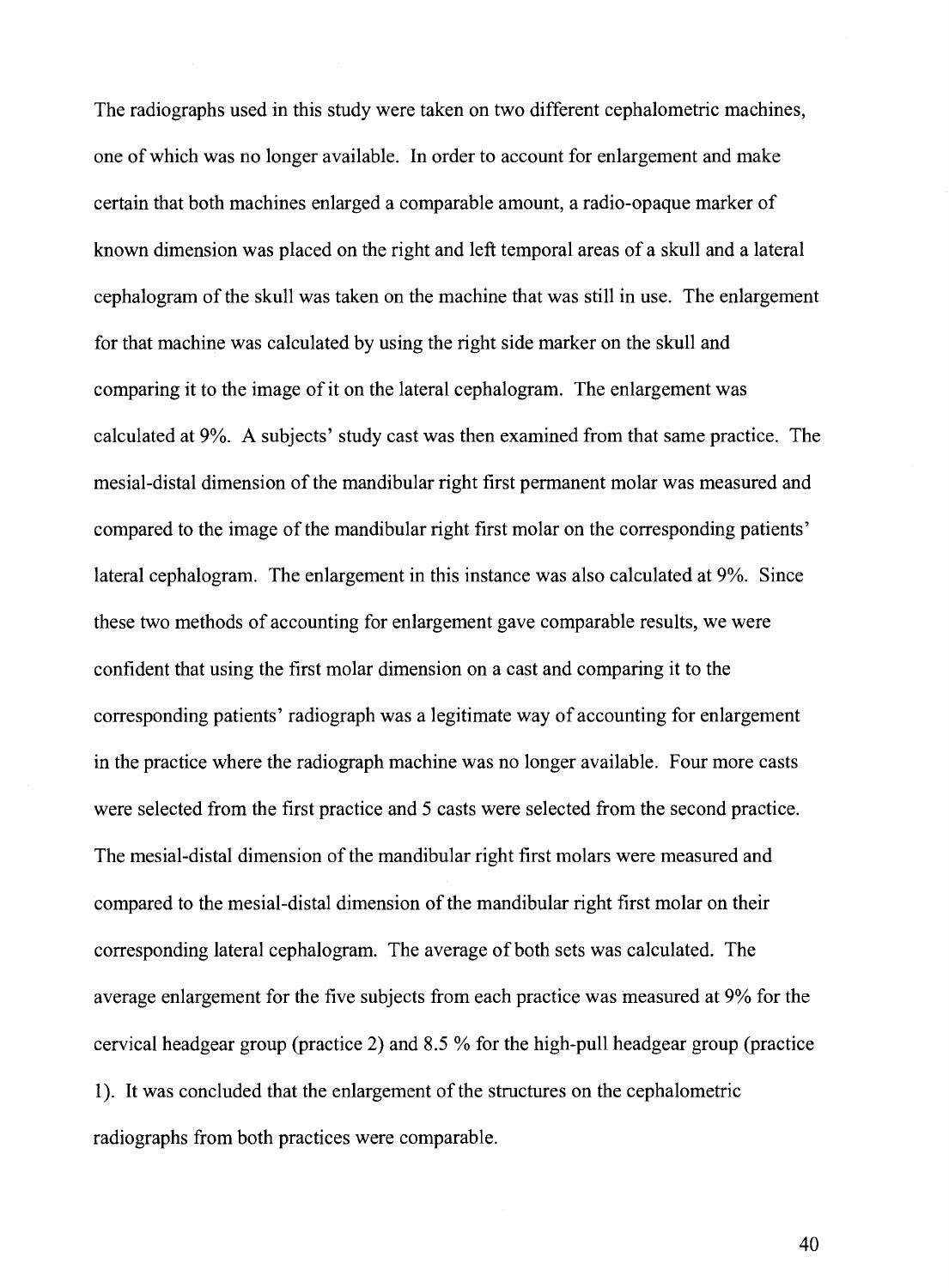The radiographs used in this study were taken on two different cephalometric machines, one of which was no longer available. In order to account for enlargement and make certain that both machines enlarged a comparable amount, a radio-opaque marker of known dimension was placed on the right and left temporal areas of a skull and a lateral cephalogram of the skull was taken on the machine that was still in use. The enlargement for that machine was calculated by using the right side marker on the skull and comparing it to the image of it on the lateral cephalogram. The enlargement was calculated at 9%. A subjects' study cast was then examined from that same practice. The mesial-distal dimension of the mandibular right first permanent molar was measured and compared to the image of the mandibular right first molar on the corresponding patients' lateral cephalogram. The enlargement in this instance was also calculated at 9%. Since these two methods of accounting for enlargement gave comparable results, we were confident that using the first molar dimension on a cast and comparing it to the corresponding patients' radiograph was a legitimate way of accounting for enlargement in the practice where the radiograph machine was no longer available. Four more casts were selected from the first practice and 5 casts were selected from the second practice. The mesial-distal dimension of the mandibular right first molars were measured and compared to the mesial-distal dimension of the mandibular right first molar on their corresponding lateral cephalogram. The average of both sets was calculated. The average enlargement for the five subjects from each practice was measured at 9% for the cervical headgear group (practice 2) and 8.5 % for the high-pull headgear group (practice 1). It was concluded that the enlargement of the structures on the cephalometric radiographs from both practices were comparable.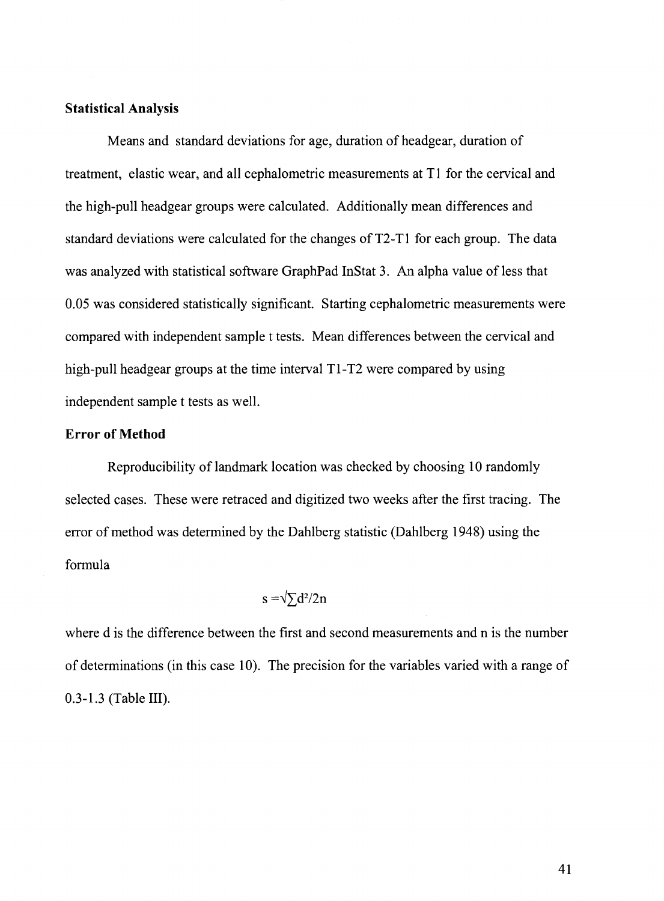**Statistical Analysis**

Means and standard deviations for age, duration of headgear, duration of treatment, elastic wear, and all cephalometric measurements at T1 for the cervical and the high-pull headgear groups were calculated. Additionally mean differences and standard deviations were calculated for the changes of T2-T1 for each group. The data was analyzed with statistical software GraphPad InStat 3. An alpha value of less that 0.05 was considered statistically significant. Starting cephalometric measurements were compared with independent sample t tests. Mean differences between the cervical and high-pull headgear groups at the time interval T1-T2 were compared by using independent sample t tests as well.

**Error of Method**

Reproducibility of landmark location was checked by choosing 10 randomly selected cases. These were retraced and digitized two weeks after the first tracing. The error of method was determined by the Dahlberg statistic (Dahlberg 1948) using the formula

$$s = \sqrt{\sum d^2 / 2n}$$

where d is the difference between the first and second measurements and n is the number of determinations (in this case 10). The precision for the variables varied with a range of 0.3-1.3 (Table III).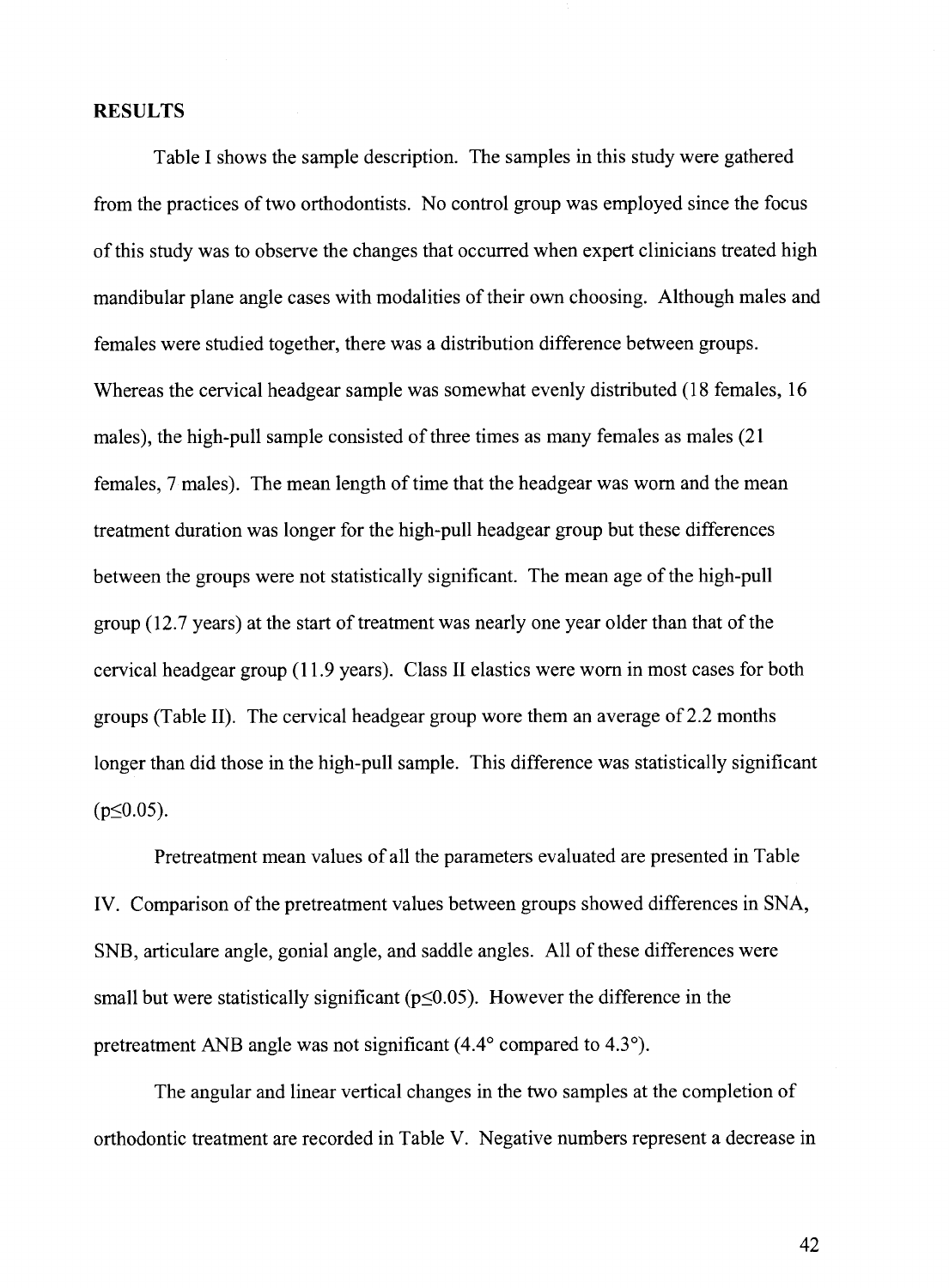## RESULTS

Table I shows the sample description. The samples in this study were gathered from the practices of two orthodontists. No control group was employed since the focus of this study was to observe the changes that occurred when expert clinicians treated high mandibular plane angle cases with modalities of their own choosing. Although males and females were studied together, there was a distribution difference between groups. Whereas the cervical headgear sample was somewhat evenly distributed (18 females, 16 males), the high-pull sample consisted of three times as many females as males (21 females, 7 males). The mean length of time that the headgear was worn and the mean treatment duration was longer for the high-pull headgear group but these differences between the groups were not statistically significant. The mean age of the high-pull group (12.7 years) at the start of treatment was nearly one year older than that of the cervical headgear group (11.9 years). Class II elastics were worn in most cases for both groups (Table II). The cervical headgear group wore them an average of 2.2 months longer than did those in the high-pull sample. This difference was statistically significant ($p \leq 0.05$).

Pretreatment mean values of all the parameters evaluated are presented in Table IV. Comparison of the pretreatment values between groups showed differences in SNA, SNB, articulare angle, gonial angle, and saddle angles. All of these differences were small but were statistically significant ($p \leq 0.05$). However the difference in the pretreatment ANB angle was not significant (4.4° compared to 4.3°).

The angular and linear vertical changes in the two samples at the completion of orthodontic treatment are recorded in Table V. Negative numbers represent a decrease in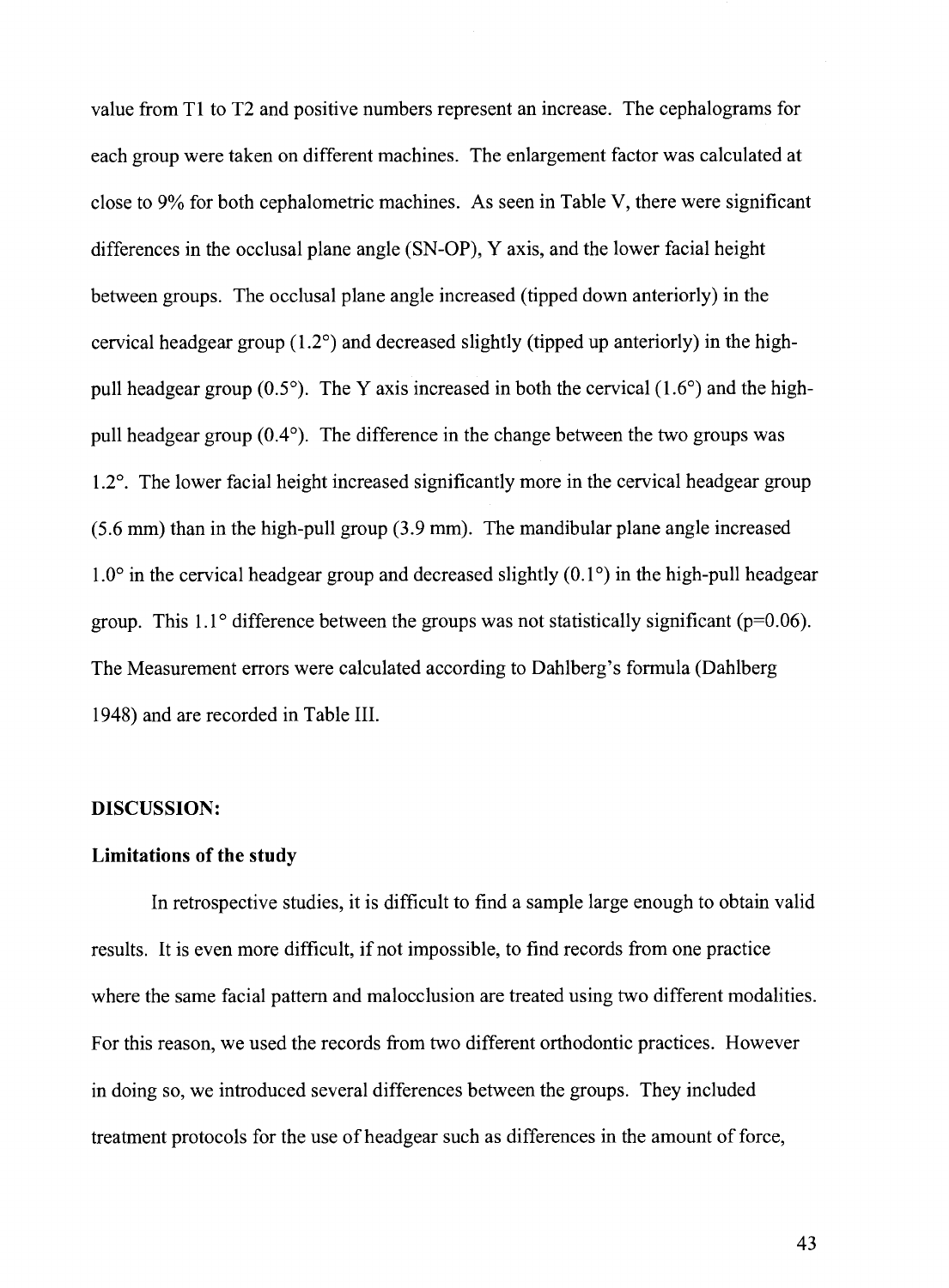value from T1 to T2 and positive numbers represent an increase. The cephalograms for each group were taken on different machines. The enlargement factor was calculated at close to 9% for both cephalometric machines. As seen in Table V, there were significant differences in the occlusal plane angle (SN-OP), Y axis, and the lower facial height between groups. The occlusal plane angle increased (tipped down anteriorly) in the cervical headgear group (1.2°) and decreased slightly (tipped up anteriorly) in the high-pull headgear group (0.5°). The Y axis increased in both the cervical (1.6°) and the high-pull headgear group (0.4°). The difference in the change between the two groups was 1.2°. The lower facial height increased significantly more in the cervical headgear group (5.6 mm) than in the high-pull group (3.9 mm). The mandibular plane angle increased 1.0° in the cervical headgear group and decreased slightly (0.1°) in the high-pull headgear group. This 1.1° difference between the groups was not statistically significant ($p=0.06$). The Measurement errors were calculated according to Dahlberg's formula (Dahlberg 1948) and are recorded in Table III.

## DISCUSSION:

### Limitations of the study

In retrospective studies, it is difficult to find a sample large enough to obtain valid results. It is even more difficult, if not impossible, to find records from one practice where the same facial pattern and malocclusion are treated using two different modalities. For this reason, we used the records from two different orthodontic practices. However in doing so, we introduced several differences between the groups. They included treatment protocols for the use of headgear such as differences in the amount of force,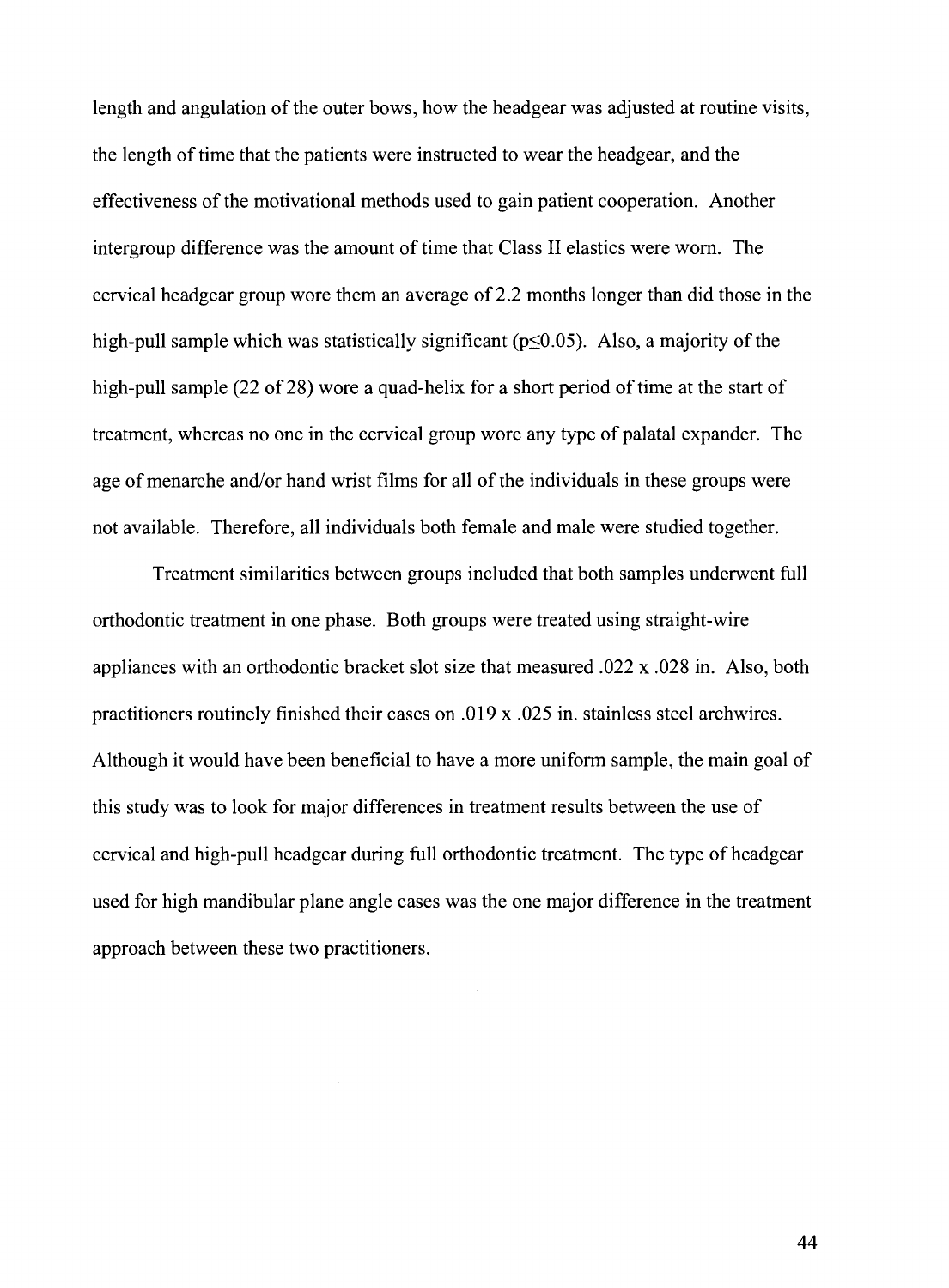length and angulation of the outer bows, how the headgear was adjusted at routine visits, the length of time that the patients were instructed to wear the headgear, and the effectiveness of the motivational methods used to gain patient cooperation. Another intergroup difference was the amount of time that Class II elastics were worn. The cervical headgear group wore them an average of 2.2 months longer than did those in the high-pull sample which was statistically significant ($p \leq 0.05$). Also, a majority of the high-pull sample (22 of 28) wore a quad-helix for a short period of time at the start of treatment, whereas no one in the cervical group wore any type of palatal expander. The age of menarche and/or hand wrist films for all of the individuals in these groups were not available. Therefore, all individuals both female and male were studied together.

Treatment similarities between groups included that both samples underwent full orthodontic treatment in one phase. Both groups were treated using straight-wire appliances with an orthodontic bracket slot size that measured .022 x .028 in. Also, both practitioners routinely finished their cases on .019 x .025 in. stainless steel archwires. Although it would have been beneficial to have a more uniform sample, the main goal of this study was to look for major differences in treatment results between the use of cervical and high-pull headgear during full orthodontic treatment. The type of headgear used for high mandibular plane angle cases was the one major difference in the treatment approach between these two practitioners.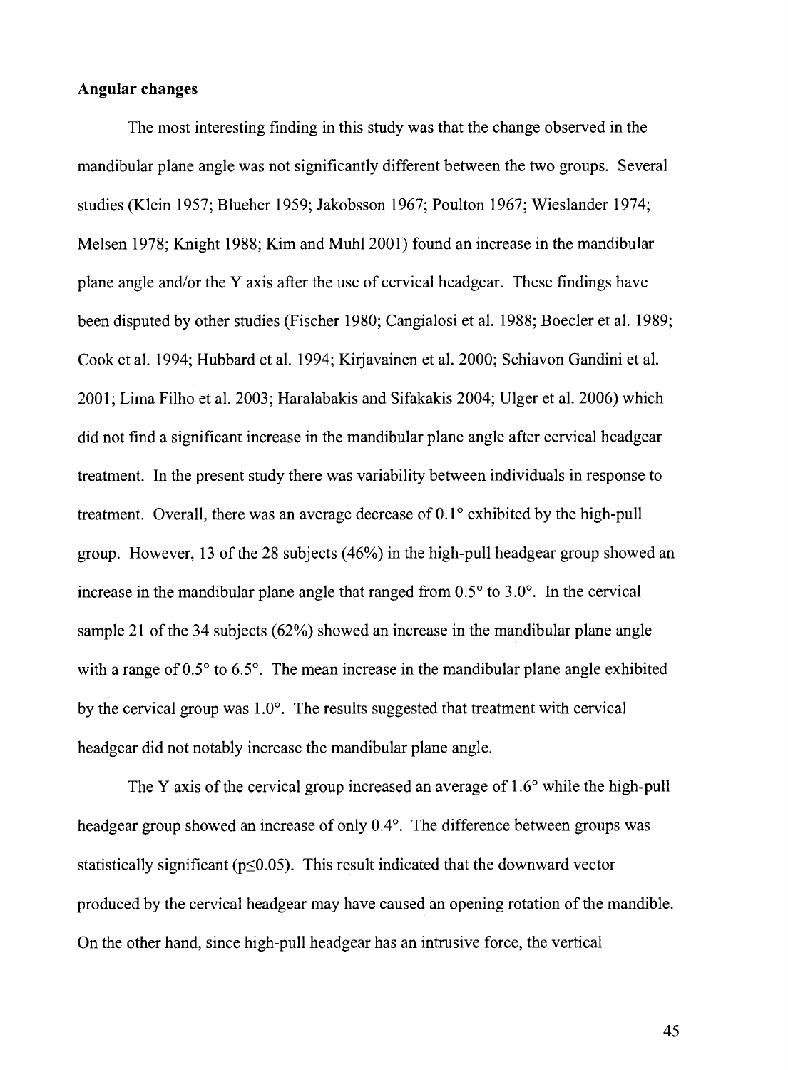### Angular changes

The most interesting finding in this study was that the change observed in the mandibular plane angle was not significantly different between the two groups. Several studies (Klein 1957; Blueher 1959; Jakobsson 1967; Poulton 1967; Wieslander 1974; Melsen 1978; Knight 1988; Kim and Muhl 2001) found an increase in the mandibular plane angle and/or the Y axis after the use of cervical headgear. These findings have been disputed by other studies (Fischer 1980; Cangialosi et al. 1988; Boecler et al. 1989; Cook et al. 1994; Hubbard et al. 1994; Kirjavainen et al. 2000; Schiavon Gandini et al. 2001; Lima Filho et al. 2003; Haralabakis and Sifakakis 2004; Ulger et al. 2006) which did not find a significant increase in the mandibular plane angle after cervical headgear treatment. In the present study there was variability between individuals in response to treatment. Overall, there was an average decrease of 0.1° exhibited by the high-pull group. However, 13 of the 28 subjects (46%) in the high-pull headgear group showed an increase in the mandibular plane angle that ranged from 0.5° to 3.0°. In the cervical sample 21 of the 34 subjects (62%) showed an increase in the mandibular plane angle with a range of 0.5° to 6.5°. The mean increase in the mandibular plane angle exhibited by the cervical group was 1.0°. The results suggested that treatment with cervical headgear did not notably increase the mandibular plane angle.

The Y axis of the cervical group increased an average of 1.6° while the high-pull headgear group showed an increase of only 0.4°. The difference between groups was statistically significant ($p \leq 0.05$). This result indicated that the downward vector produced by the cervical headgear may have caused an opening rotation of the mandible. On the other hand, since high-pull headgear has an intrusive force, the vertical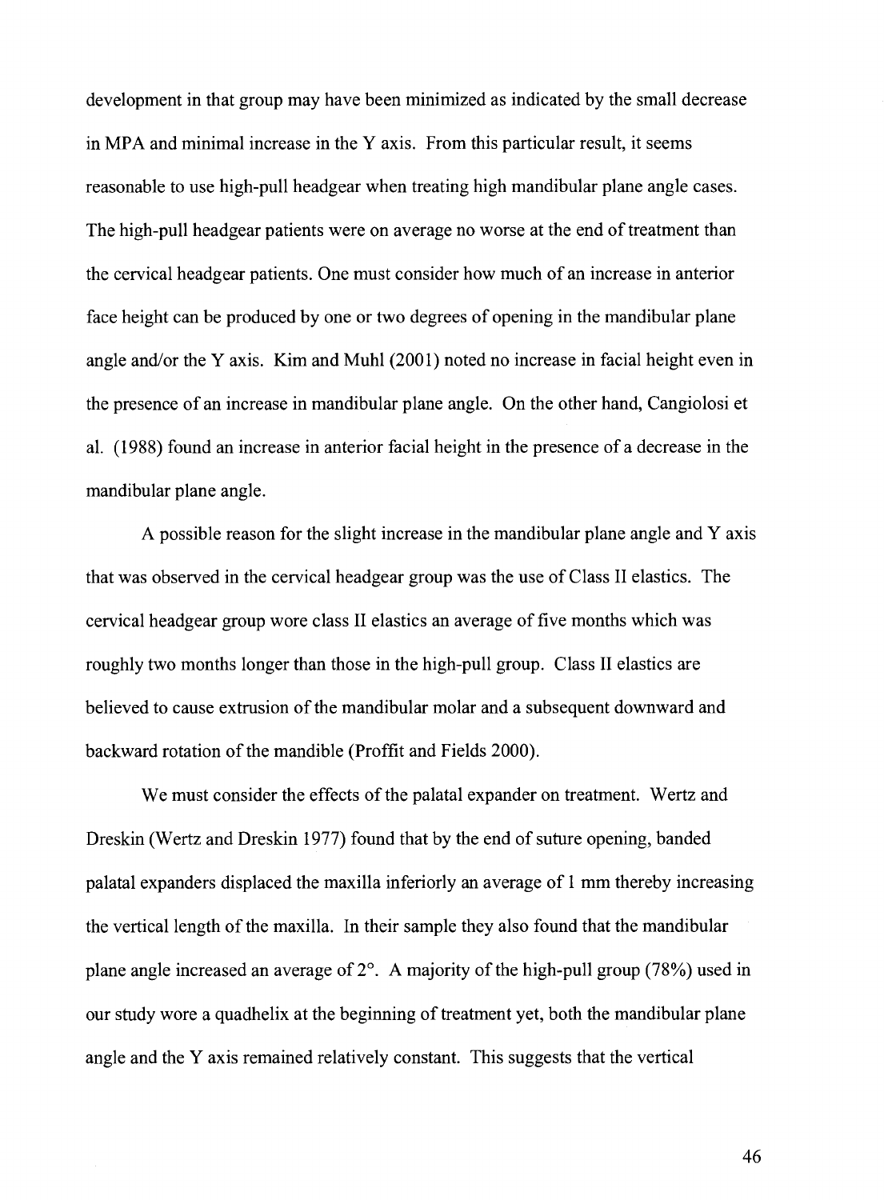development in that group may have been minimized as indicated by the small decrease in MPA and minimal increase in the Y axis. From this particular result, it seems reasonable to use high-pull headgear when treating high mandibular plane angle cases. The high-pull headgear patients were on average no worse at the end of treatment than the cervical headgear patients. One must consider how much of an increase in anterior face height can be produced by one or two degrees of opening in the mandibular plane angle and/or the Y axis. Kim and Muhl (2001) noted no increase in facial height even in the presence of an increase in mandibular plane angle. On the other hand, Cangiolosi et al. (1988) found an increase in anterior facial height in the presence of a decrease in the mandibular plane angle.

A possible reason for the slight increase in the mandibular plane angle and Y axis that was observed in the cervical headgear group was the use of Class II elastics. The cervical headgear group wore class II elastics an average of five months which was roughly two months longer than those in the high-pull group. Class II elastics are believed to cause extrusion of the mandibular molar and a subsequent downward and backward rotation of the mandible (Proffit and Fields 2000).

We must consider the effects of the palatal expander on treatment. Wertz and Dreskin (Wertz and Dreskin 1977) found that by the end of suture opening, banded palatal expanders displaced the maxilla inferiorly an average of 1 mm thereby increasing the vertical length of the maxilla. In their sample they also found that the mandibular plane angle increased an average of 2°. A majority of the high-pull group (78%) used in our study wore a quadhelix at the beginning of treatment yet, both the mandibular plane angle and the Y axis remained relatively constant. This suggests that the vertical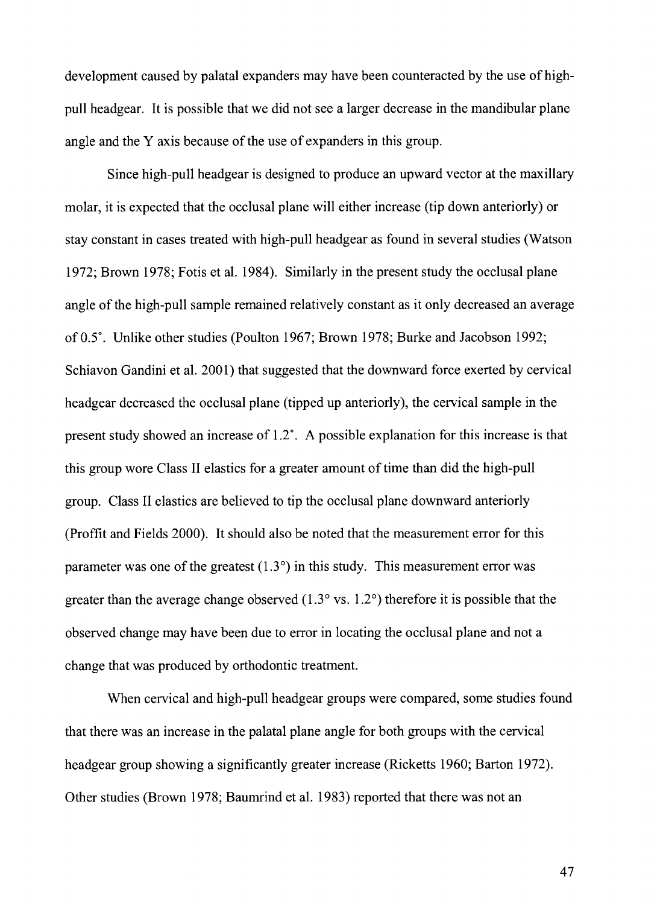development caused by palatal expanders may have been counteracted by the use of high-pull headgear. It is possible that we did not see a larger decrease in the mandibular plane angle and the Y axis because of the use of expanders in this group.

Since high-pull headgear is designed to produce an upward vector at the maxillary molar, it is expected that the occlusal plane will either increase (tip down anteriorly) or stay constant in cases treated with high-pull headgear as found in several studies (Watson 1972; Brown 1978; Fotis et al. 1984). Similarly in the present study the occlusal plane angle of the high-pull sample remained relatively constant as it only decreased an average of 0.5°. Unlike other studies (Poulton 1967; Brown 1978; Burke and Jacobson 1992; Schiavon Gandini et al. 2001) that suggested that the downward force exerted by cervical headgear decreased the occlusal plane (tipped up anteriorly), the cervical sample in the present study showed an increase of 1.2°. A possible explanation for this increase is that this group wore Class II elastics for a greater amount of time than did the high-pull group. Class II elastics are believed to tip the occlusal plane downward anteriorly (Proffit and Fields 2000). It should also be noted that the measurement error for this parameter was one of the greatest (1.3°) in this study. This measurement error was greater than the average change observed (1.3° vs. 1.2°) therefore it is possible that the observed change may have been due to error in locating the occlusal plane and not a change that was produced by orthodontic treatment.

When cervical and high-pull headgear groups were compared, some studies found that there was an increase in the palatal plane angle for both groups with the cervical headgear group showing a significantly greater increase (Ricketts 1960; Barton 1972). Other studies (Brown 1978; Baumrind et al. 1983) reported that there was not an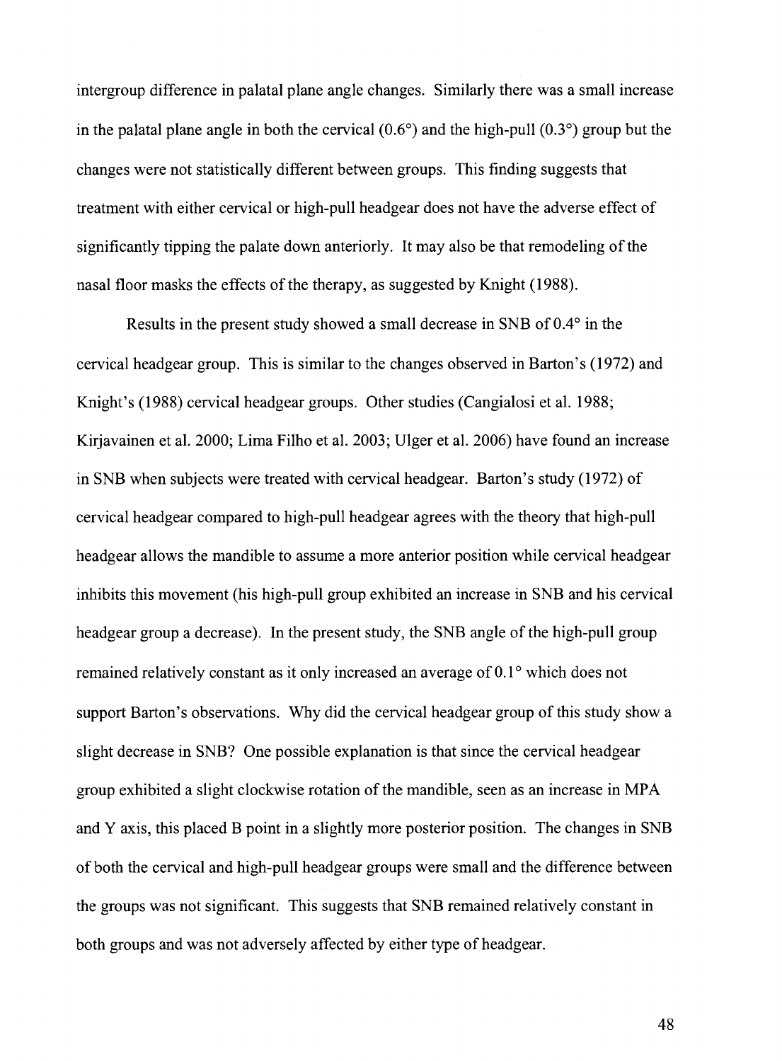intergroup difference in palatal plane angle changes. Similarly there was a small increase in the palatal plane angle in both the cervical (0.6°) and the high-pull (0.3°) group but the changes were not statistically different between groups. This finding suggests that treatment with either cervical or high-pull headgear does not have the adverse effect of significantly tipping the palate down anteriorly. It may also be that remodeling of the nasal floor masks the effects of the therapy, as suggested by Knight (1988).

Results in the present study showed a small decrease in SNB of 0.4° in the cervical headgear group. This is similar to the changes observed in Barton's (1972) and Knight's (1988) cervical headgear groups. Other studies (Cangialosi et al. 1988; Kirjavainen et al. 2000; Lima Filho et al. 2003; Ulger et al. 2006) have found an increase in SNB when subjects were treated with cervical headgear. Barton's study (1972) of cervical headgear compared to high-pull headgear agrees with the theory that high-pull headgear allows the mandible to assume a more anterior position while cervical headgear inhibits this movement (his high-pull group exhibited an increase in SNB and his cervical headgear group a decrease). In the present study, the SNB angle of the high-pull group remained relatively constant as it only increased an average of 0.1° which does not support Barton's observations. Why did the cervical headgear group of this study show a slight decrease in SNB? One possible explanation is that since the cervical headgear group exhibited a slight clockwise rotation of the mandible, seen as an increase in MPA and Y axis, this placed B point in a slightly more posterior position. The changes in SNB of both the cervical and high-pull headgear groups were small and the difference between the groups was not significant. This suggests that SNB remained relatively constant in both groups and was not adversely affected by either type of headgear.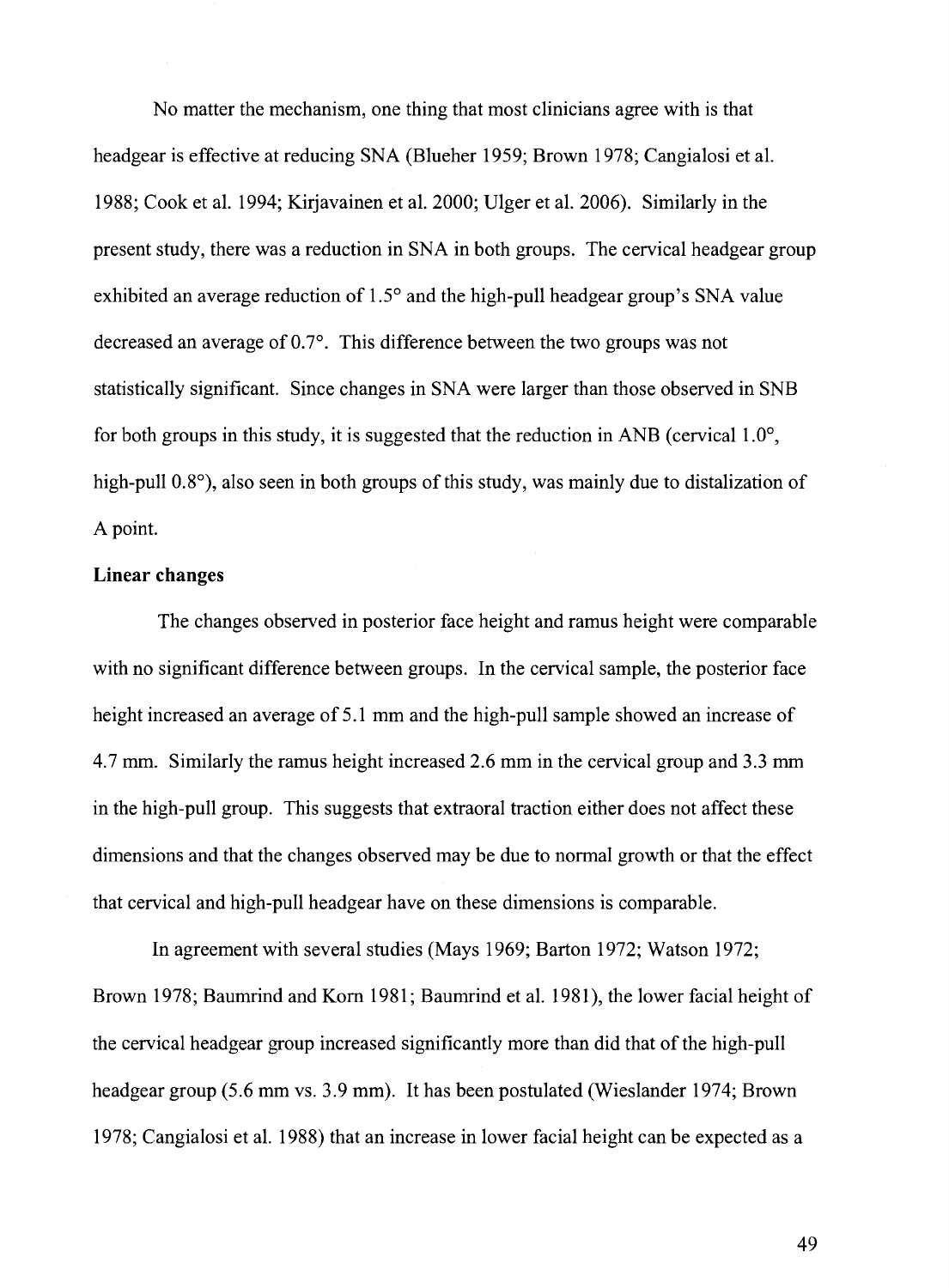No matter the mechanism, one thing that most clinicians agree with is that headgear is effective at reducing SNA (Blueher 1959; Brown 1978; Cangialosi et al. 1988; Cook et al. 1994; Kirjavainen et al. 2000; Ulger et al. 2006). Similarly in the present study, there was a reduction in SNA in both groups. The cervical headgear group exhibited an average reduction of 1.5° and the high-pull headgear group's SNA value decreased an average of 0.7°. This difference between the two groups was not statistically significant. Since changes in SNA were larger than those observed in SNB for both groups in this study, it is suggested that the reduction in ANB (cervical 1.0°, high-pull 0.8°), also seen in both groups of this study, was mainly due to distalization of A point.

**Linear changes**

The changes observed in posterior face height and ramus height were comparable with no significant difference between groups. In the cervical sample, the posterior face height increased an average of 5.1 mm and the high-pull sample showed an increase of 4.7 mm. Similarly the ramus height increased 2.6 mm in the cervical group and 3.3 mm in the high-pull group. This suggests that extraoral traction either does not affect these dimensions and that the changes observed may be due to normal growth or that the effect that cervical and high-pull headgear have on these dimensions is comparable.

In agreement with several studies (Mays 1969; Barton 1972; Watson 1972; Brown 1978; Baumrind and Korn 1981; Baumrind et al. 1981), the lower facial height of the cervical headgear group increased significantly more than did that of the high-pull headgear group (5.6 mm vs. 3.9 mm). It has been postulated (Wieslander 1974; Brown 1978; Cangialosi et al. 1988) that an increase in lower facial height can be expected as a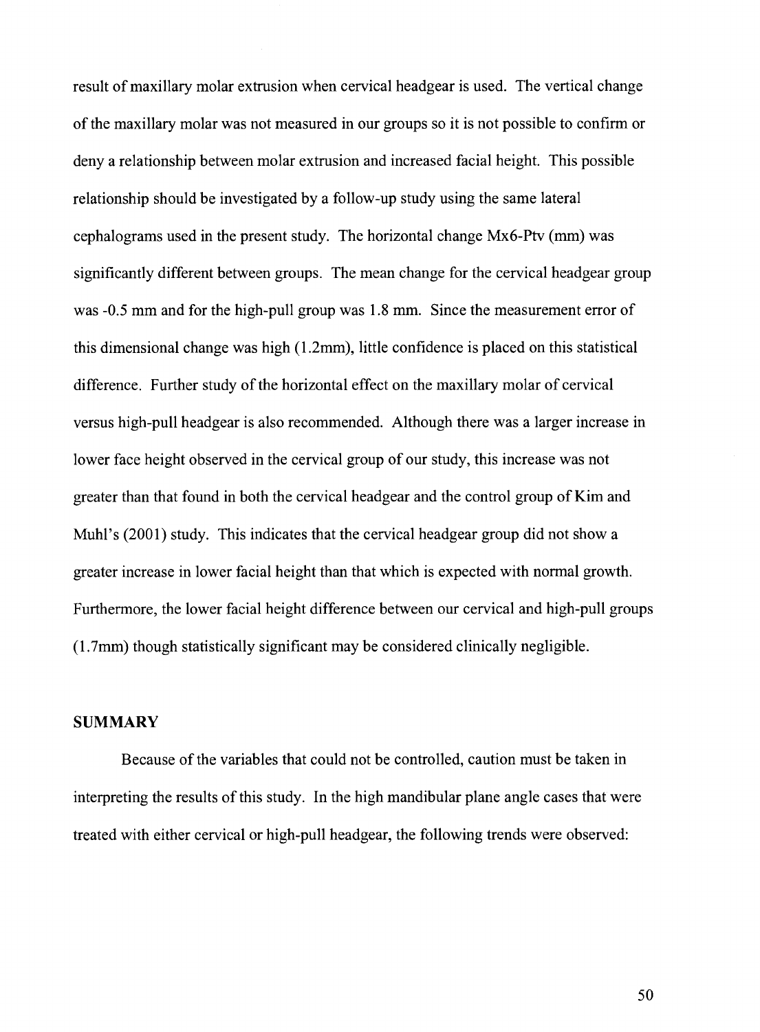result of maxillary molar extrusion when cervical headgear is used. The vertical change of the maxillary molar was not measured in our groups so it is not possible to confirm or deny a relationship between molar extrusion and increased facial height. This possible relationship should be investigated by a follow-up study using the same lateral cephalograms used in the present study. The horizontal change Mx6-Ptv (mm) was significantly different between groups. The mean change for the cervical headgear group was -0.5 mm and for the high-pull group was 1.8 mm. Since the measurement error of this dimensional change was high (1.2mm), little confidence is placed on this statistical difference. Further study of the horizontal effect on the maxillary molar of cervical versus high-pull headgear is also recommended. Although there was a larger increase in lower face height observed in the cervical group of our study, this increase was not greater than that found in both the cervical headgear and the control group of Kim and Muhl's (2001) study. This indicates that the cervical headgear group did not show a greater increase in lower facial height than that which is expected with normal growth. Furthermore, the lower facial height difference between our cervical and high-pull groups (1.7mm) though statistically significant may be considered clinically negligible.

## SUMMARY

Because of the variables that could not be controlled, caution must be taken in interpreting the results of this study. In the high mandibular plane angle cases that were treated with either cervical or high-pull headgear, the following trends were observed: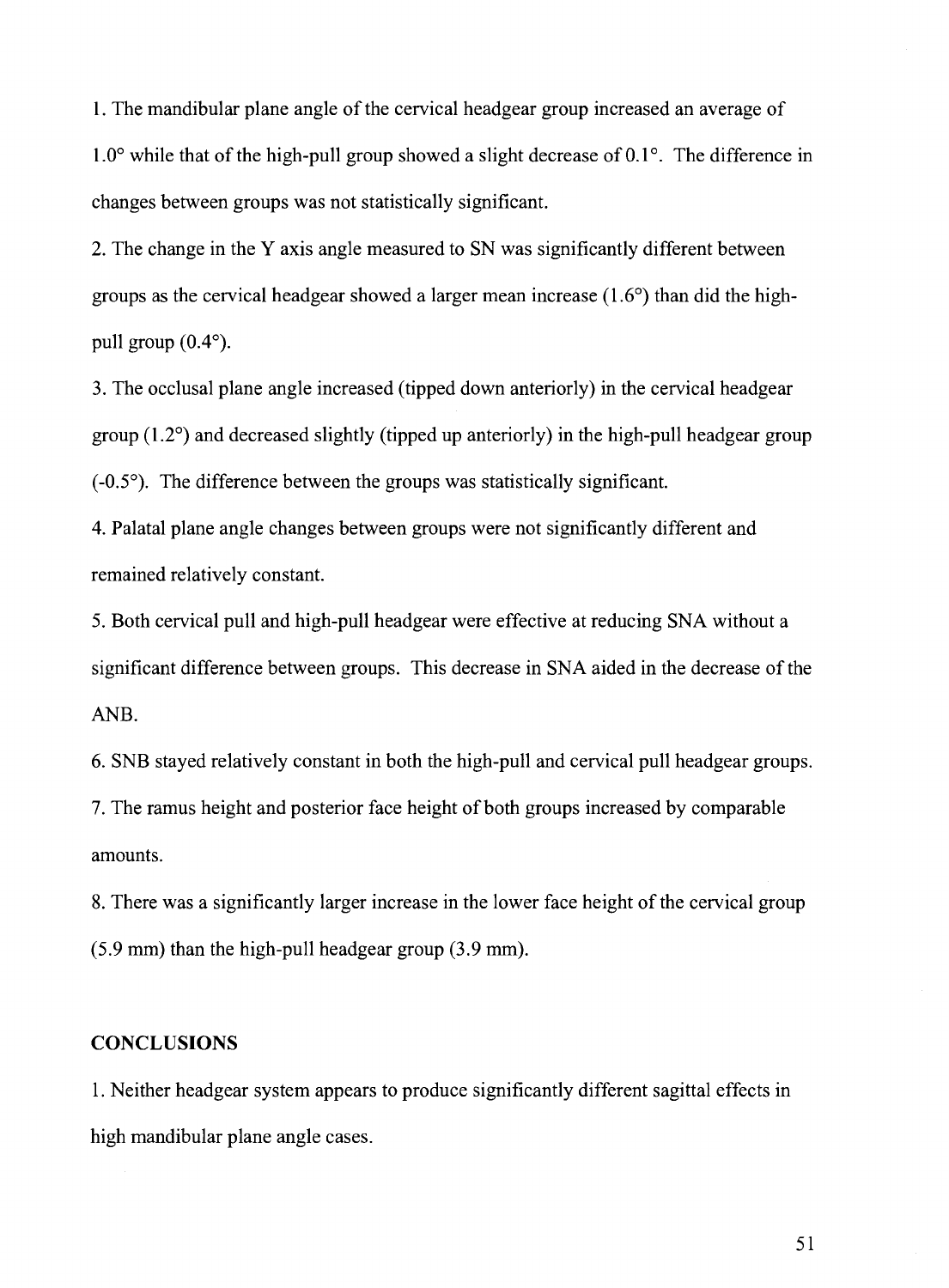1. The mandibular plane angle of the cervical headgear group increased an average of 1.0° while that of the high-pull group showed a slight decrease of 0.1°. The difference in changes between groups was not statistically significant.

2. The change in the Y axis angle measured to SN was significantly different between groups as the cervical headgear showed a larger mean increase (1.6°) than did the high-pull group (0.4°).

3. The occlusal plane angle increased (tipped down anteriorly) in the cervical headgear group (1.2°) and decreased slightly (tipped up anteriorly) in the high-pull headgear group (-0.5°). The difference between the groups was statistically significant.

4. Palatal plane angle changes between groups were not significantly different and remained relatively constant.

5. Both cervical pull and high-pull headgear were effective at reducing SNA without a significant difference between groups. This decrease in SNA aided in the decrease of the ANB.

6. SNB stayed relatively constant in both the high-pull and cervical pull headgear groups.

7. The ramus height and posterior face height of both groups increased by comparable amounts.

8. There was a significantly larger increase in the lower face height of the cervical group (5.9 mm) than the high-pull headgear group (3.9 mm).

## CONCLUSIONS

1. Neither headgear system appears to produce significantly different sagittal effects in high mandibular plane angle cases.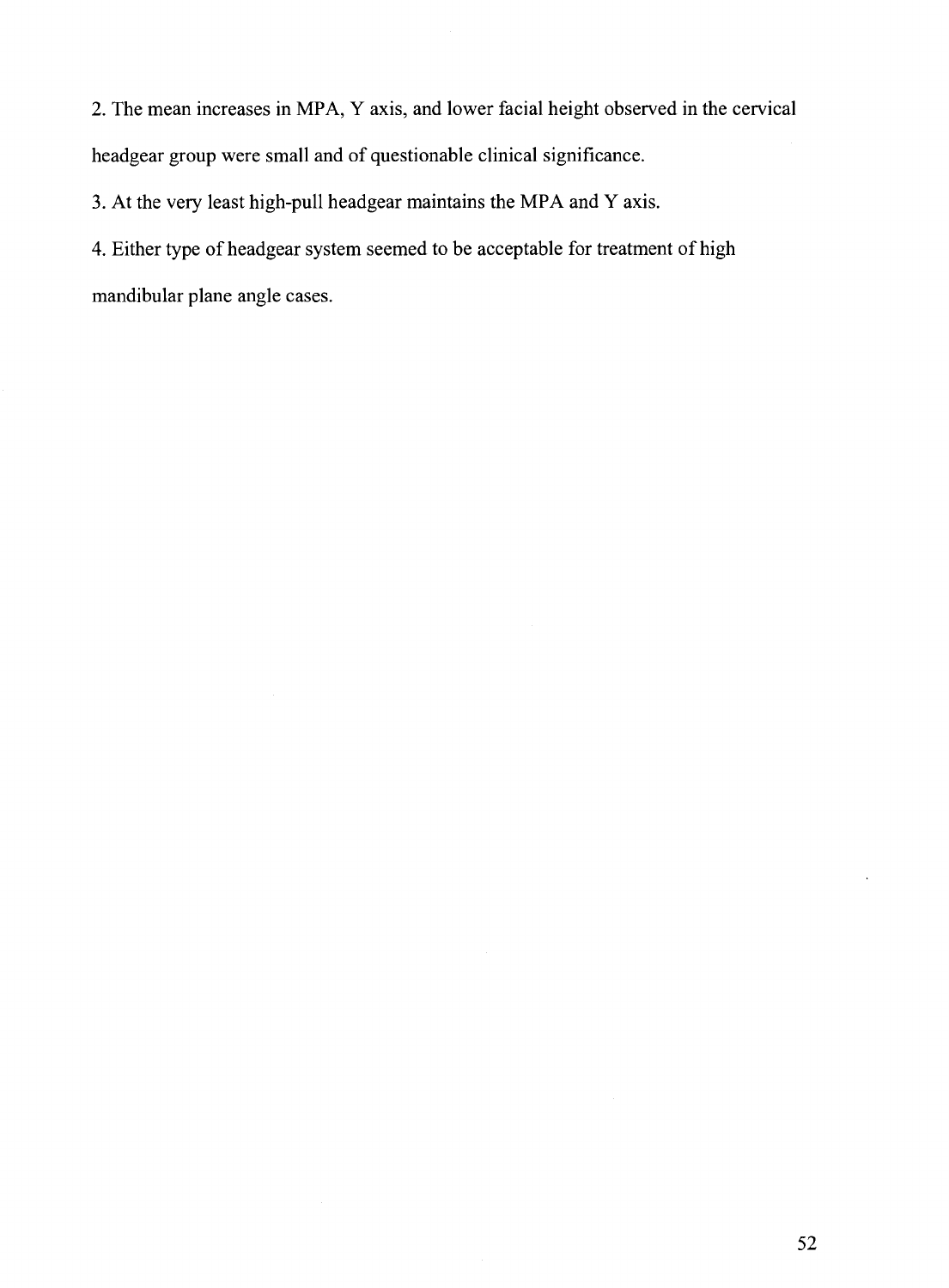2. The mean increases in MPA, Y axis, and lower facial height observed in the cervical headgear group were small and of questionable clinical significance.

3. At the very least high-pull headgear maintains the MPA and Y axis.

4. Either type of headgear system seemed to be acceptable for treatment of high mandibular plane angle cases.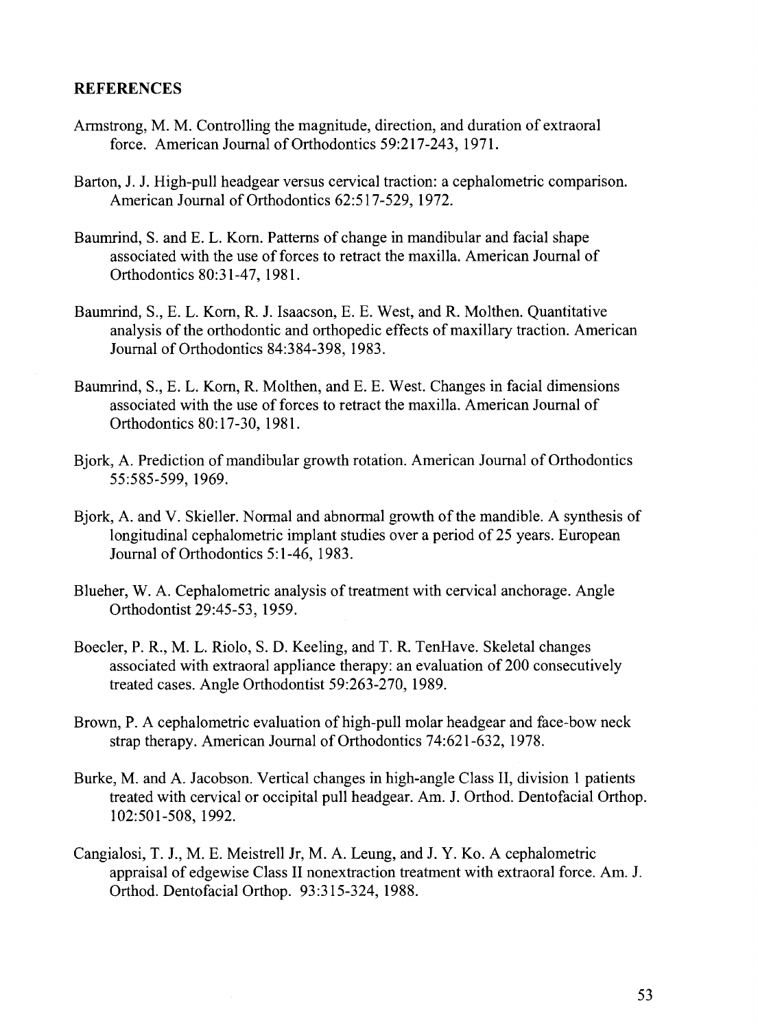## REFERENCES

Armstrong, M. M. Controlling the magnitude, direction, and duration of extraoral force. American Journal of Orthodontics 59:217-243, 1971.

Barton, J. J. High-pull headgear versus cervical traction: a cephalometric comparison. American Journal of Orthodontics 62:517-529, 1972.

Baumrind, S. and E. L. Korn. Patterns of change in mandibular and facial shape associated with the use of forces to retract the maxilla. American Journal of Orthodontics 80:31-47, 1981.

Baumrind, S., E. L. Korn, R. J. Isaacson, E. E. West, and R. Molthen. Quantitative analysis of the orthodontic and orthopedic effects of maxillary traction. American Journal of Orthodontics 84:384-398, 1983.

Baumrind, S., E. L. Korn, R. Molthen, and E. E. West. Changes in facial dimensions associated with the use of forces to retract the maxilla. American Journal of Orthodontics 80:17-30, 1981.

Bjork, A. Prediction of mandibular growth rotation. American Journal of Orthodontics 55:585-599, 1969.

Bjork, A. and V. Skieller. Normal and abnormal growth of the mandible. A synthesis of longitudinal cephalometric implant studies over a period of 25 years. European Journal of Orthodontics 5:1-46, 1983.

Blueher, W. A. Cephalometric analysis of treatment with cervical anchorage. Angle Orthodontist 29:45-53, 1959.

Boecler, P. R., M. L. Riolo, S. D. Keeling, and T. R. TenHave. Skeletal changes associated with extraoral appliance therapy: an evaluation of 200 consecutively treated cases. Angle Orthodontist 59:263-270, 1989.

Brown, P. A cephalometric evaluation of high-pull molar headgear and face-bow neck strap therapy. American Journal of Orthodontics 74:621-632, 1978.

Burke, M. and A. Jacobson. Vertical changes in high-angle Class II, division 1 patients treated with cervical or occipital pull headgear. Am. J. Orthod. Dentofacial Orthop. 102:501-508, 1992.

Cangialosi, T. J., M. E. Meistrell Jr, M. A. Leung, and J. Y. Ko. A cephalometric appraisal of edgewise Class II nonextraction treatment with extraoral force. Am. J. Orthod. Dentofacial Orthop. 93:315-324, 1988.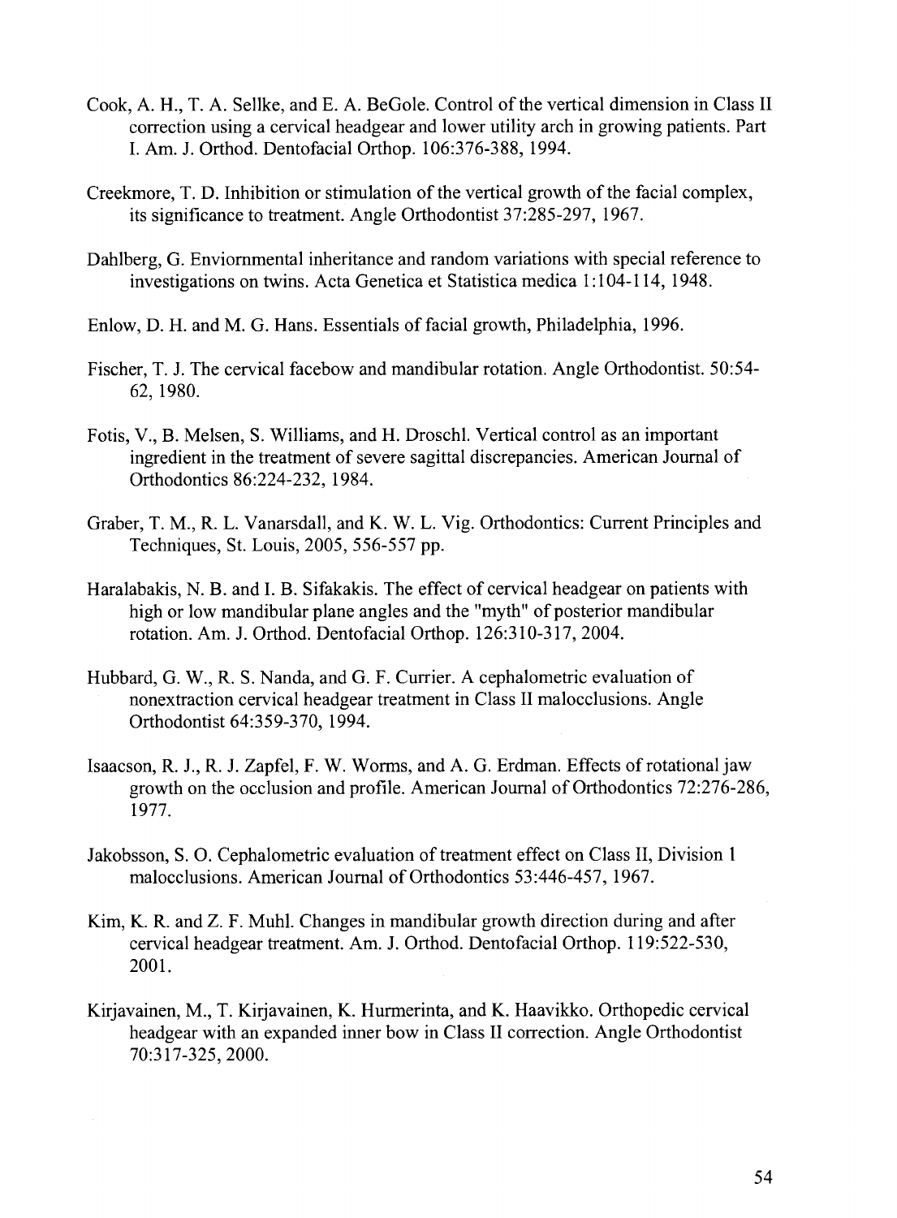Cook, A. H., T. A. Sellke, and E. A. BeGole. Control of the vertical dimension in Class II correction using a cervical headgear and lower utility arch in growing patients. Part I. Am. J. Orthod. Dentofacial Orthop. 106:376-388, 1994.

Creekmore, T. D. Inhibition or stimulation of the vertical growth of the facial complex, its significance to treatment. Angle Orthodontist 37:285-297, 1967.

Dahlberg, G. Enviornmental inheritance and random variations with special reference to investigations on twins. Acta Genetica et Statistica medica 1:104-114, 1948.

Enlow, D. H. and M. G. Hans. Essentials of facial growth, Philadelphia, 1996.

Fischer, T. J. The cervical facebow and mandibular rotation. Angle Orthodontist. 50:54-62, 1980.

Fotis, V., B. Melsen, S. Williams, and H. Droschl. Vertical control as an important ingredient in the treatment of severe sagittal discrepancies. American Journal of Orthodontics 86:224-232, 1984.

Graber, T. M., R. L. Vanarsdall, and K. W. L. Vig. Orthodontics: Current Principles and Techniques, St. Louis, 2005, 556-557 pp.

Haralabakis, N. B. and I. B. Sifakakis. The effect of cervical headgear on patients with high or low mandibular plane angles and the "myth" of posterior mandibular rotation. Am. J. Orthod. Dentofacial Orthop. 126:310-317, 2004.

Hubbard, G. W., R. S. Nanda, and G. F. Currier. A cephalometric evaluation of nonextraction cervical headgear treatment in Class II malocclusions. Angle Orthodontist 64:359-370, 1994.

Isaacson, R. J., R. J. Zapfel, F. W. Worms, and A. G. Erdman. Effects of rotational jaw growth on the occlusion and profile. American Journal of Orthodontics 72:276-286, 1977.

Jakobsson, S. O. Cephalometric evaluation of treatment effect on Class II, Division 1 malocclusions. American Journal of Orthodontics 53:446-457, 1967.

Kim, K. R. and Z. F. Muhl. Changes in mandibular growth direction during and after cervical headgear treatment. Am. J. Orthod. Dentofacial Orthop. 119:522-530, 2001.

Kirjavainen, M., T. Kirjavainen, K. Hurmerinta, and K. Haavikko. Orthopedic cervical headgear with an expanded inner bow in Class II correction. Angle Orthodontist 70:317-325, 2000.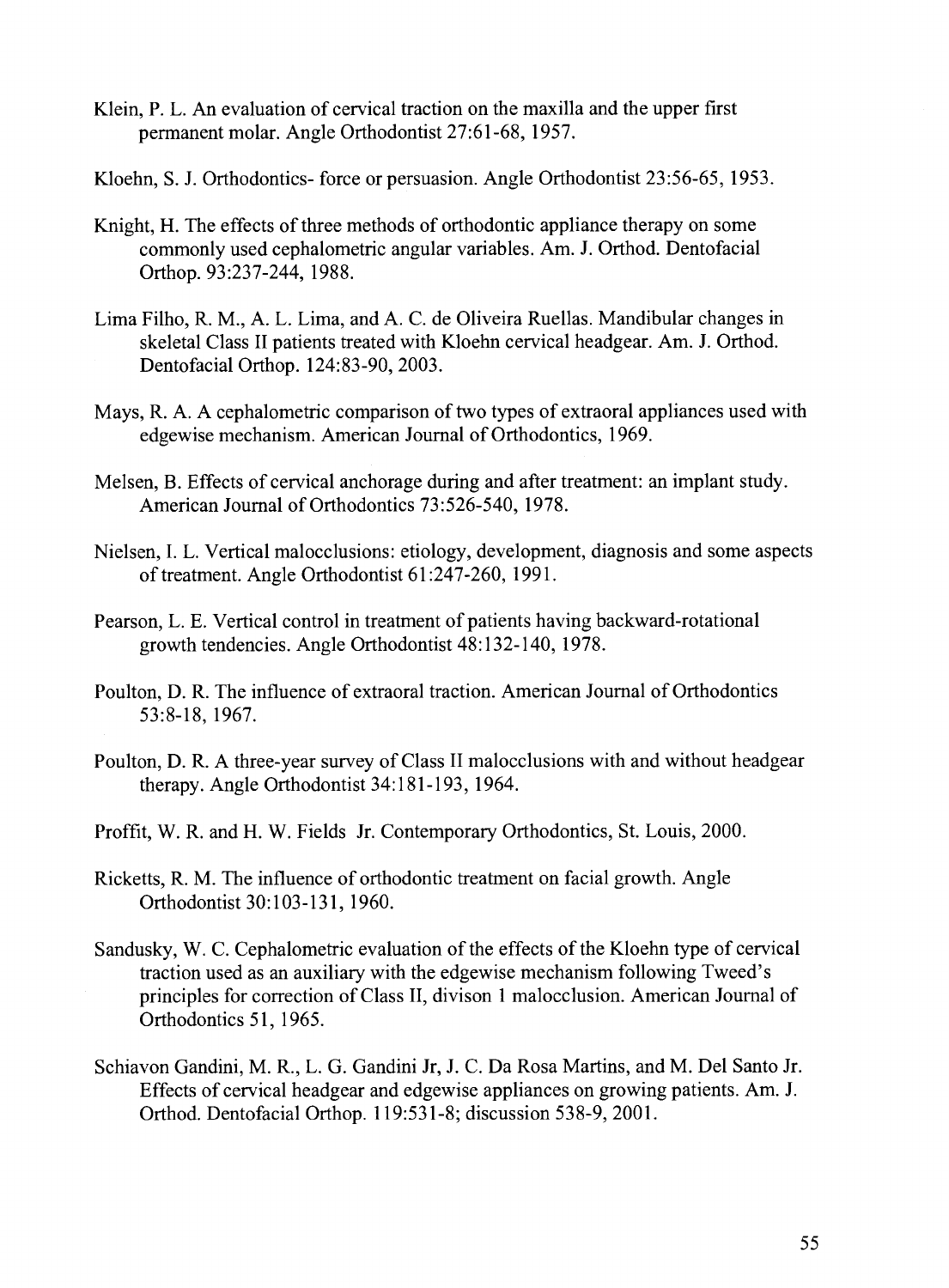Klein, P. L. An evaluation of cervical traction on the maxilla and the upper first permanent molar. Angle Orthodontist 27:61-68, 1957.

Kloehn, S. J. Orthodontics- force or persuasion. Angle Orthodontist 23:56-65, 1953.

Knight, H. The effects of three methods of orthodontic appliance therapy on some commonly used cephalometric angular variables. Am. J. Orthod. Dentofacial Orthop. 93:237-244, 1988.

Lima Filho, R. M., A. L. Lima, and A. C. de Oliveira Ruellas. Mandibular changes in skeletal Class II patients treated with Kloehn cervical headgear. Am. J. Orthod. Dentofacial Orthop. 124:83-90, 2003.

Mays, R. A. A cephalometric comparison of two types of extraoral appliances used with edgewise mechanism. American Journal of Orthodontics, 1969.

Melsen, B. Effects of cervical anchorage during and after treatment: an implant study. American Journal of Orthodontics 73:526-540, 1978.

Nielsen, I. L. Vertical malocclusions: etiology, development, diagnosis and some aspects of treatment. Angle Orthodontist 61:247-260, 1991.

Pearson, L. E. Vertical control in treatment of patients having backward-rotational growth tendencies. Angle Orthodontist 48:132-140, 1978.

Poulton, D. R. The influence of extraoral traction. American Journal of Orthodontics 53:8-18, 1967.

Poulton, D. R. A three-year survey of Class II malocclusions with and without headgear therapy. Angle Orthodontist 34:181-193, 1964.

Proffit, W. R. and H. W. Fields Jr. Contemporary Orthodontics, St. Louis, 2000.

Ricketts, R. M. The influence of orthodontic treatment on facial growth. Angle Orthodontist 30:103-131, 1960.

Sandusky, W. C. Cephalometric evaluation of the effects of the Kloehn type of cervical traction used as an auxiliary with the edgewise mechanism following Tweed's principles for correction of Class II, divison 1 malocclusion. American Journal of Orthodontics 51, 1965.

Schiavon Gandini, M. R., L. G. Gandini Jr, J. C. Da Rosa Martins, and M. Del Santo Jr. Effects of cervical headgear and edgewise appliances on growing patients. Am. J. Orthod. Dentofacial Orthop. 119:531-8; discussion 538-9, 2001.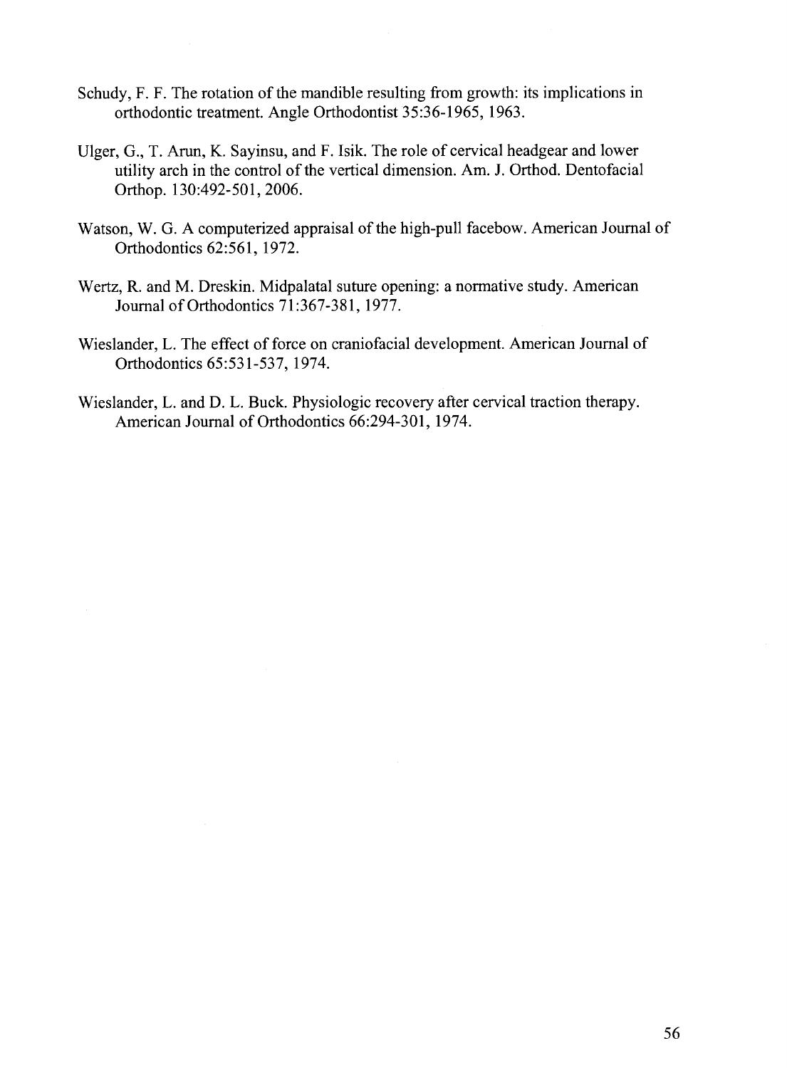Schudy, F. F. The rotation of the mandible resulting from growth: its implications in orthodontic treatment. Angle Orthodontist 35:36-1965, 1963.

Ulger, G., T. Arun, K. Sayinsu, and F. Isik. The role of cervical headgear and lower utility arch in the control of the vertical dimension. Am. J. Orthod. Dentofacial Orthop. 130:492-501, 2006.

Watson, W. G. A computerized appraisal of the high-pull facebow. American Journal of Orthodontics 62:561, 1972.

Wertz, R. and M. Dreskin. Midpalatal suture opening: a normative study. American Journal of Orthodontics 71:367-381, 1977.

Wieslander, L. The effect of force on craniofacial development. American Journal of Orthodontics 65:531-537, 1974.

Wieslander, L. and D. L. Buck. Physiologic recovery after cervical traction therapy. American Journal of Orthodontics 66:294-301, 1974.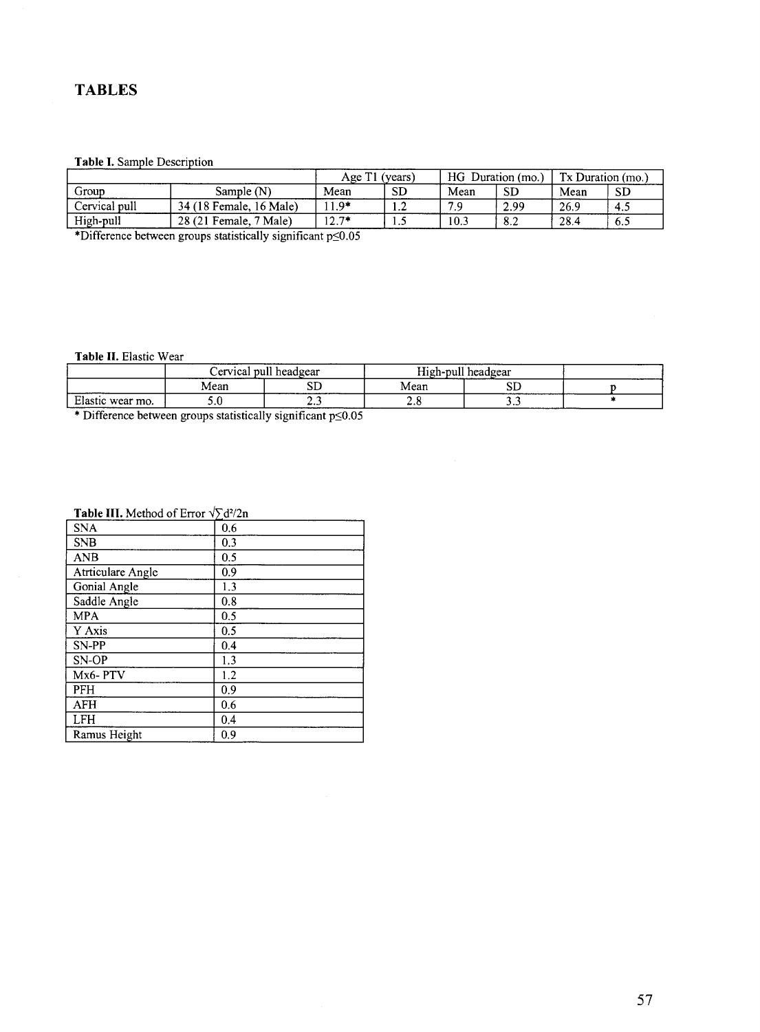## TABLES

**Table I.** Sample Description

| | | Age T1 (years) | | HG Duration (mo.) | | Tx Duration (mo.) | |
|---|---|---|---|---|---|---|---|
| Group | Sample (N) | Mean | SD | Mean | SD | Mean | SD |
| Cervical pull | 34 (18 Female, 16 Male) | 11.9* | 1.2 | 7.9 | 2.99 | 26.9 | 4.5 |
| High-pull | 28 (21 Female, 7 Male) | 12.7* | 1.5 | 10.3 | 8.2 | 28.4 | 6.5 |

*Difference between groups statistically significant $p \leq 0.05$

**Table II.** Elastic Wear

| | Cervical pull headgear | | High-pull headgear | | |
|---|---|---|---|---|---|
| | Mean | SD | Mean | SD | p |
| Elastic wear mo. | 5.0 | 2.3 | 2.8 | 3.3 | * |

* Difference between groups statistically significant $p \leq 0.05$

**Table III.** Method of Error $\sqrt{\sum d^2/2n}$

| | |
|---|---|
| SNA | 0.6 |
| SNB | 0.3 |
| ANB | 0.5 |
| Atrticulare Angle | 0.9 |
| Gonial Angle | 1.3 |
| Saddle Angle | 0.8 |
| MPA | 0.5 |
| Y Axis | 0.5 |
| SN-PP | 0.4 |
| SN-OP | 1.3 |
| Mx6- PTV | 1.2 |
| PFH | 0.9 |
| AFH | 0.6 |
| LFH | 0.4 |
| Ramus Height | 0.9 |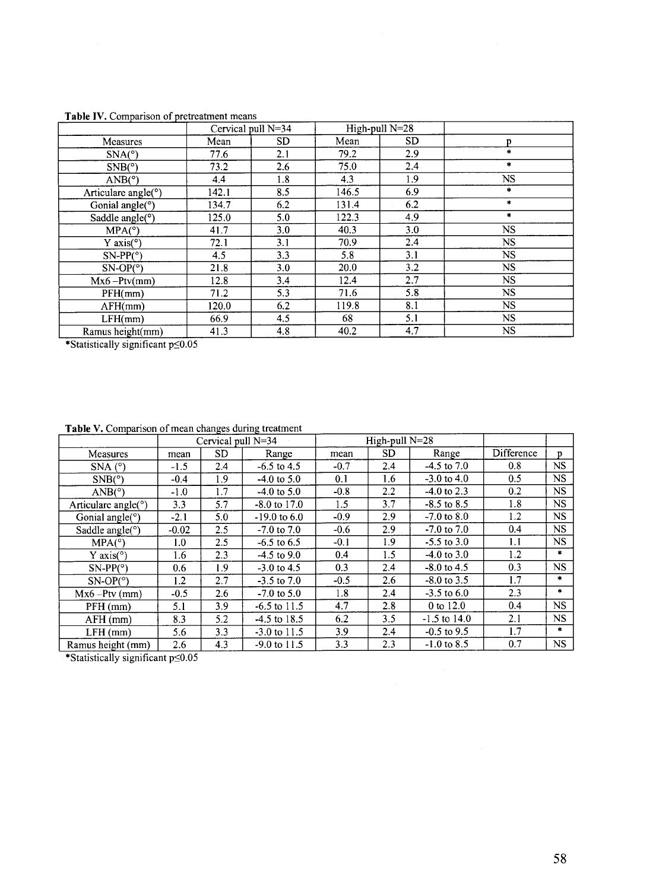**Table IV.** Comparison of pretreatment means

| | Cervical pull N=34 | | High-pull N=28 | | |
|---|---|---|---|---|---|
| Measures | Mean | SD | Mean | SD | p |
| SNA(°) | 77.6 | 2.1 | 79.2 | 2.9 | * |
| SNB(°) | 73.2 | 2.6 | 75.0 | 2.4 | * |
| ANB(°) | 4.4 | 1.8 | 4.3 | 1.9 | NS |
| Articulare angle(°) | 142.1 | 8.5 | 146.5 | 6.9 | * |
| Gonial angle(°) | 134.7 | 6.2 | 131.4 | 6.2 | * |
| Saddle angle(°) | 125.0 | 5.0 | 122.3 | 4.9 | * |
| MPA(°) | 41.7 | 3.0 | 40.3 | 3.0 | NS |
| Y axis(°) | 72.1 | 3.1 | 70.9 | 2.4 | NS |
| SN-PP(°) | 4.5 | 3.3 | 5.8 | 3.1 | NS |
| SN-OP(°) | 21.8 | 3.0 | 20.0 | 3.2 | NS |
| Mx6 –Ptv(mm) | 12.8 | 3.4 | 12.4 | 2.7 | NS |
| PFH(mm) | 71.2 | 5.3 | 71.6 | 5.8 | NS |
| AFH(mm) | 120.0 | 6.2 | 119.8 | 8.1 | NS |
| LFH(mm) | 66.9 | 4.5 | 68 | 5.1 | NS |
| Ramus height(mm) | 41.3 | 4.8 | 40.2 | 4.7 | NS |

*Statistically significant $p \leq 0.05$

**Table V.** Comparison of mean changes during treatment

| | Cervical pull N=34 | | | High-pull N=28 | | | | |
|---|---|---|---|---|---|---|---|---|
| Measures | mean | SD | Range | mean | SD | Range | Difference | p |
| SNA (°) | -1.5 | 2.4 | -6.5 to 4.5 | -0.7 | 2.4 | -4.5 to 7.0 | 0.8 | NS |
| SNB(°) | -0.4 | 1.9 | -4.0 to 5.0 | 0.1 | 1.6 | -3.0 to 4.0 | 0.5 | NS |
| ANB(°) | -1.0 | 1.7 | -4.0 to 5.0 | -0.8 | 2.2 | -4.0 to 2.3 | 0.2 | NS |
| Articulare angle(°) | 3.3 | 5.7 | -8.0 to 17.0 | 1.5 | 3.7 | -8.5 to 8.5 | 1.8 | NS |
| Gonial angle(°) | -2.1 | 5.0 | -19.0 to 6.0 | -0.9 | 2.9 | -7.0 to 8.0 | 1.2 | NS |
| Saddle angle(°) | -0.02 | 2.5 | -7.0 to 7.0 | -0.6 | 2.9 | -7.0 to 7.0 | 0.4 | NS |
| MPA(°) | 1.0 | 2.5 | -6.5 to 6.5 | -0.1 | 1.9 | -5.5 to 3.0 | 1.1 | NS |
| Y axis(°) | 1.6 | 2.3 | -4.5 to 9.0 | 0.4 | 1.5 | -4.0 to 3.0 | 1.2 | * |
| SN-PP(°) | 0.6 | 1.9 | -3.0 to 4.5 | 0.3 | 2.4 | -8.0 to 4.5 | 0.3 | NS |
| SN-OP(°) | 1.2 | 2.7 | -3.5 to 7.0 | -0.5 | 2.6 | -8.0 to 3.5 | 1.7 | * |
| Mx6 –Ptv (mm) | -0.5 | 2.6 | -7.0 to 5.0 | 1.8 | 2.4 | -3.5 to 6.0 | 2.3 | * |
| PFH (mm) | 5.1 | 3.9 | -6.5 to 11.5 | 4.7 | 2.8 | 0 to 12.0 | 0.4 | NS |
| AFH (mm) | 8.3 | 5.2 | -4.5 to 18.5 | 6.2 | 3.5 | -1.5 to 14.0 | 2.1 | NS |
| LFH (mm) | 5.6 | 3.3 | -3.0 to 11.5 | 3.9 | 2.4 | -0.5 to 9.5 | 1.7 | * |
| Ramus height (mm) | 2.6 | 4.3 | -9.0 to 11.5 | 3.3 | 2.3 | -1.0 to 8.5 | 0.7 | NS |

*Statistically significant $p \leq 0.05$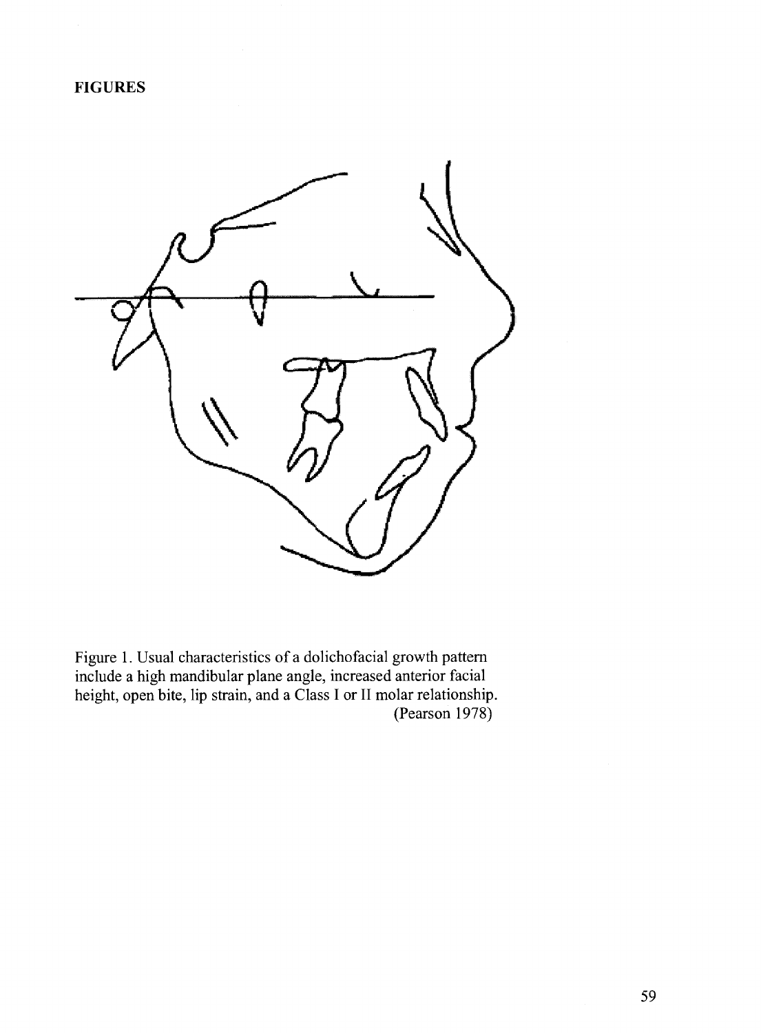**FIGURES**

Figure 1. Usual characteristics of a dolichofacial growth pattern include a high mandibular plane angle, increased anterior facial height, open bite, lip strain, and a Class I or II molar relationship. (Pearson 1978)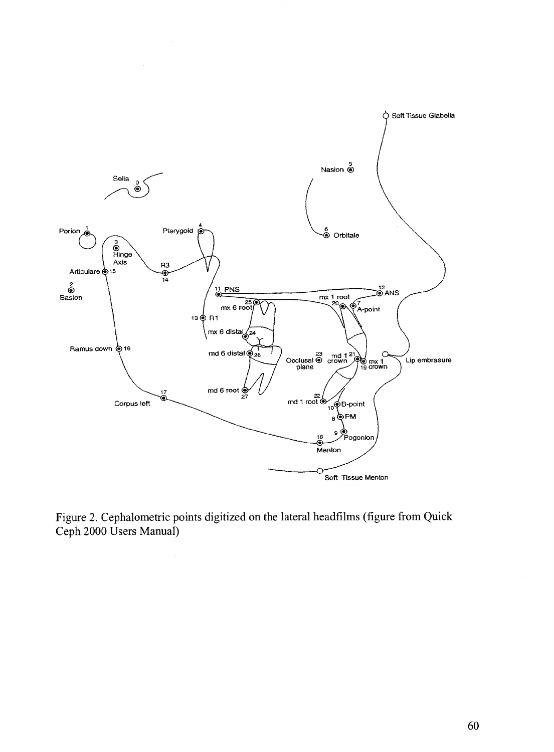Figure 2. Cephalometric points digitized on the lateral headfilms (figure from Quick Ceph 2000 Users Manual)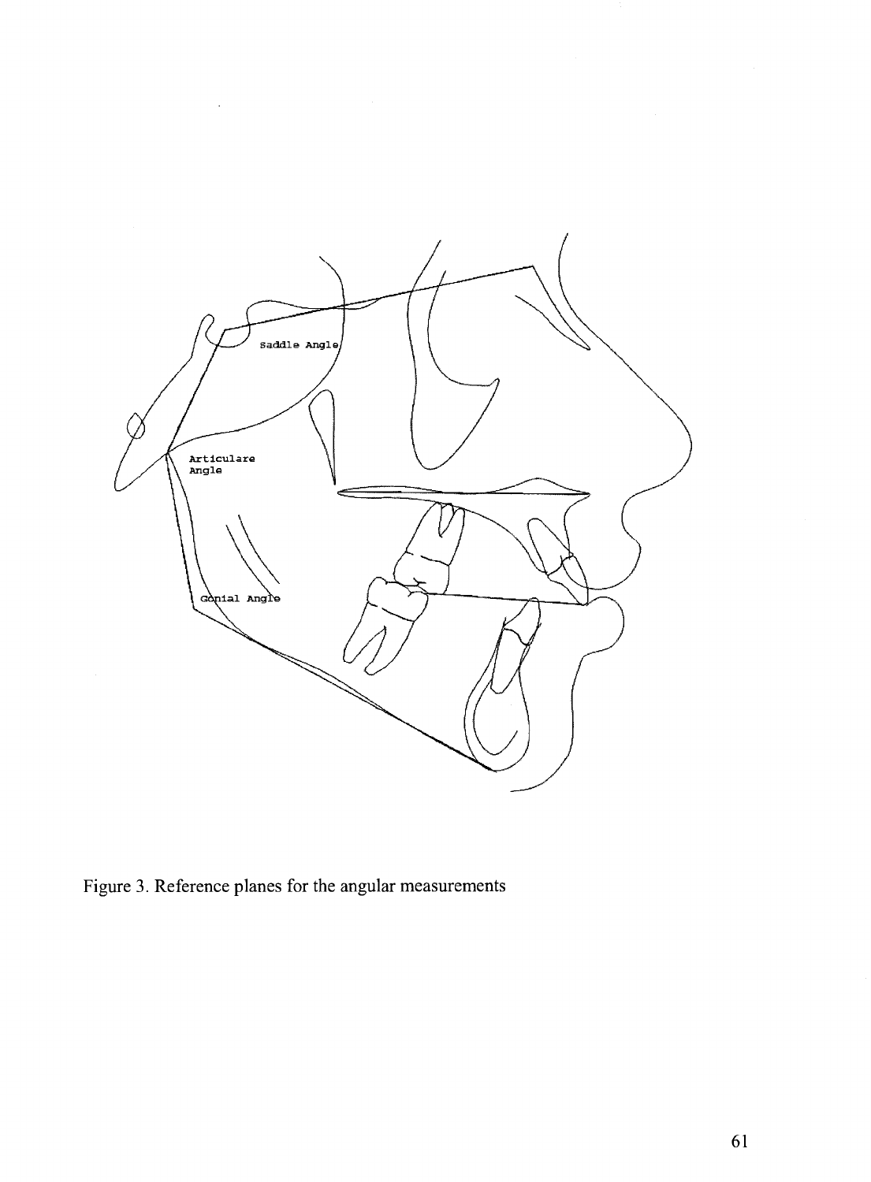Figure 3. Reference planes for the angular measurements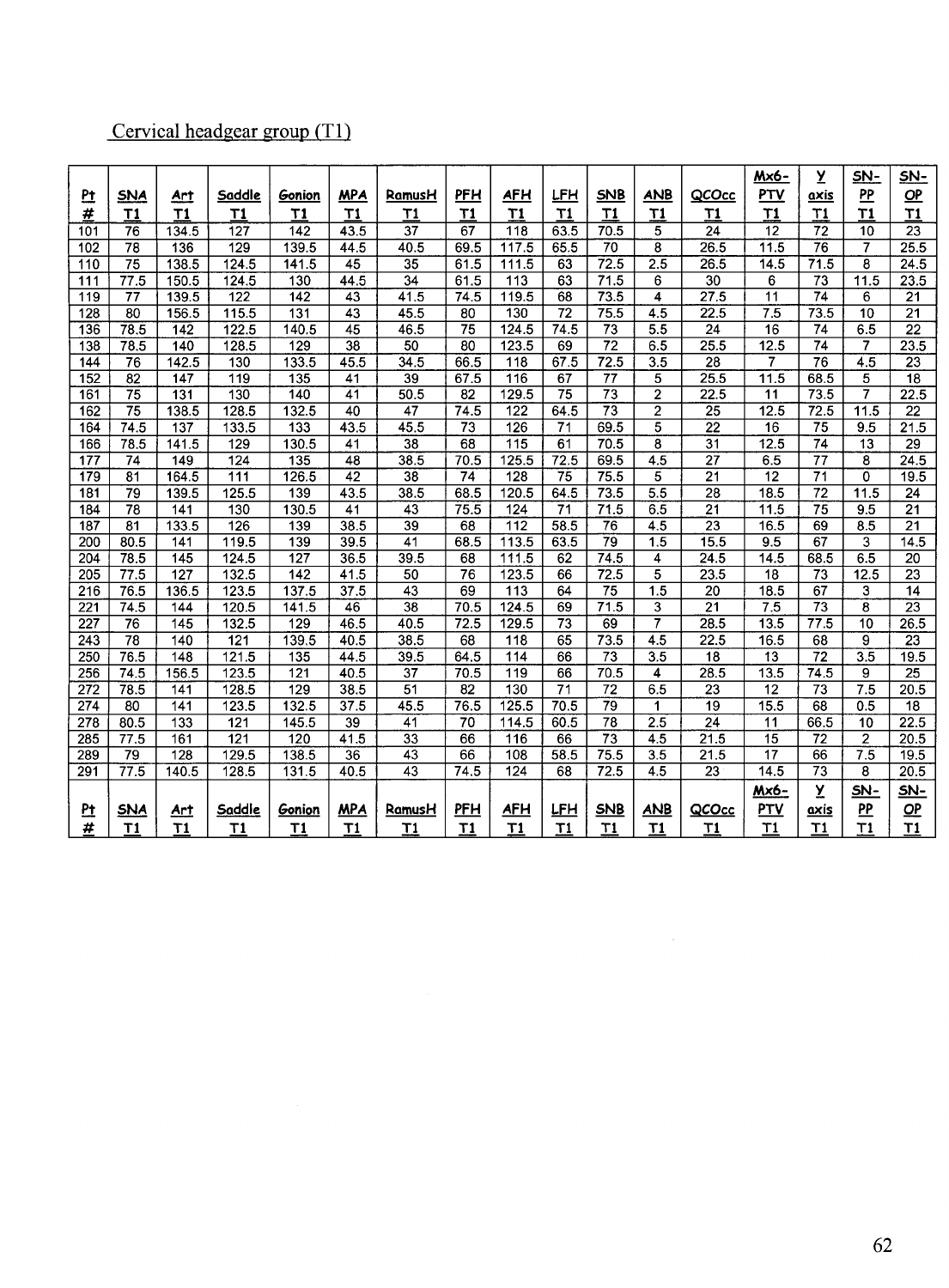Cervical headgear group (T1)

| Pt # | SNA T1 | Art T1 | Saddle T1 | Gonion T1 | MPA T1 | RamusH T1 | PFH T1 | AFH T1 | LFH T1 | SNB T1 | ANB T1 | QCOcc T1 | Mx6-PTV T1 | Y axis T1 | SN-PP T1 | SN-OP T1 |
|---|---|---|---|---|---|---|---|---|---|---|---|---|---|---|---|---|
| 101 | 76 | 134.5 | 127 | 142 | 43.5 | 37 | 67 | 118 | 63.5 | 70.5 | 5 | 24 | 12 | 72 | 10 | 23 |
| 102 | 78 | 136 | 129 | 139.5 | 44.5 | 40.5 | 69.5 | 117.5 | 65.5 | 70 | 8 | 26.5 | 11.5 | 76 | 7 | 25.5 |
| 110 | 75 | 138.5 | 124.5 | 141.5 | 45 | 35 | 61.5 | 111.5 | 63 | 72.5 | 2.5 | 26.5 | 14.5 | 71.5 | 8 | 24.5 |
| 111 | 77.5 | 150.5 | 124.5 | 130 | 44.5 | 34 | 61.5 | 113 | 63 | 71.5 | 6 | 30 | 6 | 73 | 11.5 | 23.5 |
| 119 | 77 | 139.5 | 122 | 142 | 43 | 41.5 | 74.5 | 119.5 | 68 | 73.5 | 4 | 27.5 | 11 | 74 | 6 | 21 |
| 128 | 80 | 156.5 | 115.5 | 131 | 43 | 45.5 | 80 | 130 | 72 | 75.5 | 4.5 | 22.5 | 7.5 | 73.5 | 10 | 21 |
| 136 | 78.5 | 142 | 122.5 | 140.5 | 45 | 46.5 | 75 | 124.5 | 74.5 | 73 | 5.5 | 24 | 16 | 74 | 6.5 | 22 |
| 138 | 78.5 | 140 | 128.5 | 129 | 38 | 50 | 80 | 123.5 | 69 | 72 | 6.5 | 25.5 | 12.5 | 74 | 7 | 23.5 |
| 144 | 76 | 142.5 | 130 | 133.5 | 45.5 | 34.5 | 66.5 | 118 | 67.5 | 72.5 | 3.5 | 28 | 7 | 76 | 4.5 | 23 |
| 152 | 82 | 147 | 119 | 135 | 41 | 39 | 67.5 | 116 | 67 | 77 | 5 | 25.5 | 11.5 | 68.5 | 5 | 18 |
| 161 | 75 | 131 | 130 | 140 | 41 | 50.5 | 82 | 129.5 | 75 | 73 | 2 | 22.5 | 11 | 73.5 | 7 | 22.5 |
| 162 | 75 | 138.5 | 128.5 | 132.5 | 40 | 47 | 74.5 | 122 | 64.5 | 73 | 2 | 25 | 12.5 | 72.5 | 11.5 | 22 |
| 164 | 74.5 | 137 | 133.5 | 133 | 43.5 | 45.5 | 73 | 126 | 71 | 69.5 | 5 | 22 | 16 | 75 | 9.5 | 21.5 |
| 166 | 78.5 | 141.5 | 129 | 130.5 | 41 | 38 | 68 | 115 | 61 | 70.5 | 8 | 31 | 12.5 | 74 | 13 | 29 |
| 177 | 74 | 149 | 124 | 135 | 48 | 38.5 | 70.5 | 125.5 | 72.5 | 69.5 | 4.5 | 27 | 6.5 | 77 | 8 | 24.5 |
| 179 | 81 | 164.5 | 111 | 126.5 | 42 | 38 | 74 | 128 | 75 | 75.5 | 5 | 21 | 12 | 71 | 0 | 19.5 |
| 181 | 79 | 139.5 | 125.5 | 139 | 43.5 | 38.5 | 68.5 | 120.5 | 64.5 | 73.5 | 5.5 | 28 | 18.5 | 72 | 11.5 | 24 |
| 184 | 78 | 141 | 130 | 130.5 | 41 | 43 | 75.5 | 124 | 71 | 71.5 | 6.5 | 21 | 11.5 | 75 | 9.5 | 21 |
| 187 | 81 | 133.5 | 126 | 139 | 38.5 | 39 | 68 | 112 | 58.5 | 76 | 4.5 | 23 | 16.5 | 69 | 8.5 | 21 |
| 200 | 80.5 | 141 | 119.5 | 139 | 39.5 | 41 | 68.5 | 113.5 | 63.5 | 79 | 1.5 | 15.5 | 9.5 | 67 | 3 | 14.5 |
| 204 | 78.5 | 145 | 124.5 | 127 | 36.5 | 39.5 | 68 | 111.5 | 62 | 74.5 | 4 | 24.5 | 14.5 | 68.5 | 6.5 | 20 |
| 205 | 77.5 | 127 | 132.5 | 142 | 41.5 | 50 | 76 | 123.5 | 66 | 72.5 | 5 | 23.5 | 18 | 73 | 12.5 | 23 |
| 216 | 76.5 | 136.5 | 123.5 | 137.5 | 37.5 | 43 | 69 | 113 | 64 | 75 | 1.5 | 20 | 18.5 | 67 | 3 | 14 |
| 221 | 74.5 | 144 | 120.5 | 141.5 | 46 | 38 | 70.5 | 124.5 | 69 | 71.5 | 3 | 21 | 7.5 | 73 | 8 | 23 |
| 227 | 76 | 145 | 132.5 | 129 | 46.5 | 40.5 | 72.5 | 129.5 | 73 | 69 | 7 | 28.5 | 13.5 | 77.5 | 10 | 26.5 |
| 243 | 78 | 140 | 121 | 139.5 | 40.5 | 38.5 | 68 | 118 | 65 | 73.5 | 4.5 | 22.5 | 16.5 | 68 | 9 | 23 |
| 250 | 76.5 | 148 | 121.5 | 135 | 44.5 | 39.5 | 64.5 | 114 | 66 | 73 | 3.5 | 18 | 13 | 72 | 3.5 | 19.5 |
| 256 | 74.5 | 156.5 | 123.5 | 121 | 40.5 | 37 | 70.5 | 119 | 66 | 70.5 | 4 | 28.5 | 13.5 | 74.5 | 9 | 25 |
| 272 | 78.5 | 141 | 128.5 | 129 | 38.5 | 51 | 82 | 130 | 71 | 72 | 6.5 | 23 | 12 | 73 | 7.5 | 20.5 |
| 274 | 80 | 141 | 123.5 | 132.5 | 37.5 | 45.5 | 76.5 | 125.5 | 70.5 | 79 | 1 | 19 | 15.5 | 68 | 0.5 | 18 |
| 278 | 80.5 | 133 | 121 | 145.5 | 39 | 41 | 70 | 114.5 | 60.5 | 78 | 2.5 | 24 | 11 | 66.5 | 10 | 22.5 |
| 285 | 77.5 | 161 | 121 | 120 | 41.5 | 33 | 66 | 116 | 66 | 73 | 4.5 | 21.5 | 15 | 72 | 2 | 20.5 |
| 289 | 79 | 128 | 129.5 | 138.5 | 36 | 43 | 66 | 108 | 58.5 | 75.5 | 3.5 | 21.5 | 17 | 66 | 7.5 | 19.5 |
| 291 | 77.5 | 140.5 | 128.5 | 131.5 | 40.5 | 43 | 74.5 | 124 | 68 | 72.5 | 4.5 | 23 | 14.5 | 73 | 8 | 20.5 |
| Pt # | SNA T1 | Art T1 | Saddle T1 | Gonion T1 | MPA T1 | RamusH T1 | PFH T1 | AFH T1 | LFH T1 | SNB T1 | ANB T1 | QCOcc T1 | Mx6-PTV T1 | Y axis T1 | SN-PP T1 | SN-OP T1 |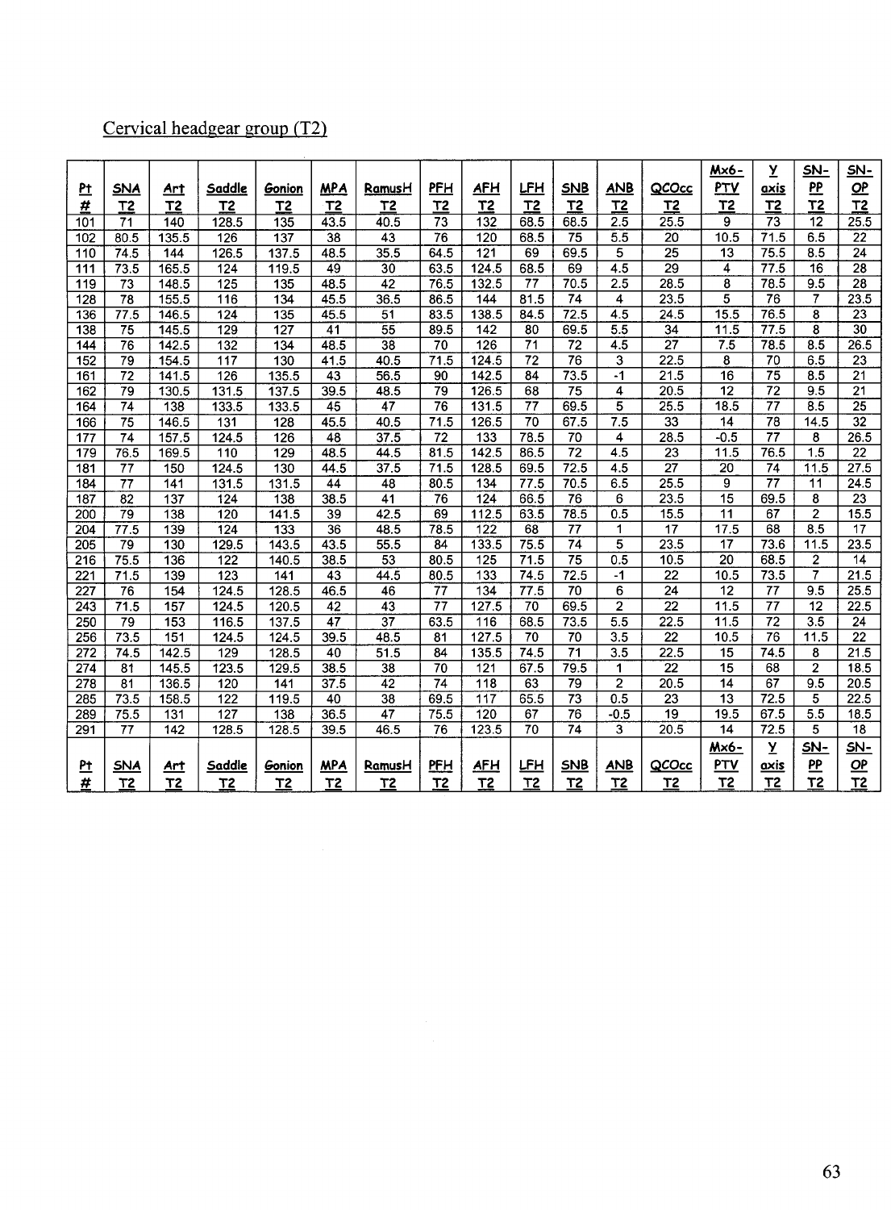Cervical headgear group (T2)

| Pt # | SNA T2 | Art T2 | Saddle T2 | Gonion T2 | MPA T2 | RamusH T2 | PFH T2 | AFH T2 | LFH T2 | SNB T2 | ANB T2 | QCOcc T2 | Mx6-PTV T2 | Y axis T2 | SN-PP T2 | SN-OP T2 |
|---|---|---|---|---|---|---|---|---|---|---|---|---|---|---|---|---|
| 101 | 71 | 140 | 128.5 | 135 | 43.5 | 40.5 | 73 | 132 | 68.5 | 68.5 | 2.5 | 25.5 | 9 | 73 | 12 | 25.5 |
| 102 | 80.5 | 135.5 | 126 | 137 | 38 | 43 | 76 | 120 | 68.5 | 75 | 5.5 | 20 | 10.5 | 71.5 | 6.5 | 22 |
| 110 | 74.5 | 144 | 126.5 | 137.5 | 48.5 | 35.5 | 64.5 | 121 | 69 | 69.5 | 5 | 25 | 13 | 75.5 | 8.5 | 24 |
| 111 | 73.5 | 165.5 | 124 | 119.5 | 49 | 30 | 63.5 | 124.5 | 68.5 | 69 | 4.5 | 29 | 4 | 77.5 | 16 | 28 |
| 119 | 73 | 148.5 | 125 | 135 | 48.5 | 42 | 76.5 | 132.5 | 77 | 70.5 | 2.5 | 28.5 | 8 | 78.5 | 9.5 | 28 |
| 128 | 78 | 155.5 | 116 | 134 | 45.5 | 36.5 | 86.5 | 144 | 81.5 | 74 | 4 | 23.5 | 5 | 76 | 7 | 23.5 |
| 136 | 77.5 | 146.5 | 124 | 135 | 45.5 | 51 | 83.5 | 138.5 | 84.5 | 72.5 | 4.5 | 24.5 | 15.5 | 76.5 | 8 | 23 |
| 138 | 75 | 145.5 | 129 | 127 | 41 | 55 | 89.5 | 142 | 80 | 69.5 | 5.5 | 34 | 11.5 | 77.5 | 8 | 30 |
| 144 | 76 | 142.5 | 132 | 134 | 48.5 | 38 | 70 | 126 | 71 | 72 | 4.5 | 27 | 7.5 | 78.5 | 8.5 | 26.5 |
| 152 | 79 | 154.5 | 117 | 130 | 41.5 | 40.5 | 71.5 | 124.5 | 72 | 76 | 3 | 22.5 | 8 | 70 | 6.5 | 23 |
| 161 | 72 | 141.5 | 126 | 135.5 | 43 | 56.5 | 90 | 142.5 | 84 | 73.5 | -1 | 21.5 | 16 | 75 | 8.5 | 21 |
| 162 | 79 | 130.5 | 131.5 | 137.5 | 39.5 | 48.5 | 79 | 126.5 | 68 | 75 | 4 | 20.5 | 12 | 72 | 9.5 | 21 |
| 164 | 74 | 138 | 133.5 | 133.5 | 45 | 47 | 76 | 131.5 | 77 | 69.5 | 5 | 25.5 | 18.5 | 77 | 8.5 | 25 |
| 166 | 75 | 146.5 | 131 | 128 | 45.5 | 40.5 | 71.5 | 126.5 | 70 | 67.5 | 7.5 | 33 | 14 | 78 | 14.5 | 32 |
| 177 | 74 | 157.5 | 124.5 | 126 | 48 | 37.5 | 72 | 133 | 78.5 | 70 | 4 | 28.5 | -0.5 | 77 | 8 | 26.5 |
| 179 | 76.5 | 169.5 | 110 | 129 | 48.5 | 44.5 | 81.5 | 142.5 | 86.5 | 72 | 4.5 | 23 | 11.5 | 76.5 | 1.5 | 22 |
| 181 | 77 | 150 | 124.5 | 130 | 44.5 | 37.5 | 71.5 | 128.5 | 69.5 | 72.5 | 4.5 | 27 | 20 | 74 | 11.5 | 27.5 |
| 184 | 77 | 141 | 131.5 | 131.5 | 44 | 48 | 80.5 | 134 | 77.5 | 70.5 | 6.5 | 25.5 | 9 | 77 | 11 | 24.5 |
| 187 | 82 | 137 | 124 | 138 | 38.5 | 41 | 76 | 124 | 66.5 | 76 | 6 | 23.5 | 15 | 69.5 | 8 | 23 |
| 200 | 79 | 138 | 120 | 141.5 | 39 | 42.5 | 69 | 112.5 | 63.5 | 78.5 | 0.5 | 15.5 | 11 | 67 | 2 | 15.5 |
| 204 | 77.5 | 139 | 124 | 133 | 36 | 48.5 | 78.5 | 122 | 68 | 77 | 1 | 17 | 17.5 | 68 | 8.5 | 17 |
| 205 | 79 | 130 | 129.5 | 143.5 | 43.5 | 55.5 | 84 | 133.5 | 75.5 | 74 | 5 | 23.5 | 17 | 73.6 | 11.5 | 23.5 |
| 216 | 75.5 | 136 | 122 | 140.5 | 38.5 | 53 | 80.5 | 125 | 71.5 | 75 | 0.5 | 10.5 | 20 | 68.5 | 2 | 14 |
| 221 | 71.5 | 139 | 123 | 141 | 43 | 44.5 | 80.5 | 133 | 74.5 | 72.5 | -1 | 22 | 10.5 | 73.5 | 7 | 21.5 |
| 227 | 76 | 154 | 124.5 | 128.5 | 46.5 | 46 | 77 | 134 | 77.5 | 70 | 6 | 24 | 12 | 77 | 9.5 | 25.5 |
| 243 | 71.5 | 157 | 124.5 | 120.5 | 42 | 43 | 77 | 127.5 | 70 | 69.5 | 2 | 22 | 11.5 | 77 | 12 | 22.5 |
| 250 | 79 | 153 | 116.5 | 137.5 | 47 | 37 | 63.5 | 116 | 68.5 | 73.5 | 5.5 | 22.5 | 11.5 | 72 | 3.5 | 24 |
| 256 | 73.5 | 151 | 124.5 | 124.5 | 39.5 | 48.5 | 81 | 127.5 | 70 | 70 | 3.5 | 22 | 10.5 | 76 | 11.5 | 22 |
| 272 | 74.5 | 142.5 | 129 | 128.5 | 40 | 51.5 | 84 | 135.5 | 74.5 | 71 | 3.5 | 22.5 | 15 | 74.5 | 8 | 21.5 |
| 274 | 81 | 145.5 | 123.5 | 129.5 | 38.5 | 38 | 70 | 121 | 67.5 | 79.5 | 1 | 22 | 15 | 68 | 2 | 18.5 |
| 278 | 81 | 136.5 | 120 | 141 | 37.5 | 42 | 74 | 118 | 63 | 79 | 2 | 20.5 | 14 | 67 | 9.5 | 20.5 |
| 285 | 73.5 | 158.5 | 122 | 119.5 | 40 | 38 | 69.5 | 117 | 65.5 | 73 | 0.5 | 23 | 13 | 72.5 | 5 | 22.5 |
| 289 | 75.5 | 131 | 127 | 138 | 36.5 | 47 | 75.5 | 120 | 67 | 76 | -0.5 | 19 | 19.5 | 67.5 | 5.5 | 18.5 |
| 291 | 77 | 142 | 128.5 | 128.5 | 39.5 | 46.5 | 76 | 123.5 | 70 | 74 | 3 | 20.5 | 14 | 72.5 | 5 | 18 |
| Pt # | SNA T2 | Art T2 | Saddle T2 | Gonion T2 | MPA T2 | RamusH T2 | PFH T2 | AFH T2 | LFH T2 | SNB T2 | ANB T2 | QCOcc T2 | Mx6-PTV T2 | Y axis T2 | SN-PP T2 | SN-OP T2 |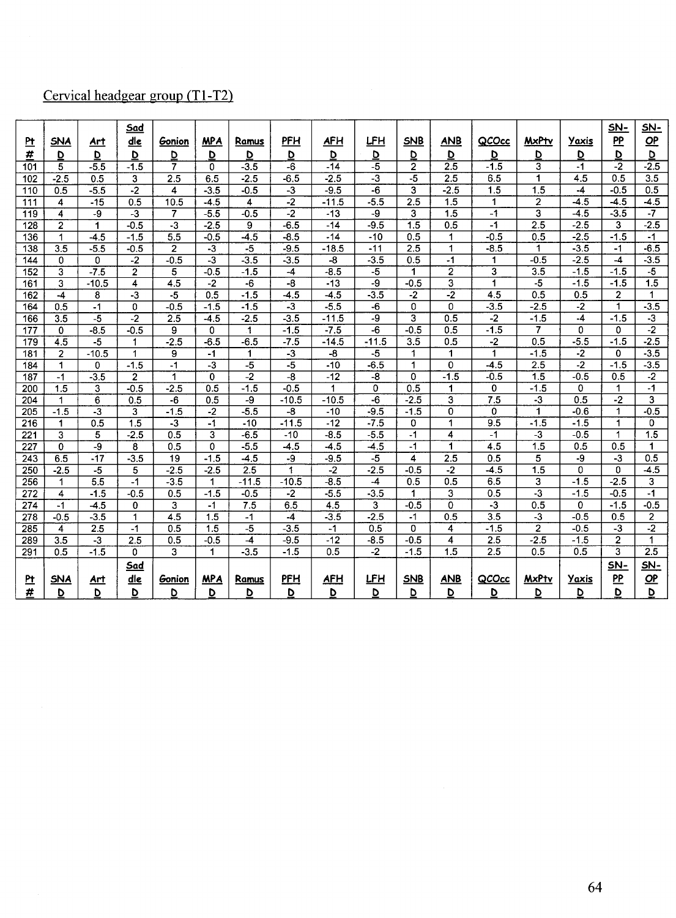Cervical headgear group (T1-T2)

| Pt # | SNA D | Art D | Saddle D | Gonion D | MPA D | Ramus D | PFH D | AFH D | LFH D | SNB D | ANB D | QCOcc D | MxPtv D | Yaxis D | SN-PP D | SN-OP D |
|---|---|---|---|---|---|---|---|---|---|---|---|---|---|---|---|---|
| 101 | 5 | -5.5 | -1.5 | 7 | 0 | -3.5 | -6 | -14 | -5 | 2 | 2.5 | -1.5 | 3 | -1 | -2 | -2.5 |
| 102 | -2.5 | 0.5 | 3 | 2.5 | 6.5 | -2.5 | -6.5 | -2.5 | -3 | -5 | 2.5 | 6.5 | 1 | 4.5 | 0.5 | 3.5 |
| 110 | 0.5 | -5.5 | -2 | 4 | -3.5 | -0.5 | -3 | -9.5 | -6 | 3 | -2.5 | 1.5 | 1.5 | -4 | -0.5 | 0.5 |
| 111 | 4 | -15 | 0.5 | 10.5 | -4.5 | 4 | -2 | -11.5 | -5.5 | 2.5 | 1.5 | 1 | 2 | -4.5 | -4.5 | -4.5 |
| 119 | 4 | -9 | -3 | 7 | -5.5 | -0.5 | -2 | -13 | -9 | 3 | 1.5 | -1 | 3 | -4.5 | -3.5 | -7 |
| 128 | 2 | 1 | -0.5 | -3 | -2.5 | 9 | -6.5 | -14 | -9.5 | 1.5 | 0.5 | -1 | 2.5 | -2.5 | 3 | -2.5 |
| 136 | 1 | -4.5 | -1.5 | 5.5 | -0.5 | -4.5 | -8.5 | -14 | -10 | 0.5 | 1 | -0.5 | 0.5 | -2.5 | -1.5 | -1 |
| 138 | 3.5 | -5.5 | -0.5 | 2 | -3 | -5 | -9.5 | -18.5 | -11 | 2.5 | 1 | -8.5 | 1 | -3.5 | -1 | -6.5 |
| 144 | 0 | 0 | -2 | -0.5 | -3 | -3.5 | -3.5 | -8 | -3.5 | 0.5 | -1 | 1 | -0.5 | -2.5 | -4 | -3.5 |
| 152 | 3 | -7.5 | 2 | 5 | -0.5 | -1.5 | -4 | -8.5 | -5 | 1 | 2 | 3 | 3.5 | -1.5 | -1.5 | -5 |
| 161 | 3 | -10.5 | 4 | 4.5 | -2 | -6 | -8 | -13 | -9 | -0.5 | 3 | 1 | -5 | -1.5 | -1.5 | 1.5 |
| 162 | -4 | 8 | -3 | -5 | 0.5 | -1.5 | -4.5 | -4.5 | -3.5 | -2 | -2 | 4.5 | 0.5 | 0.5 | 2 | 1 |
| 164 | 0.5 | -1 | 0 | -0.5 | -1.5 | -1.5 | -3 | -5.5 | -6 | 0 | 0 | -3.5 | -2.5 | -2 | 1 | -3.5 |
| 166 | 3.5 | -5 | -2 | 2.5 | -4.5 | -2.5 | -3.5 | -11.5 | -9 | 3 | 0.5 | -2 | -1.5 | -4 | -1.5 | -3 |
| 177 | 0 | -8.5 | -0.5 | 9 | 0 | 1 | -1.5 | -7.5 | -6 | -0.5 | 0.5 | -1.5 | 7 | 0 | 0 | -2 |
| 179 | 4.5 | -5 | 1 | -2.5 | -6.5 | -6.5 | -7.5 | -14.5 | -11.5 | 3.5 | 0.5 | -2 | 0.5 | -5.5 | -1.5 | -2.5 |
| 181 | 2 | -10.5 | 1 | 9 | -1 | 1 | -3 | -8 | -5 | 1 | 1 | 1 | -1.5 | -2 | 0 | -3.5 |
| 184 | 1 | 0 | -1.5 | -1 | -3 | -5 | -5 | -10 | -6.5 | 1 | 0 | -4.5 | 2.5 | -2 | -1.5 | -3.5 |
| 187 | -1 | -3.5 | 2 | 1 | 0 | -2 | -8 | -12 | -8 | 0 | -1.5 | -0.5 | 1.5 | -0.5 | 0.5 | -2 |
| 200 | 1.5 | 3 | -0.5 | -2.5 | 0.5 | -1.5 | -0.5 | 1 | 0 | 0.5 | 1 | 0 | -1.5 | 0 | 1 | -1 |
| 204 | 1 | 6 | 0.5 | -6 | 0.5 | -9 | -10.5 | -10.5 | -6 | -2.5 | 3 | 7.5 | -3 | 0.5 | -2 | 3 |
| 205 | -1.5 | -3 | 3 | -1.5 | -2 | -5.5 | -8 | -10 | -9.5 | -1.5 | 0 | 0 | 1 | -0.6 | 1 | -0.5 |
| 216 | 1 | 0.5 | 1.5 | -3 | -1 | -10 | -11.5 | -12 | -7.5 | 0 | 1 | 9.5 | -1.5 | -1.5 | 1 | 0 |
| 221 | 3 | 5 | -2.5 | 0.5 | 3 | -6.5 | -10 | -8.5 | -5.5 | -1 | 4 | -1 | -3 | -0.5 | 1 | 1.5 |
| 227 | 0 | -9 | 8 | 0.5 | 0 | -5.5 | -4.5 | -4.5 | -4.5 | -1 | 1 | 4.5 | 1.5 | 0.5 | 0.5 | 1 |
| 243 | 6.5 | -17 | -3.5 | 19 | -1.5 | -4.5 | -9 | -9.5 | -5 | 4 | 2.5 | 0.5 | 5 | -9 | -3 | 0.5 |
| 250 | -2.5 | -5 | 5 | -2.5 | -2.5 | 2.5 | 1 | -2 | -2.5 | -0.5 | -2 | -4.5 | 1.5 | 0 | 0 | -4.5 |
| 256 | 1 | 5.5 | -1 | -3.5 | 1 | -11.5 | -10.5 | -8.5 | -4 | 0.5 | 0.5 | 6.5 | 3 | -1.5 | -2.5 | 3 |
| 272 | 4 | -1.5 | -0.5 | 0.5 | -1.5 | -0.5 | -2 | -5.5 | -3.5 | 1 | 3 | 0.5 | -3 | -1.5 | -0.5 | -1 |
| 274 | -1 | -4.5 | 0 | 3 | -1 | 7.5 | 6.5 | 4.5 | 3 | -0.5 | 0 | -3 | 0.5 | 0 | -1.5 | -0.5 |
| 278 | -0.5 | -3.5 | 1 | 4.5 | 1.5 | -1 | -4 | -3.5 | -2.5 | -1 | 0.5 | 3.5 | -3 | -0.5 | 0.5 | 2 |
| 285 | 4 | 2.5 | -1 | 0.5 | 1.5 | -5 | -3.5 | -1 | 0.5 | 0 | 4 | -1.5 | 2 | -0.5 | -3 | -2 |
| 289 | 3.5 | -3 | 2.5 | 0.5 | -0.5 | -4 | -9.5 | -12 | -8.5 | -0.5 | 4 | 2.5 | -2.5 | -1.5 | 2 | 1 |
| 291 | 0.5 | -1.5 | 0 | 3 | 1 | -3.5 | -1.5 | 0.5 | -2 | -1.5 | 1.5 | 2.5 | 0.5 | 0.5 | 3 | 2.5 |
| Pt # | SNA D | Art D | Saddle D | Gonion D | MPA D | Ramus D | PFH D | AFH D | LFH D | SNB D | ANB D | QCOcc D | MxPtv D | Yaxis D | SN-PP D | SN-OP D |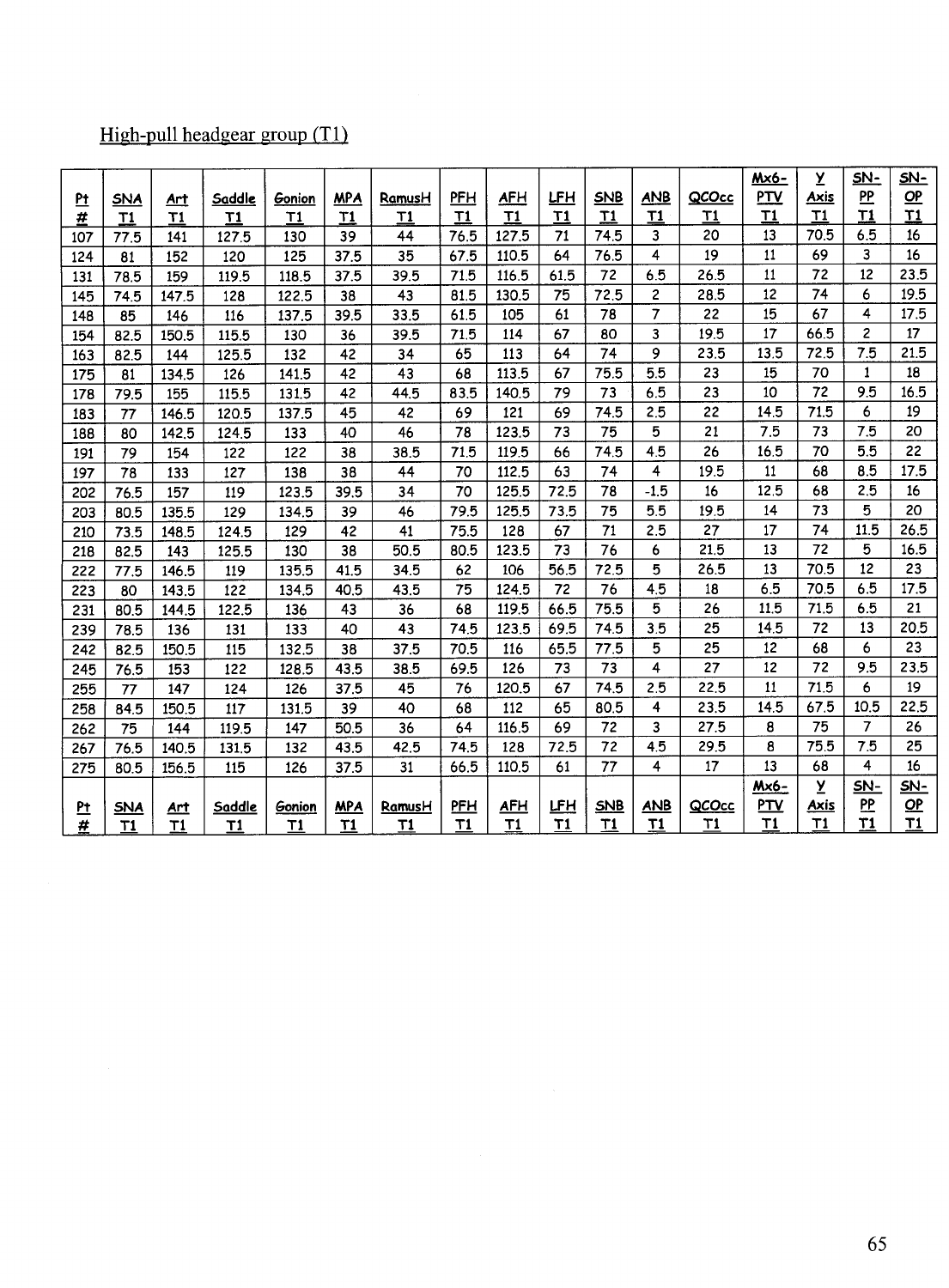High-pull headgear group (T1)

| Pt # | SNA T1 | Art T1 | Saddle T1 | Gonion T1 | MPA T1 | RamusH T1 | PFH T1 | AFH T1 | LFH T1 | SNB T1 | ANB T1 | QCOcc T1 | Mx6-PTV T1 | Y Axis T1 | SN-PP T1 | SN-OP T1 |
|---|---|---|---|---|---|---|---|---|---|---|---|---|---|---|---|---|
| 107 | 77.5 | 141 | 127.5 | 130 | 39 | 44 | 76.5 | 127.5 | 71 | 74.5 | 3 | 20 | 13 | 70.5 | 6.5 | 16 |
| 124 | 81 | 152 | 120 | 125 | 37.5 | 35 | 67.5 | 110.5 | 64 | 76.5 | 4 | 19 | 11 | 69 | 3 | 16 |
| 131 | 78.5 | 159 | 119.5 | 118.5 | 37.5 | 39.5 | 71.5 | 116.5 | 61.5 | 72 | 6.5 | 26.5 | 11 | 72 | 12 | 23.5 |
| 145 | 74.5 | 147.5 | 128 | 122.5 | 38 | 43 | 81.5 | 130.5 | 75 | 72.5 | 2 | 28.5 | 12 | 74 | 6 | 19.5 |
| 148 | 85 | 146 | 116 | 137.5 | 39.5 | 33.5 | 61.5 | 105 | 61 | 78 | 7 | 22 | 15 | 67 | 4 | 17.5 |
| 154 | 82.5 | 150.5 | 115.5 | 130 | 36 | 39.5 | 71.5 | 114 | 67 | 80 | 3 | 19.5 | 17 | 66.5 | 2 | 17 |
| 163 | 82.5 | 144 | 125.5 | 132 | 42 | 34 | 65 | 113 | 64 | 74 | 9 | 23.5 | 13.5 | 72.5 | 7.5 | 21.5 |
| 175 | 81 | 134.5 | 126 | 141.5 | 42 | 43 | 68 | 113.5 | 67 | 75.5 | 5.5 | 23 | 15 | 70 | 1 | 18 |
| 178 | 79.5 | 155 | 115.5 | 131.5 | 42 | 44.5 | 83.5 | 140.5 | 79 | 73 | 6.5 | 23 | 10 | 72 | 9.5 | 16.5 |
| 183 | 77 | 146.5 | 120.5 | 137.5 | 45 | 42 | 69 | 121 | 69 | 74.5 | 2.5 | 22 | 14.5 | 71.5 | 6 | 19 |
| 188 | 80 | 142.5 | 124.5 | 133 | 40 | 46 | 78 | 123.5 | 73 | 75 | 5 | 21 | 7.5 | 73 | 7.5 | 20 |
| 191 | 79 | 154 | 122 | 122 | 38 | 38.5 | 71.5 | 119.5 | 66 | 74.5 | 4.5 | 26 | 16.5 | 70 | 5.5 | 22 |
| 197 | 78 | 133 | 127 | 138 | 38 | 44 | 70 | 112.5 | 63 | 74 | 4 | 19.5 | 11 | 68 | 8.5 | 17.5 |
| 202 | 76.5 | 157 | 119 | 123.5 | 39.5 | 34 | 70 | 125.5 | 72.5 | 78 | -1.5 | 16 | 12.5 | 68 | 2.5 | 16 |
| 203 | 80.5 | 135.5 | 129 | 134.5 | 39 | 46 | 79.5 | 125.5 | 73.5 | 75 | 5.5 | 19.5 | 14 | 73 | 5 | 20 |
| 210 | 73.5 | 148.5 | 124.5 | 129 | 42 | 41 | 75.5 | 128 | 67 | 71 | 2.5 | 27 | 17 | 74 | 11.5 | 26.5 |
| 218 | 82.5 | 143 | 125.5 | 130 | 38 | 50.5 | 80.5 | 123.5 | 73 | 76 | 6 | 21.5 | 13 | 72 | 5 | 16.5 |
| 222 | 77.5 | 146.5 | 119 | 135.5 | 41.5 | 34.5 | 62 | 106 | 56.5 | 72.5 | 5 | 26.5 | 13 | 70.5 | 12 | 23 |
| 223 | 80 | 143.5 | 122 | 134.5 | 40.5 | 43.5 | 75 | 124.5 | 72 | 76 | 4.5 | 18 | 6.5 | 70.5 | 6.5 | 17.5 |
| 231 | 80.5 | 144.5 | 122.5 | 136 | 43 | 36 | 68 | 119.5 | 66.5 | 75.5 | 5 | 26 | 11.5 | 71.5 | 6.5 | 21 |
| 239 | 78.5 | 136 | 131 | 133 | 40 | 43 | 74.5 | 123.5 | 69.5 | 74.5 | 3.5 | 25 | 14.5 | 72 | 13 | 20.5 |
| 242 | 82.5 | 150.5 | 115 | 132.5 | 38 | 37.5 | 70.5 | 116 | 65.5 | 77.5 | 5 | 25 | 12 | 68 | 6 | 23 |
| 245 | 76.5 | 153 | 122 | 128.5 | 43.5 | 38.5 | 69.5 | 126 | 73 | 73 | 4 | 27 | 12 | 72 | 9.5 | 23.5 |
| 255 | 77 | 147 | 124 | 126 | 37.5 | 45 | 76 | 120.5 | 67 | 74.5 | 2.5 | 22.5 | 11 | 71.5 | 6 | 19 |
| 258 | 84.5 | 150.5 | 117 | 131.5 | 39 | 40 | 68 | 112 | 65 | 80.5 | 4 | 23.5 | 14.5 | 67.5 | 10.5 | 22.5 |
| 262 | 75 | 144 | 119.5 | 147 | 50.5 | 36 | 64 | 116.5 | 69 | 72 | 3 | 27.5 | 8 | 75 | 7 | 26 |
| 267 | 76.5 | 140.5 | 131.5 | 132 | 43.5 | 42.5 | 74.5 | 128 | 72.5 | 72 | 4.5 | 29.5 | 8 | 75.5 | 7.5 | 25 |
| 275 | 80.5 | 156.5 | 115 | 126 | 37.5 | 31 | 66.5 | 110.5 | 61 | 77 | 4 | 17 | 13 | 68 | 4 | 16 |
| Pt # | SNA T1 | Art T1 | Saddle T1 | Gonion T1 | MPA T1 | RamusH T1 | PFH T1 | AFH T1 | LFH T1 | SNB T1 | ANB T1 | QCOcc T1 | Mx6-PTV T1 | Y Axis T1 | SN-PP T1 | SN-OP T1 |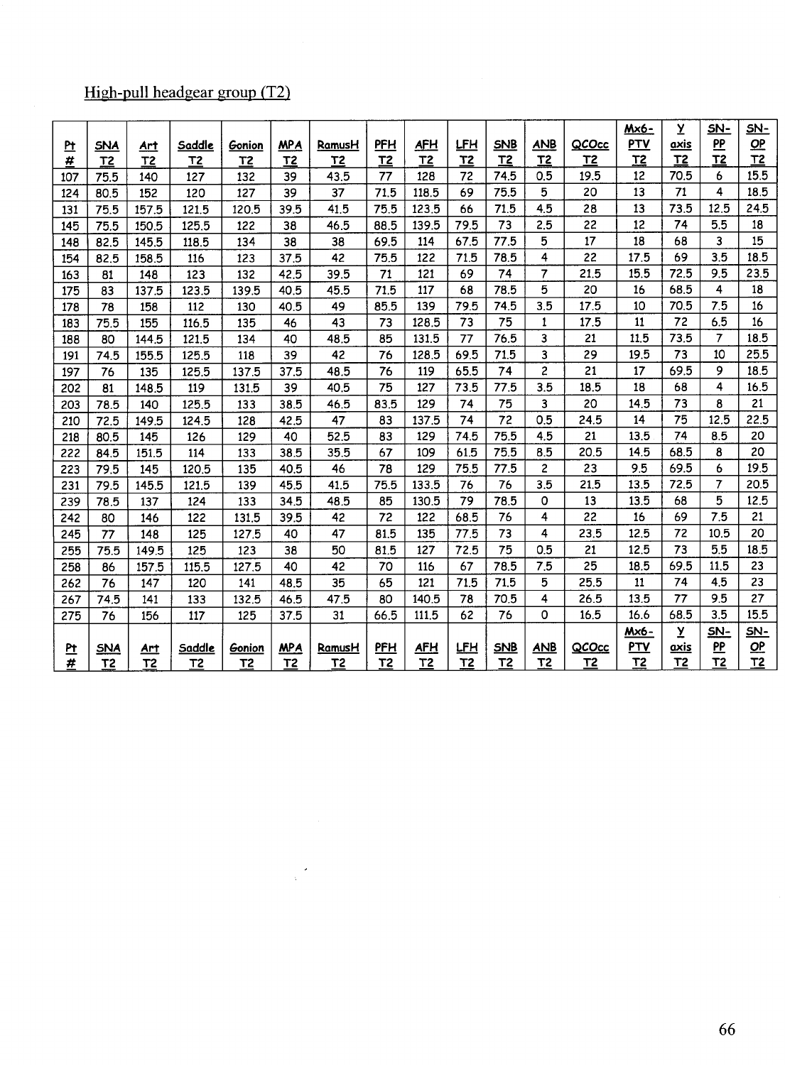High-pull headgear group (T2)

| Pt # | SNA T2 | Art T2 | Saddle T2 | Gonion T2 | MPA T2 | RamusH T2 | PFH T2 | AFH T2 | LFH T2 | SNB T2 | ANB T2 | QCOcc T2 | Mx6-PTV T2 | Y axis T2 | SN-PP T2 | SN-OP T2 |
|---|---|---|---|---|---|---|---|---|---|---|---|---|---|---|---|---|
| 107 | 75.5 | 140 | 127 | 132 | 39 | 43.5 | 77 | 128 | 72 | 74.5 | 0.5 | 19.5 | 12 | 70.5 | 6 | 15.5 |
| 124 | 80.5 | 152 | 120 | 127 | 39 | 37 | 71.5 | 118.5 | 69 | 75.5 | 5 | 20 | 13 | 71 | 4 | 18.5 |
| 131 | 75.5 | 157.5 | 121.5 | 120.5 | 39.5 | 41.5 | 75.5 | 123.5 | 66 | 71.5 | 4.5 | 28 | 13 | 73.5 | 12.5 | 24.5 |
| 145 | 75.5 | 150.5 | 125.5 | 122 | 38 | 46.5 | 88.5 | 139.5 | 79.5 | 73 | 2.5 | 22 | 12 | 74 | 5.5 | 18 |
| 148 | 82.5 | 145.5 | 118.5 | 134 | 38 | 38 | 69.5 | 114 | 67.5 | 77.5 | 5 | 17 | 18 | 68 | 3 | 15 |
| 154 | 82.5 | 158.5 | 116 | 123 | 37.5 | 42 | 75.5 | 122 | 71.5 | 78.5 | 4 | 22 | 17.5 | 69 | 3.5 | 18.5 |
| 163 | 81 | 148 | 123 | 132 | 42.5 | 39.5 | 71 | 121 | 69 | 74 | 7 | 21.5 | 15.5 | 72.5 | 9.5 | 23.5 |
| 175 | 83 | 137.5 | 123.5 | 139.5 | 40.5 | 45.5 | 71.5 | 117 | 68 | 78.5 | 5 | 20 | 16 | 68.5 | 4 | 18 |
| 178 | 78 | 158 | 112 | 130 | 40.5 | 49 | 85.5 | 139 | 79.5 | 74.5 | 3.5 | 17.5 | 10 | 70.5 | 7.5 | 16 |
| 183 | 75.5 | 155 | 116.5 | 135 | 46 | 43 | 73 | 128.5 | 73 | 75 | 1 | 17.5 | 11 | 72 | 6.5 | 16 |
| 188 | 80 | 144.5 | 121.5 | 134 | 40 | 48.5 | 85 | 131.5 | 77 | 76.5 | 3 | 21 | 11.5 | 73.5 | 7 | 18.5 |
| 191 | 74.5 | 155.5 | 125.5 | 118 | 39 | 42 | 76 | 128.5 | 69.5 | 71.5 | 3 | 29 | 19.5 | 73 | 10 | 25.5 |
| 197 | 76 | 135 | 125.5 | 137.5 | 37.5 | 48.5 | 76 | 119 | 65.5 | 74 | 2 | 21 | 17 | 69.5 | 9 | 18.5 |
| 202 | 81 | 148.5 | 119 | 131.5 | 39 | 40.5 | 75 | 127 | 73.5 | 77.5 | 3.5 | 18.5 | 18 | 68 | 4 | 16.5 |
| 203 | 78.5 | 140 | 125.5 | 133 | 38.5 | 46.5 | 83.5 | 129 | 74 | 75 | 3 | 20 | 14.5 | 73 | 8 | 21 |
| 210 | 72.5 | 149.5 | 124.5 | 128 | 42.5 | 47 | 83 | 137.5 | 74 | 72 | 0.5 | 24.5 | 14 | 75 | 12.5 | 22.5 |
| 218 | 80.5 | 145 | 126 | 129 | 40 | 52.5 | 83 | 129 | 74.5 | 75.5 | 4.5 | 21 | 13.5 | 74 | 8.5 | 20 |
| 222 | 84.5 | 151.5 | 114 | 133 | 38.5 | 35.5 | 67 | 109 | 61.5 | 75.5 | 8.5 | 20.5 | 14.5 | 68.5 | 8 | 20 |
| 223 | 79.5 | 145 | 120.5 | 135 | 40.5 | 46 | 78 | 129 | 75.5 | 77.5 | 2 | 23 | 9.5 | 69.5 | 6 | 19.5 |
| 231 | 79.5 | 145.5 | 121.5 | 139 | 45.5 | 41.5 | 75.5 | 133.5 | 76 | 76 | 3.5 | 21.5 | 13.5 | 72.5 | 7 | 20.5 |
| 239 | 78.5 | 137 | 124 | 133 | 34.5 | 48.5 | 85 | 130.5 | 79 | 78.5 | 0 | 13 | 13.5 | 68 | 5 | 12.5 |
| 242 | 80 | 146 | 122 | 131.5 | 39.5 | 42 | 72 | 122 | 68.5 | 76 | 4 | 22 | 16 | 69 | 7.5 | 21 |
| 245 | 77 | 148 | 125 | 127.5 | 40 | 47 | 81.5 | 135 | 77.5 | 73 | 4 | 23.5 | 12.5 | 72 | 10.5 | 20 |
| 255 | 75.5 | 149.5 | 125 | 123 | 38 | 50 | 81.5 | 127 | 72.5 | 75 | 0.5 | 21 | 12.5 | 73 | 5.5 | 18.5 |
| 258 | 86 | 157.5 | 115.5 | 127.5 | 40 | 42 | 70 | 116 | 67 | 78.5 | 7.5 | 25 | 18.5 | 69.5 | 11.5 | 23 |
| 262 | 76 | 147 | 120 | 141 | 48.5 | 35 | 65 | 121 | 71.5 | 71.5 | 5 | 25.5 | 11 | 74 | 4.5 | 23 |
| 267 | 74.5 | 141 | 133 | 132.5 | 46.5 | 47.5 | 80 | 140.5 | 78 | 70.5 | 4 | 26.5 | 13.5 | 77 | 9.5 | 27 |
| 275 | 76 | 156 | 117 | 125 | 37.5 | 31 | 66.5 | 111.5 | 62 | 76 | 0 | 16.5 | 16.6 | 68.5 | 3.5 | 15.5 |
| Pt # | SNA T2 | Art T2 | Saddle T2 | Gonion T2 | MPA T2 | RamusH T2 | PFH T2 | AFH T2 | LFH T2 | SNB T2 | ANB T2 | QCOcc T2 | Mx6-PTV T2 | Y axis T2 | SN-PP T2 | SN-OP T2 |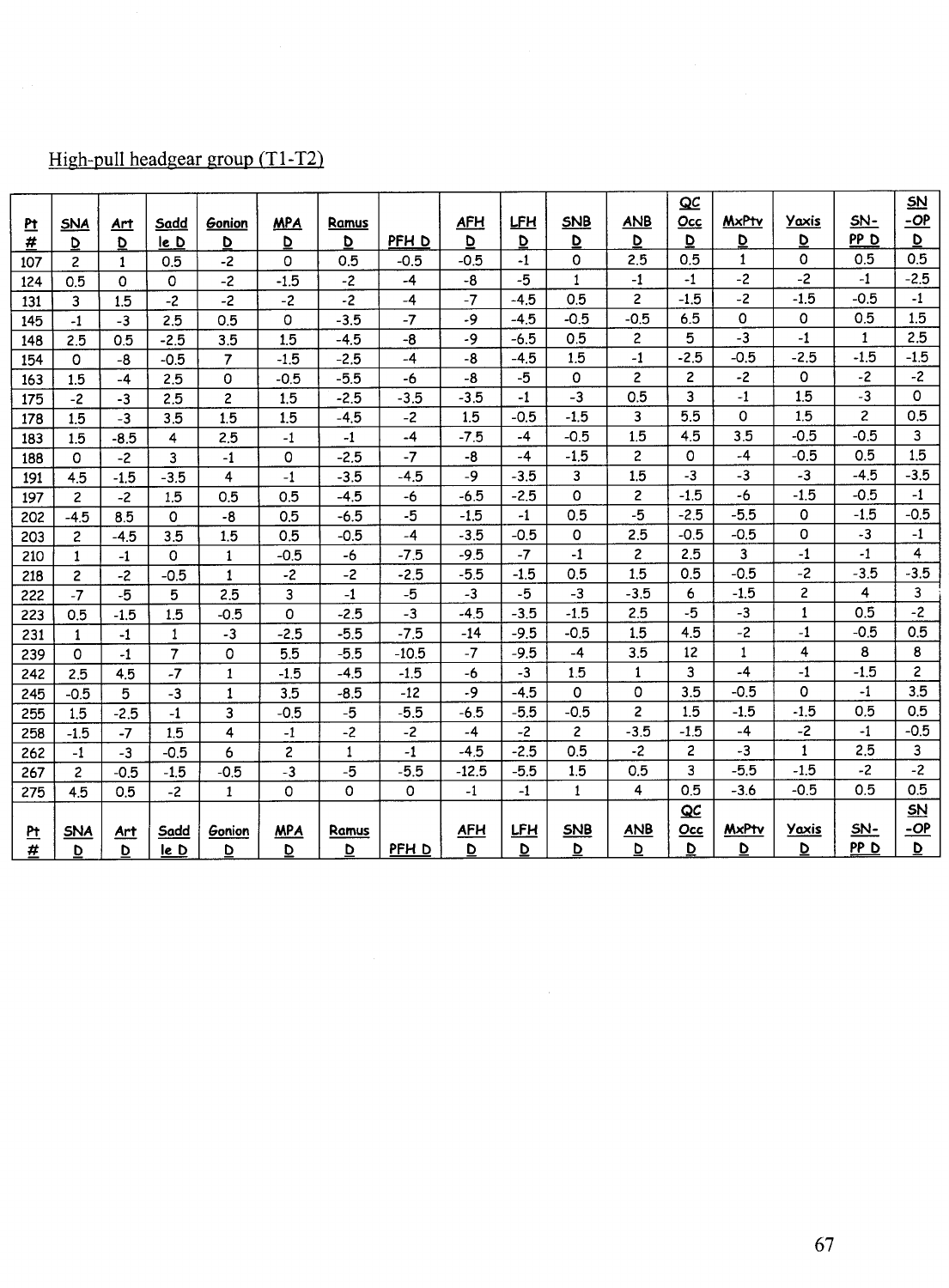High-pull headgear group (T1-T2)

| Pt # | SNA D | Art D | Saddle D | Gonion D | MPA D | Ramus D | PFH D | AFH D | LFH D | SNB D | ANB D | QC Occ D | MxPtv D | Yaxis D | SN-PP D | SN-OP D |
|---|---|---|---|---|---|---|---|---|---|---|---|---|---|---|---|---|
| 107 | 2 | 1 | 0.5 | -2 | 0 | 0.5 | -0.5 | -0.5 | -1 | 0 | 2.5 | 0.5 | 1 | 0 | 0.5 | 0.5 |
| 124 | 0.5 | 0 | 0 | -2 | -1.5 | -2 | -4 | -8 | -5 | 1 | -1 | -1 | -2 | -2 | -1 | -2.5 |
| 131 | 3 | 1.5 | -2 | -2 | -2 | -2 | -4 | -7 | -4.5 | 0.5 | 2 | -1.5 | -2 | -1.5 | -0.5 | -1 |
| 145 | -1 | -3 | 2.5 | 0.5 | 0 | -3.5 | -7 | -9 | -4.5 | -0.5 | -0.5 | 6.5 | 0 | 0 | 0.5 | 1.5 |
| 148 | 2.5 | 0.5 | -2.5 | 3.5 | 1.5 | -4.5 | -8 | -9 | -6.5 | 0.5 | 2 | 5 | -3 | -1 | 1 | 2.5 |
| 154 | 0 | -8 | -0.5 | 7 | -1.5 | -2.5 | -4 | -8 | -4.5 | 1.5 | -1 | -2.5 | -0.5 | -2.5 | -1.5 | -1.5 |
| 163 | 1.5 | -4 | 2.5 | 0 | -0.5 | -5.5 | -6 | -8 | -5 | 0 | 2 | 2 | -2 | 0 | -2 | -2 |
| 175 | -2 | -3 | 2.5 | 2 | 1.5 | -2.5 | -3.5 | -3.5 | -1 | -3 | 0.5 | 3 | -1 | 1.5 | -3 | 0 |
| 178 | 1.5 | -3 | 3.5 | 1.5 | 1.5 | -4.5 | -2 | 1.5 | -0.5 | -1.5 | 3 | 5.5 | 0 | 1.5 | 2 | 0.5 |
| 183 | 1.5 | -8.5 | 4 | 2.5 | -1 | -1 | -4 | -7.5 | -4 | -0.5 | 1.5 | 4.5 | 3.5 | -0.5 | -0.5 | 3 |
| 188 | 0 | -2 | 3 | -1 | 0 | -2.5 | -7 | -8 | -4 | -1.5 | 2 | 0 | -4 | -0.5 | 0.5 | 1.5 |
| 191 | 4.5 | -1.5 | -3.5 | 4 | -1 | -3.5 | -4.5 | -9 | -3.5 | 3 | 1.5 | -3 | -3 | -3 | -4.5 | -3.5 |
| 197 | 2 | -2 | 1.5 | 0.5 | 0.5 | -4.5 | -6 | -6.5 | -2.5 | 0 | 2 | -1.5 | -6 | -1.5 | -0.5 | -1 |
| 202 | -4.5 | 8.5 | 0 | -8 | 0.5 | -6.5 | -5 | -1.5 | -1 | 0.5 | -5 | -2.5 | -5.5 | 0 | -1.5 | -0.5 |
| 203 | 2 | -4.5 | 3.5 | 1.5 | 0.5 | -0.5 | -4 | -3.5 | -0.5 | 0 | 2.5 | -0.5 | -0.5 | 0 | -3 | -1 |
| 210 | 1 | -1 | 0 | 1 | -0.5 | -6 | -7.5 | -9.5 | -7 | -1 | 2 | 2.5 | 3 | -1 | -1 | 4 |
| 218 | 2 | -2 | -0.5 | 1 | -2 | -2 | -2.5 | -5.5 | -1.5 | 0.5 | 1.5 | 0.5 | -0.5 | -2 | -3.5 | -3.5 |
| 222 | -7 | -5 | 5 | 2.5 | 3 | -1 | -5 | -3 | -5 | -3 | -3.5 | 6 | -1.5 | 2 | 4 | 3 |
| 223 | 0.5 | -1.5 | 1.5 | -0.5 | 0 | -2.5 | -3 | -4.5 | -3.5 | -1.5 | 2.5 | -5 | -3 | 1 | 0.5 | -2 |
| 231 | 1 | -1 | 1 | -3 | -2.5 | -5.5 | -7.5 | -14 | -9.5 | -0.5 | 1.5 | 4.5 | -2 | -1 | -0.5 | 0.5 |
| 239 | 0 | -1 | 7 | 0 | 5.5 | -5.5 | -10.5 | -7 | -9.5 | -4 | 3.5 | 12 | 1 | 4 | 8 | 8 |
| 242 | 2.5 | 4.5 | -7 | 1 | -1.5 | -4.5 | -1.5 | -6 | -3 | 1.5 | 1 | 3 | -4 | -1 | -1.5 | 2 |
| 245 | -0.5 | 5 | -3 | 1 | 3.5 | -8.5 | -12 | -9 | -4.5 | 0 | 0 | 3.5 | -0.5 | 0 | -1 | 3.5 |
| 255 | 1.5 | -2.5 | -1 | 3 | -0.5 | -5 | -5.5 | -6.5 | -5.5 | -0.5 | 2 | 1.5 | -1.5 | -1.5 | 0.5 | 0.5 |
| 258 | -1.5 | -7 | 1.5 | 4 | -1 | -2 | -2 | -4 | -2 | 2 | -3.5 | -1.5 | -4 | -2 | -1 | -0.5 |
| 262 | -1 | -3 | -0.5 | 6 | 2 | 1 | -1 | -4.5 | -2.5 | 0.5 | -2 | 2 | -3 | 1 | 2.5 | 3 |
| 267 | 2 | -0.5 | -1.5 | -0.5 | -3 | -5 | -5.5 | -12.5 | -5.5 | 1.5 | 0.5 | 3 | -5.5 | -1.5 | -2 | -2 |
| 275 | 4.5 | 0.5 | -2 | 1 | 0 | 0 | 0 | -1 | -1 | 1 | 4 | 0.5 | -3.6 | -0.5 | 0.5 | 0.5 |
| Pt # | SNA D | Art D | Saddle D | Gonion D | MPA D | Ramus D | PFH D | AFH D | LFH D | SNB D | ANB D | QC Occ D | MxPtv D | Yaxis D | SN-PP D | SN-OP D |